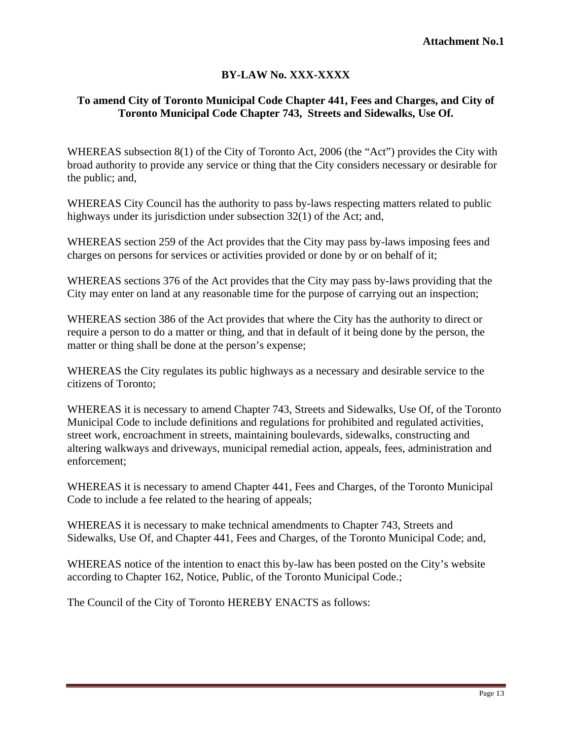**Attachment No.1**

# BY-LAW No. XXX-XXXX

## To amend City of Toronto Municipal Code Chapter 441, Fees and Charges, and City of Toronto Municipal Code Chapter 743, Streets and Sidewalks, Use Of.

WHEREAS subsection 8(1) of the City of Toronto Act, 2006 (the "Act") provides the City with broad authority to provide any service or thing that the City considers necessary or desirable for the public; and,

WHEREAS City Council has the authority to pass by-laws respecting matters related to public highways under its jurisdiction under subsection 32(1) of the Act; and,

WHEREAS section 259 of the Act provides that the City may pass by-laws imposing fees and charges on persons for services or activities provided or done by or on behalf of it;

WHEREAS sections 376 of the Act provides that the City may pass by-laws providing that the City may enter on land at any reasonable time for the purpose of carrying out an inspection;

WHEREAS section 386 of the Act provides that where the City has the authority to direct or require a person to do a matter or thing, and that in default of it being done by the person, the matter or thing shall be done at the person's expense;

WHEREAS the City regulates its public highways as a necessary and desirable service to the citizens of Toronto;

WHEREAS it is necessary to amend Chapter 743, Streets and Sidewalks, Use Of, of the Toronto Municipal Code to include definitions and regulations for prohibited and regulated activities, street work, encroachment in streets, maintaining boulevards, sidewalks, constructing and altering walkways and driveways, municipal remedial action, appeals, fees, administration and enforcement;

WHEREAS it is necessary to amend Chapter 441, Fees and Charges, of the Toronto Municipal Code to include a fee related to the hearing of appeals;

WHEREAS it is necessary to make technical amendments to Chapter 743, Streets and Sidewalks, Use Of, and Chapter 441, Fees and Charges, of the Toronto Municipal Code; and,

WHEREAS notice of the intention to enact this by-law has been posted on the City's website according to Chapter 162, Notice, Public, of the Toronto Municipal Code.;

The Council of the City of Toronto HEREBY ENACTS as follows: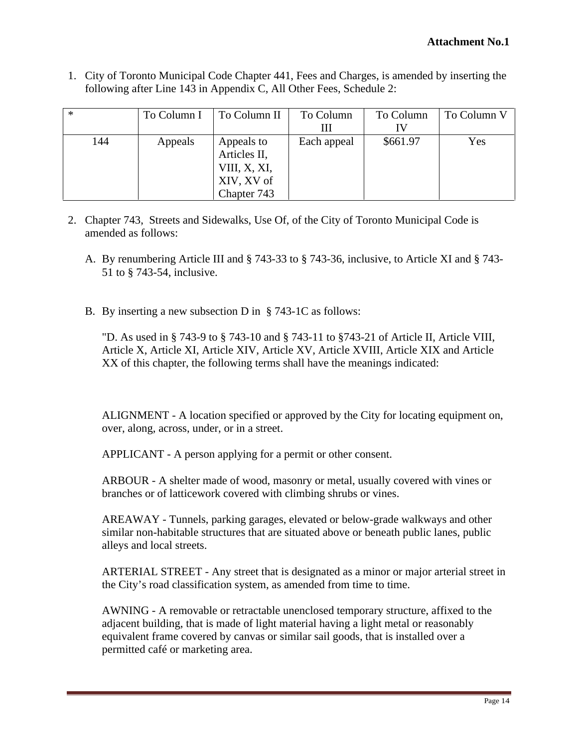**Attachment No.1**

1. City of Toronto Municipal Code Chapter 441, Fees and Charges, is amended by inserting the following after Line 143 in Appendix C, All Other Fees, Schedule 2:

| * | To Column I | To Column II | To Column III | To Column IV | To Column V |
|---|---|---|---|---|---|
| 144 | Appeals | Appeals to Articles II, VIII, X, XI, XIV, XV of Chapter 743 | Each appeal | $661.97 | Yes |

2. Chapter 743, Streets and Sidewalks, Use Of, of the City of Toronto Municipal Code is amended as follows:

   A. By renumbering Article III and § 743-33 to § 743-36, inclusive, to Article XI and § 743-51 to § 743-54, inclusive.

   B. By inserting a new subsection D in § 743-1C as follows:

   "D. As used in § 743-9 to § 743-10 and § 743-11 to §743-21 of Article II, Article VIII, Article X, Article XI, Article XIV, Article XV, Article XVIII, Article XIX and Article XX of this chapter, the following terms shall have the meanings indicated:

   ALIGNMENT - A location specified or approved by the City for locating equipment on, over, along, across, under, or in a street.

   APPLICANT - A person applying for a permit or other consent.

   ARBOUR - A shelter made of wood, masonry or metal, usually covered with vines or branches or of latticework covered with climbing shrubs or vines.

   AREAWAY - Tunnels, parking garages, elevated or below-grade walkways and other similar non-habitable structures that are situated above or beneath public lanes, public alleys and local streets.

   ARTERIAL STREET - Any street that is designated as a minor or major arterial street in the City's road classification system, as amended from time to time.

   AWNING - A removable or retractable unenclosed temporary structure, affixed to the adjacent building, that is made of light material having a light metal or reasonably equivalent frame covered by canvas or similar sail goods, that is installed over a permitted café or marketing area.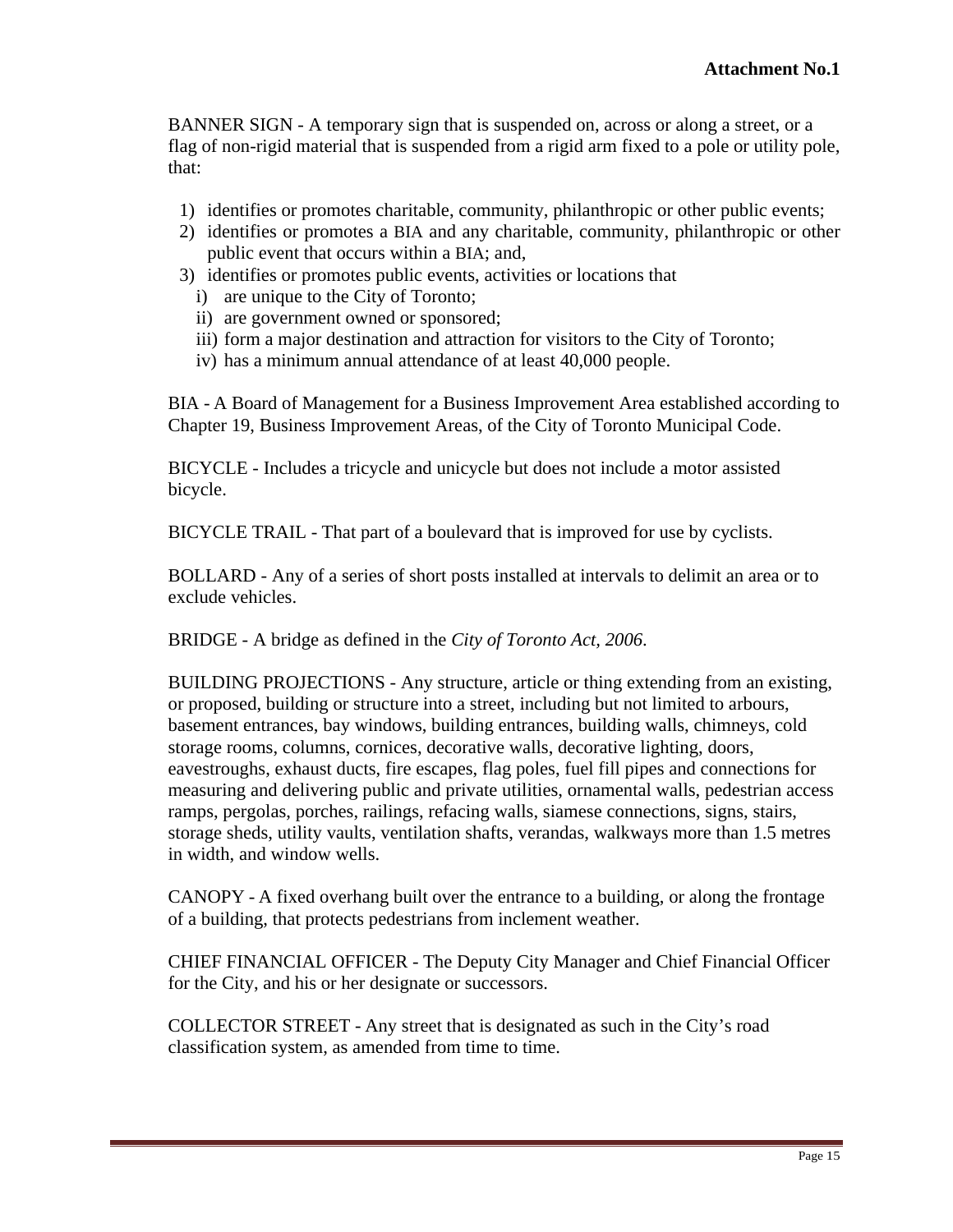**Attachment No.1**

BANNER SIGN - A temporary sign that is suspended on, across or along a street, or a flag of non-rigid material that is suspended from a rigid arm fixed to a pole or utility pole, that:

1) identifies or promotes charitable, community, philanthropic or other public events;
2) identifies or promotes a BIA and any charitable, community, philanthropic or other public event that occurs within a BIA; and,
3) identifies or promotes public events, activities or locations that
   i) are unique to the City of Toronto;
   ii) are government owned or sponsored;
   iii) form a major destination and attraction for visitors to the City of Toronto;
   iv) has a minimum annual attendance of at least 40,000 people.

BIA - A Board of Management for a Business Improvement Area established according to Chapter 19, Business Improvement Areas, of the City of Toronto Municipal Code.

BICYCLE - Includes a tricycle and unicycle but does not include a motor assisted bicycle.

BICYCLE TRAIL - That part of a boulevard that is improved for use by cyclists.

BOLLARD - Any of a series of short posts installed at intervals to delimit an area or to exclude vehicles.

BRIDGE - A bridge as defined in the *City of Toronto Act, 2006*.

BUILDING PROJECTIONS - Any structure, article or thing extending from an existing, or proposed, building or structure into a street, including but not limited to arbours, basement entrances, bay windows, building entrances, building walls, chimneys, cold storage rooms, columns, cornices, decorative walls, decorative lighting, doors, eavestroughs, exhaust ducts, fire escapes, flag poles, fuel fill pipes and connections for measuring and delivering public and private utilities, ornamental walls, pedestrian access ramps, pergolas, porches, railings, refacing walls, siamese connections, signs, stairs, storage sheds, utility vaults, ventilation shafts, verandas, walkways more than 1.5 metres in width, and window wells.

CANOPY - A fixed overhang built over the entrance to a building, or along the frontage of a building, that protects pedestrians from inclement weather.

CHIEF FINANCIAL OFFICER - The Deputy City Manager and Chief Financial Officer for the City, and his or her designate or successors.

COLLECTOR STREET - Any street that is designated as such in the City's road classification system, as amended from time to time.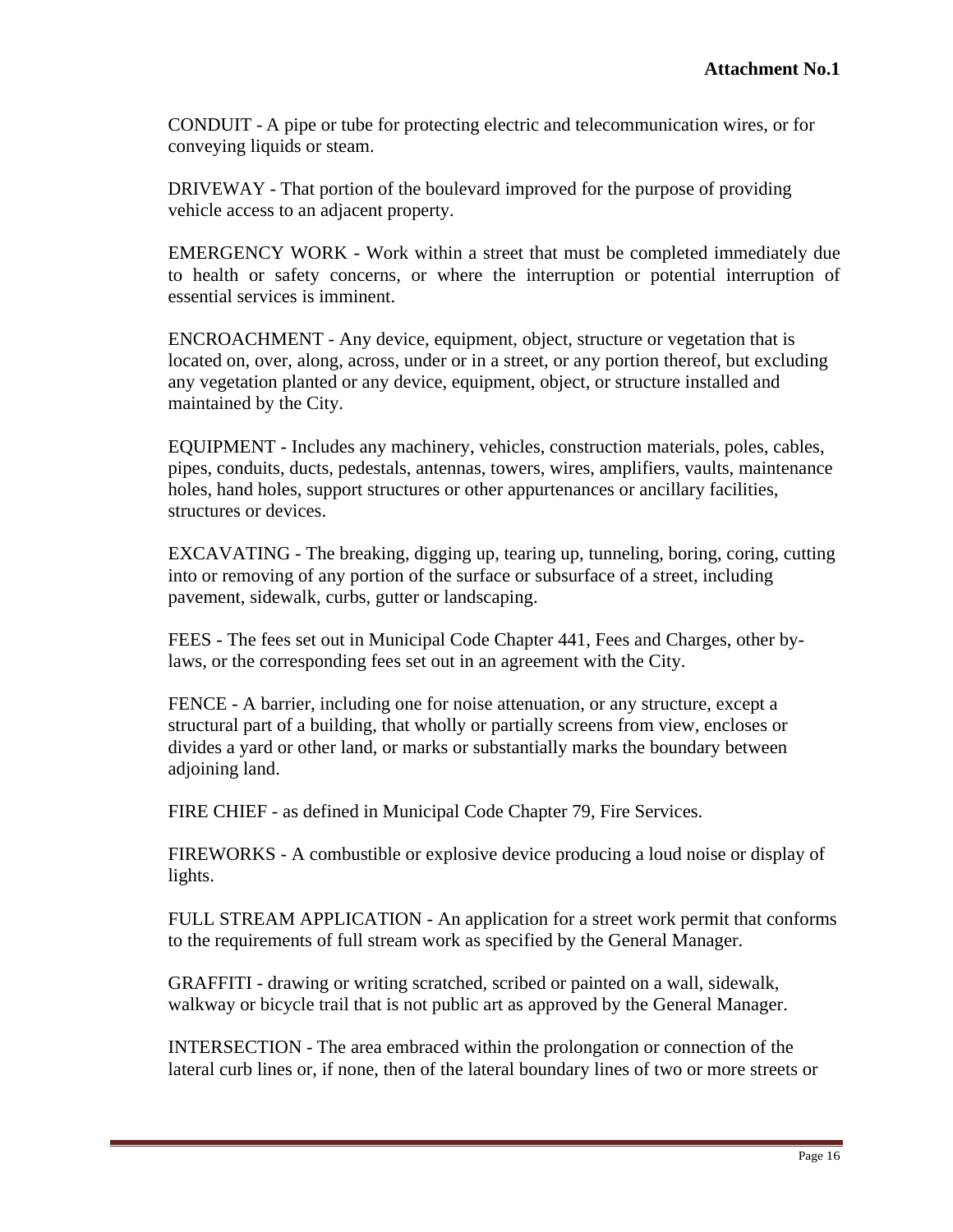**Attachment No.1**

CONDUIT - A pipe or tube for protecting electric and telecommunication wires, or for conveying liquids or steam.

DRIVEWAY - That portion of the boulevard improved for the purpose of providing vehicle access to an adjacent property.

EMERGENCY WORK - Work within a street that must be completed immediately due to health or safety concerns, or where the interruption or potential interruption of essential services is imminent.

ENCROACHMENT - Any device, equipment, object, structure or vegetation that is located on, over, along, across, under or in a street, or any portion thereof, but excluding any vegetation planted or any device, equipment, object, or structure installed and maintained by the City.

EQUIPMENT - Includes any machinery, vehicles, construction materials, poles, cables, pipes, conduits, ducts, pedestals, antennas, towers, wires, amplifiers, vaults, maintenance holes, hand holes, support structures or other appurtenances or ancillary facilities, structures or devices.

EXCAVATING - The breaking, digging up, tearing up, tunneling, boring, coring, cutting into or removing of any portion of the surface or subsurface of a street, including pavement, sidewalk, curbs, gutter or landscaping.

FEES - The fees set out in Municipal Code Chapter 441, Fees and Charges, other by-laws, or the corresponding fees set out in an agreement with the City.

FENCE - A barrier, including one for noise attenuation, or any structure, except a structural part of a building, that wholly or partially screens from view, encloses or divides a yard or other land, or marks or substantially marks the boundary between adjoining land.

FIRE CHIEF - as defined in Municipal Code Chapter 79, Fire Services.

FIREWORKS - A combustible or explosive device producing a loud noise or display of lights.

FULL STREAM APPLICATION - An application for a street work permit that conforms to the requirements of full stream work as specified by the General Manager.

GRAFFITI - drawing or writing scratched, scribed or painted on a wall, sidewalk, walkway or bicycle trail that is not public art as approved by the General Manager.

INTERSECTION - The area embraced within the prolongation or connection of the lateral curb lines or, if none, then of the lateral boundary lines of two or more streets or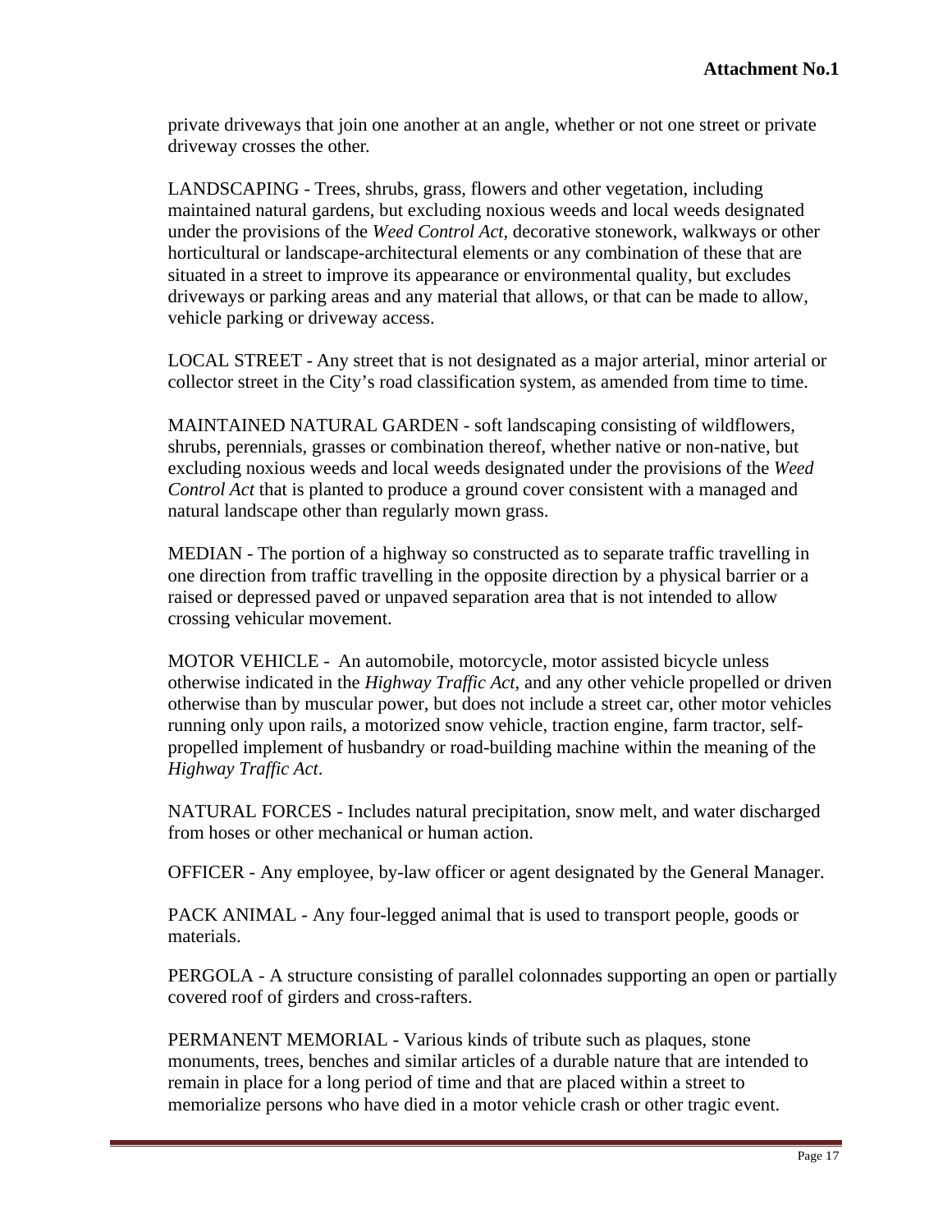private driveways that join one another at an angle, whether or not one street or private driveway crosses the other.

LANDSCAPING - Trees, shrubs, grass, flowers and other vegetation, including maintained natural gardens, but excluding noxious weeds and local weeds designated under the provisions of the *Weed Control Act,* decorative stonework, walkways or other horticultural or landscape-architectural elements or any combination of these that are situated in a street to improve its appearance or environmental quality, but excludes driveways or parking areas and any material that allows, or that can be made to allow, vehicle parking or driveway access.

LOCAL STREET - Any street that is not designated as a major arterial, minor arterial or collector street in the City's road classification system, as amended from time to time.

MAINTAINED NATURAL GARDEN - soft landscaping consisting of wildflowers, shrubs, perennials, grasses or combination thereof, whether native or non-native, but excluding noxious weeds and local weeds designated under the provisions of the *Weed Control Act* that is planted to produce a ground cover consistent with a managed and natural landscape other than regularly mown grass.

MEDIAN - The portion of a highway so constructed as to separate traffic travelling in one direction from traffic travelling in the opposite direction by a physical barrier or a raised or depressed paved or unpaved separation area that is not intended to allow crossing vehicular movement.

MOTOR VEHICLE - An automobile, motorcycle, motor assisted bicycle unless otherwise indicated in the *Highway Traffic Act*, and any other vehicle propelled or driven otherwise than by muscular power, but does not include a street car, other motor vehicles running only upon rails, a motorized snow vehicle, traction engine, farm tractor, self-propelled implement of husbandry or road-building machine within the meaning of the *Highway Traffic Act*.

NATURAL FORCES - Includes natural precipitation, snow melt, and water discharged from hoses or other mechanical or human action.

OFFICER - Any employee, by-law officer or agent designated by the General Manager.

PACK ANIMAL - Any four-legged animal that is used to transport people, goods or materials.

PERGOLA - A structure consisting of parallel colonnades supporting an open or partially covered roof of girders and cross-rafters.

PERMANENT MEMORIAL - Various kinds of tribute such as plaques, stone monuments, trees, benches and similar articles of a durable nature that are intended to remain in place for a long period of time and that are placed within a street to memorialize persons who have died in a motor vehicle crash or other tragic event.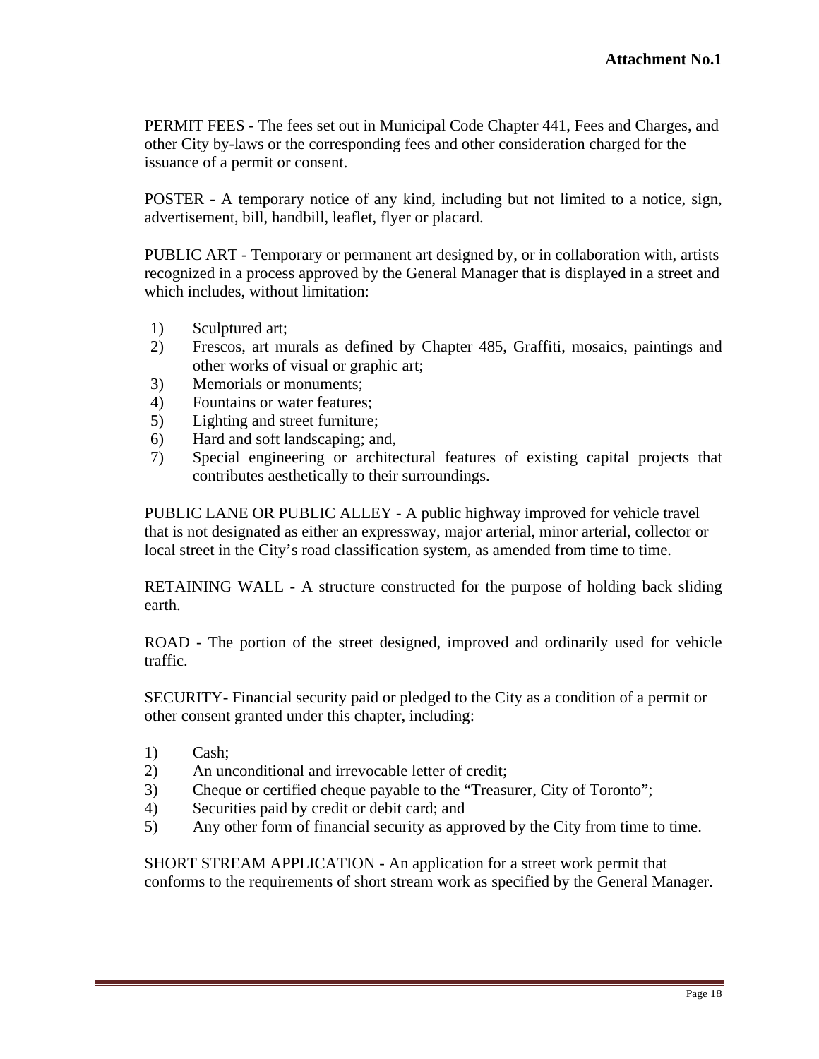**Attachment No.1**

PERMIT FEES - The fees set out in Municipal Code Chapter 441, Fees and Charges, and other City by-laws or the corresponding fees and other consideration charged for the issuance of a permit or consent.

POSTER - A temporary notice of any kind, including but not limited to a notice, sign, advertisement, bill, handbill, leaflet, flyer or placard.

PUBLIC ART - Temporary or permanent art designed by, or in collaboration with, artists recognized in a process approved by the General Manager that is displayed in a street and which includes, without limitation:

1) Sculptured art;
2) Frescos, art murals as defined by Chapter 485, Graffiti, mosaics, paintings and other works of visual or graphic art;
3) Memorials or monuments;
4) Fountains or water features;
5) Lighting and street furniture;
6) Hard and soft landscaping; and,
7) Special engineering or architectural features of existing capital projects that contributes aesthetically to their surroundings.

PUBLIC LANE OR PUBLIC ALLEY - A public highway improved for vehicle travel that is not designated as either an expressway, major arterial, minor arterial, collector or local street in the City's road classification system, as amended from time to time.

RETAINING WALL - A structure constructed for the purpose of holding back sliding earth.

ROAD - The portion of the street designed, improved and ordinarily used for vehicle traffic.

SECURITY- Financial security paid or pledged to the City as a condition of a permit or other consent granted under this chapter, including:

1) Cash;
2) An unconditional and irrevocable letter of credit;
3) Cheque or certified cheque payable to the "Treasurer, City of Toronto";
4) Securities paid by credit or debit card; and
5) Any other form of financial security as approved by the City from time to time.

SHORT STREAM APPLICATION - An application for a street work permit that conforms to the requirements of short stream work as specified by the General Manager.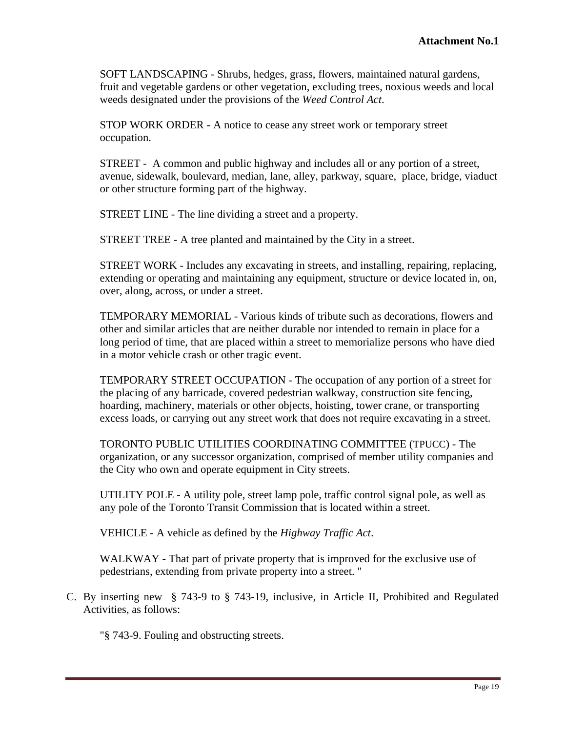**Attachment No.1**

SOFT LANDSCAPING - Shrubs, hedges, grass, flowers, maintained natural gardens, fruit and vegetable gardens or other vegetation, excluding trees, noxious weeds and local weeds designated under the provisions of the *Weed Control Act*.

STOP WORK ORDER - A notice to cease any street work or temporary street occupation.

STREET - A common and public highway and includes all or any portion of a street, avenue, sidewalk, boulevard, median, lane, alley, parkway, square, place, bridge, viaduct or other structure forming part of the highway.

STREET LINE - The line dividing a street and a property.

STREET TREE - A tree planted and maintained by the City in a street.

STREET WORK - Includes any excavating in streets, and installing, repairing, replacing, extending or operating and maintaining any equipment, structure or device located in, on, over, along, across, or under a street.

TEMPORARY MEMORIAL - Various kinds of tribute such as decorations, flowers and other and similar articles that are neither durable nor intended to remain in place for a long period of time, that are placed within a street to memorialize persons who have died in a motor vehicle crash or other tragic event.

TEMPORARY STREET OCCUPATION - The occupation of any portion of a street for the placing of any barricade, covered pedestrian walkway, construction site fencing, hoarding, machinery, materials or other objects, hoisting, tower crane, or transporting excess loads, or carrying out any street work that does not require excavating in a street.

TORONTO PUBLIC UTILITIES COORDINATING COMMITTEE (TPUCC) - The organization, or any successor organization, comprised of member utility companies and the City who own and operate equipment in City streets.

UTILITY POLE - A utility pole, street lamp pole, traffic control signal pole, as well as any pole of the Toronto Transit Commission that is located within a street.

VEHICLE - A vehicle as defined by the *Highway Traffic Act*.

WALKWAY - That part of private property that is improved for the exclusive use of pedestrians, extending from private property into a street. "

C. By inserting new § 743-9 to § 743-19, inclusive, in Article II, Prohibited and Regulated Activities, as follows:

"§ 743-9. Fouling and obstructing streets.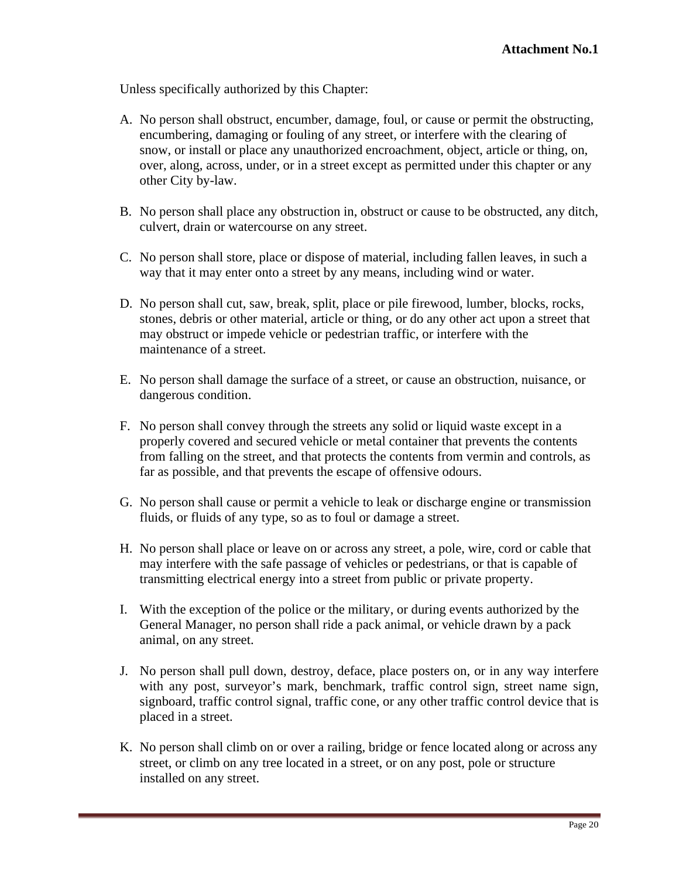**Attachment No.1**

Unless specifically authorized by this Chapter:

A. No person shall obstruct, encumber, damage, foul, or cause or permit the obstructing, encumbering, damaging or fouling of any street, or interfere with the clearing of snow, or install or place any unauthorized encroachment, object, article or thing, on, over, along, across, under, or in a street except as permitted under this chapter or any other City by-law.

B. No person shall place any obstruction in, obstruct or cause to be obstructed, any ditch, culvert, drain or watercourse on any street.

C. No person shall store, place or dispose of material, including fallen leaves, in such a way that it may enter onto a street by any means, including wind or water.

D. No person shall cut, saw, break, split, place or pile firewood, lumber, blocks, rocks, stones, debris or other material, article or thing, or do any other act upon a street that may obstruct or impede vehicle or pedestrian traffic, or interfere with the maintenance of a street.

E. No person shall damage the surface of a street, or cause an obstruction, nuisance, or dangerous condition.

F. No person shall convey through the streets any solid or liquid waste except in a properly covered and secured vehicle or metal container that prevents the contents from falling on the street, and that protects the contents from vermin and controls, as far as possible, and that prevents the escape of offensive odours.

G. No person shall cause or permit a vehicle to leak or discharge engine or transmission fluids, or fluids of any type, so as to foul or damage a street.

H. No person shall place or leave on or across any street, a pole, wire, cord or cable that may interfere with the safe passage of vehicles or pedestrians, or that is capable of transmitting electrical energy into a street from public or private property.

I. With the exception of the police or the military, or during events authorized by the General Manager, no person shall ride a pack animal, or vehicle drawn by a pack animal, on any street.

J. No person shall pull down, destroy, deface, place posters on, or in any way interfere with any post, surveyor's mark, benchmark, traffic control sign, street name sign, signboard, traffic control signal, traffic cone, or any other traffic control device that is placed in a street.

K. No person shall climb on or over a railing, bridge or fence located along or across any street, or climb on any tree located in a street, or on any post, pole or structure installed on any street.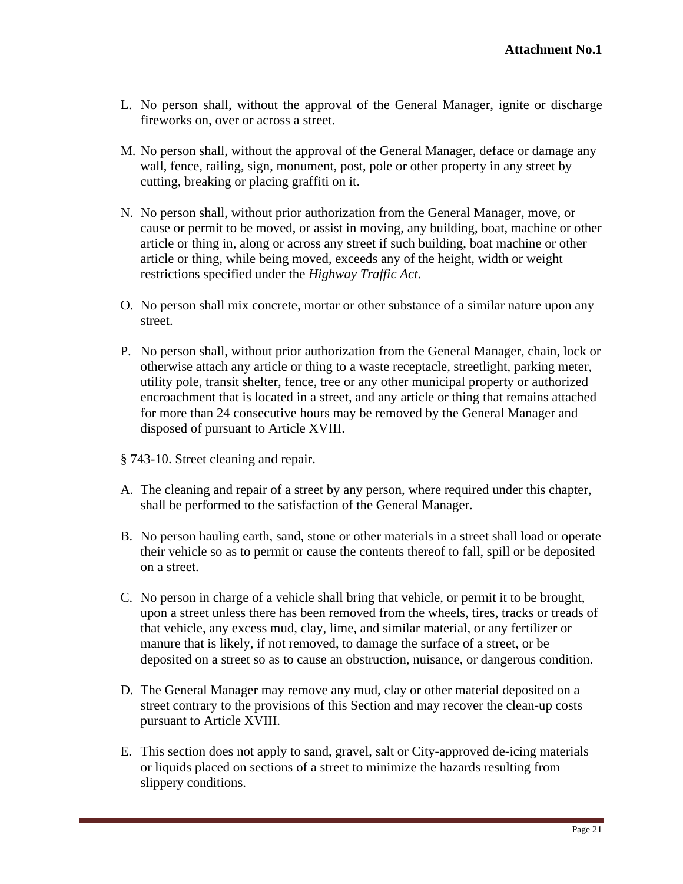L. No person shall, without the approval of the General Manager, ignite or discharge fireworks on, over or across a street.

M. No person shall, without the approval of the General Manager, deface or damage any wall, fence, railing, sign, monument, post, pole or other property in any street by cutting, breaking or placing graffiti on it.

N. No person shall, without prior authorization from the General Manager, move, or cause or permit to be moved, or assist in moving, any building, boat, machine or other article or thing in, along or across any street if such building, boat machine or other article or thing, while being moved, exceeds any of the height, width or weight restrictions specified under the *Highway Traffic Act*.

O. No person shall mix concrete, mortar or other substance of a similar nature upon any street.

P. No person shall, without prior authorization from the General Manager, chain, lock or otherwise attach any article or thing to a waste receptacle, streetlight, parking meter, utility pole, transit shelter, fence, tree or any other municipal property or authorized encroachment that is located in a street, and any article or thing that remains attached for more than 24 consecutive hours may be removed by the General Manager and disposed of pursuant to Article XVIII.

§ 743-10. Street cleaning and repair.

A. The cleaning and repair of a street by any person, where required under this chapter, shall be performed to the satisfaction of the General Manager.

B. No person hauling earth, sand, stone or other materials in a street shall load or operate their vehicle so as to permit or cause the contents thereof to fall, spill or be deposited on a street.

C. No person in charge of a vehicle shall bring that vehicle, or permit it to be brought, upon a street unless there has been removed from the wheels, tires, tracks or treads of that vehicle, any excess mud, clay, lime, and similar material, or any fertilizer or manure that is likely, if not removed, to damage the surface of a street, or be deposited on a street so as to cause an obstruction, nuisance, or dangerous condition.

D. The General Manager may remove any mud, clay or other material deposited on a street contrary to the provisions of this Section and may recover the clean-up costs pursuant to Article XVIII.

E. This section does not apply to sand, gravel, salt or City-approved de-icing materials or liquids placed on sections of a street to minimize the hazards resulting from slippery conditions.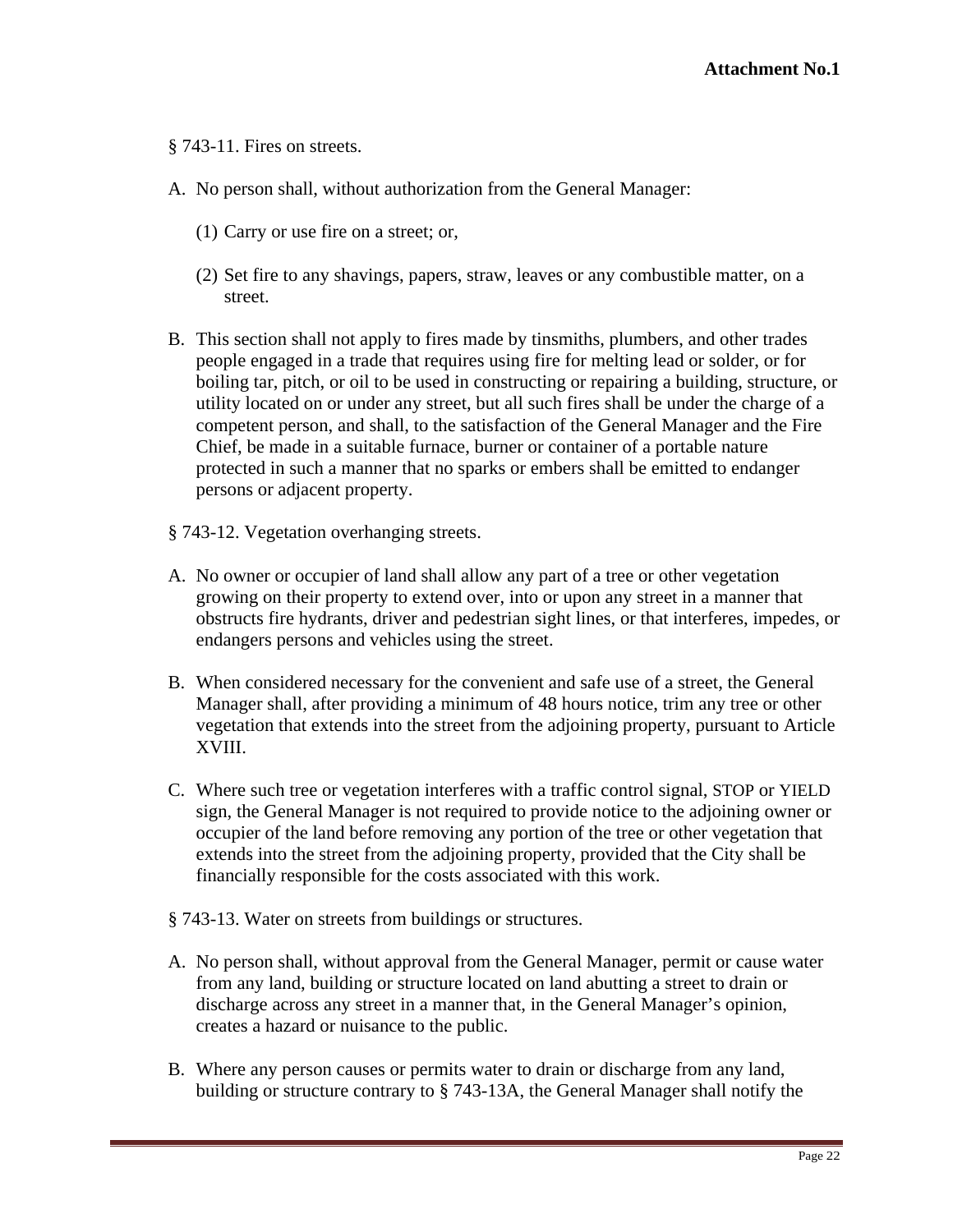**Attachment No.1**

§ 743-11. Fires on streets.

A. No person shall, without authorization from the General Manager:

   (1) Carry or use fire on a street; or,

   (2) Set fire to any shavings, papers, straw, leaves or any combustible matter, on a street.

B. This section shall not apply to fires made by tinsmiths, plumbers, and other trades people engaged in a trade that requires using fire for melting lead or solder, or for boiling tar, pitch, or oil to be used in constructing or repairing a building, structure, or utility located on or under any street, but all such fires shall be under the charge of a competent person, and shall, to the satisfaction of the General Manager and the Fire Chief, be made in a suitable furnace, burner or container of a portable nature protected in such a manner that no sparks or embers shall be emitted to endanger persons or adjacent property.

§ 743-12. Vegetation overhanging streets.

A. No owner or occupier of land shall allow any part of a tree or other vegetation growing on their property to extend over, into or upon any street in a manner that obstructs fire hydrants, driver and pedestrian sight lines, or that interferes, impedes, or endangers persons and vehicles using the street.

B. When considered necessary for the convenient and safe use of a street, the General Manager shall, after providing a minimum of 48 hours notice, trim any tree or other vegetation that extends into the street from the adjoining property, pursuant to Article XVIII.

C. Where such tree or vegetation interferes with a traffic control signal, STOP or YIELD sign, the General Manager is not required to provide notice to the adjoining owner or occupier of the land before removing any portion of the tree or other vegetation that extends into the street from the adjoining property, provided that the City shall be financially responsible for the costs associated with this work.

§ 743-13. Water on streets from buildings or structures.

A. No person shall, without approval from the General Manager, permit or cause water from any land, building or structure located on land abutting a street to drain or discharge across any street in a manner that, in the General Manager's opinion, creates a hazard or nuisance to the public.

B. Where any person causes or permits water to drain or discharge from any land, building or structure contrary to § 743-13A, the General Manager shall notify the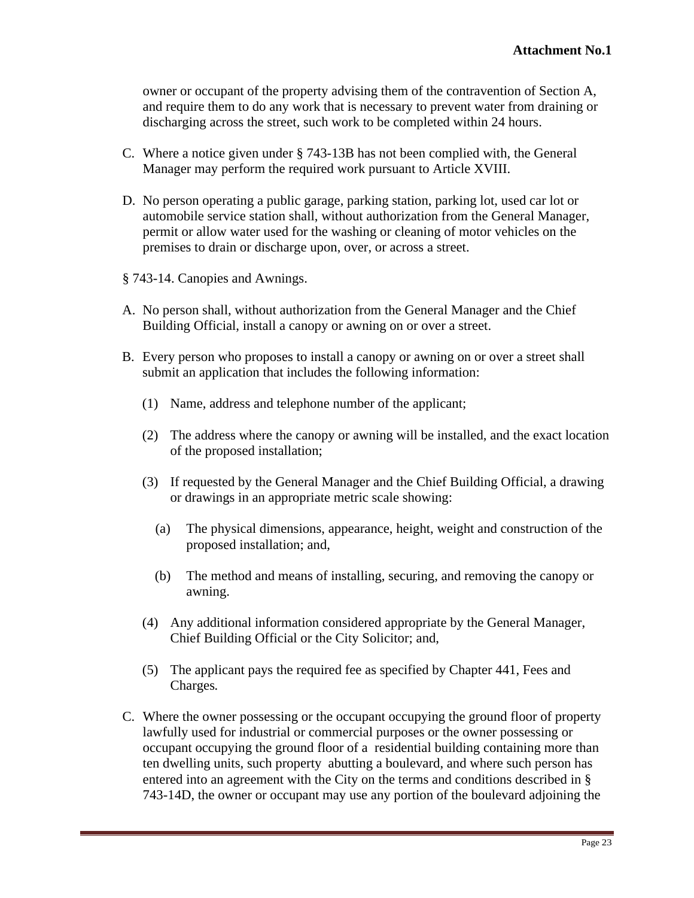owner or occupant of the property advising them of the contravention of Section A, and require them to do any work that is necessary to prevent water from draining or discharging across the street, such work to be completed within 24 hours.

C. Where a notice given under § 743-13B has not been complied with, the General Manager may perform the required work pursuant to Article XVIII.

D. No person operating a public garage, parking station, parking lot, used car lot or automobile service station shall, without authorization from the General Manager, permit or allow water used for the washing or cleaning of motor vehicles on the premises to drain or discharge upon, over, or across a street.

§ 743-14. Canopies and Awnings.

A. No person shall, without authorization from the General Manager and the Chief Building Official, install a canopy or awning on or over a street.

B. Every person who proposes to install a canopy or awning on or over a street shall submit an application that includes the following information:

(1) Name, address and telephone number of the applicant;

(2) The address where the canopy or awning will be installed, and the exact location of the proposed installation;

(3) If requested by the General Manager and the Chief Building Official, a drawing or drawings in an appropriate metric scale showing:

(a) The physical dimensions, appearance, height, weight and construction of the proposed installation; and,

(b) The method and means of installing, securing, and removing the canopy or awning.

(4) Any additional information considered appropriate by the General Manager, Chief Building Official or the City Solicitor; and,

(5) The applicant pays the required fee as specified by Chapter 441, Fees and Charges.

C. Where the owner possessing or the occupant occupying the ground floor of property lawfully used for industrial or commercial purposes or the owner possessing or occupant occupying the ground floor of a residential building containing more than ten dwelling units, such property abutting a boulevard, and where such person has entered into an agreement with the City on the terms and conditions described in § 743-14D, the owner or occupant may use any portion of the boulevard adjoining the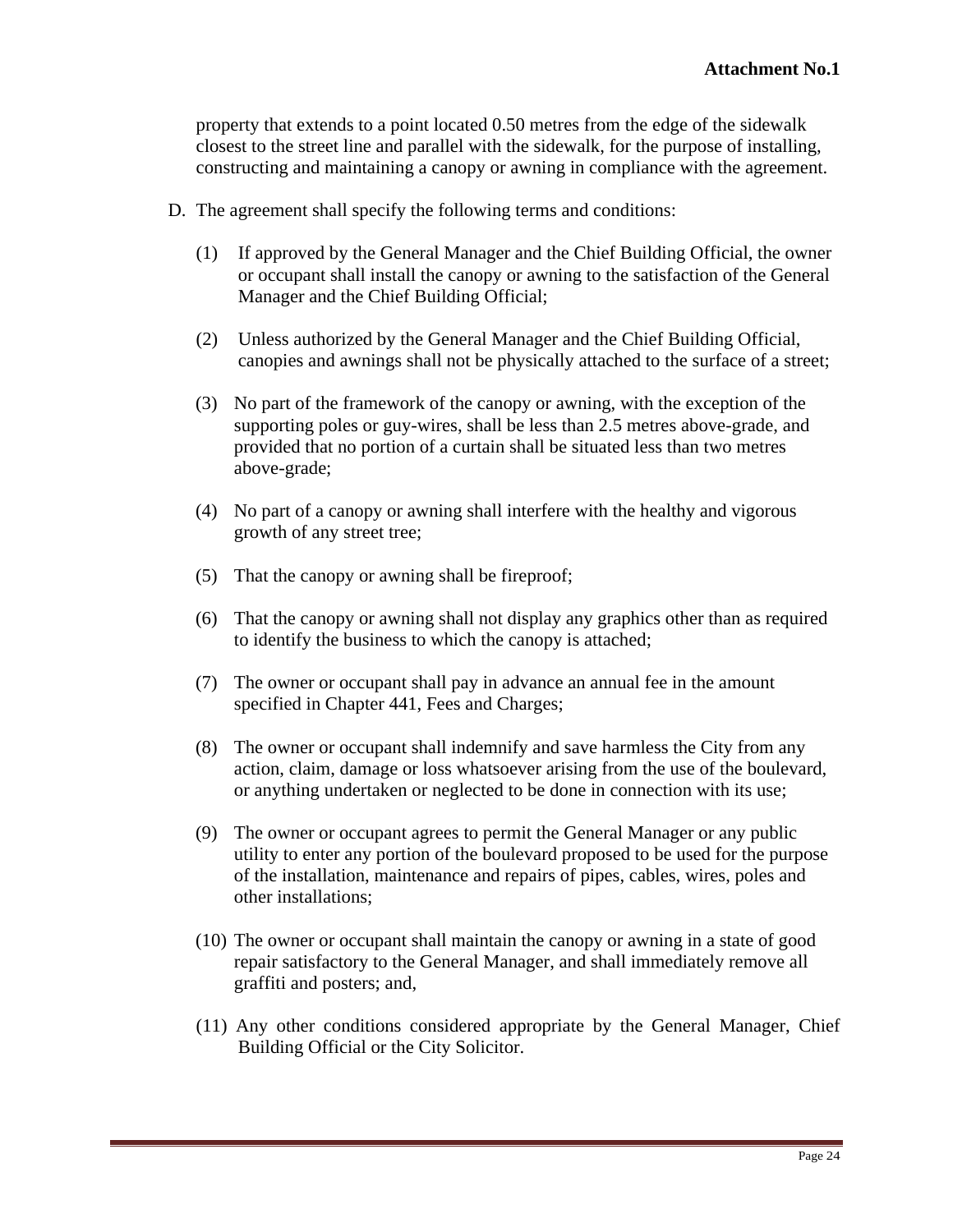property that extends to a point located 0.50 metres from the edge of the sidewalk closest to the street line and parallel with the sidewalk, for the purpose of installing, constructing and maintaining a canopy or awning in compliance with the agreement.

D. The agreement shall specify the following terms and conditions:

(1) If approved by the General Manager and the Chief Building Official, the owner or occupant shall install the canopy or awning to the satisfaction of the General Manager and the Chief Building Official;

(2) Unless authorized by the General Manager and the Chief Building Official, canopies and awnings shall not be physically attached to the surface of a street;

(3) No part of the framework of the canopy or awning, with the exception of the supporting poles or guy-wires, shall be less than 2.5 metres above-grade, and provided that no portion of a curtain shall be situated less than two metres above-grade;

(4) No part of a canopy or awning shall interfere with the healthy and vigorous growth of any street tree;

(5) That the canopy or awning shall be fireproof;

(6) That the canopy or awning shall not display any graphics other than as required to identify the business to which the canopy is attached;

(7) The owner or occupant shall pay in advance an annual fee in the amount specified in Chapter 441, Fees and Charges;

(8) The owner or occupant shall indemnify and save harmless the City from any action, claim, damage or loss whatsoever arising from the use of the boulevard, or anything undertaken or neglected to be done in connection with its use;

(9) The owner or occupant agrees to permit the General Manager or any public utility to enter any portion of the boulevard proposed to be used for the purpose of the installation, maintenance and repairs of pipes, cables, wires, poles and other installations;

(10) The owner or occupant shall maintain the canopy or awning in a state of good repair satisfactory to the General Manager, and shall immediately remove all graffiti and posters; and,

(11) Any other conditions considered appropriate by the General Manager, Chief Building Official or the City Solicitor.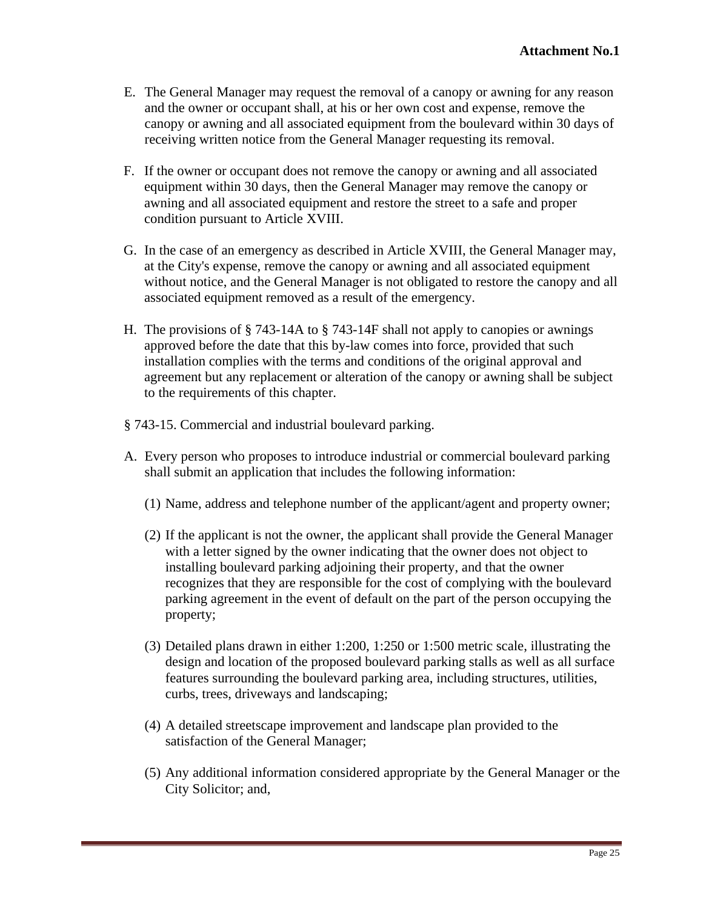**Attachment No.1**

E. The General Manager may request the removal of a canopy or awning for any reason and the owner or occupant shall, at his or her own cost and expense, remove the canopy or awning and all associated equipment from the boulevard within 30 days of receiving written notice from the General Manager requesting its removal.

F. If the owner or occupant does not remove the canopy or awning and all associated equipment within 30 days, then the General Manager may remove the canopy or awning and all associated equipment and restore the street to a safe and proper condition pursuant to Article XVIII.

G. In the case of an emergency as described in Article XVIII, the General Manager may, at the City's expense, remove the canopy or awning and all associated equipment without notice, and the General Manager is not obligated to restore the canopy and all associated equipment removed as a result of the emergency.

H. The provisions of § 743-14A to § 743-14F shall not apply to canopies or awnings approved before the date that this by-law comes into force, provided that such installation complies with the terms and conditions of the original approval and agreement but any replacement or alteration of the canopy or awning shall be subject to the requirements of this chapter.

§ 743-15. Commercial and industrial boulevard parking.

A. Every person who proposes to introduce industrial or commercial boulevard parking shall submit an application that includes the following information:

(1) Name, address and telephone number of the applicant/agent and property owner;

(2) If the applicant is not the owner, the applicant shall provide the General Manager with a letter signed by the owner indicating that the owner does not object to installing boulevard parking adjoining their property, and that the owner recognizes that they are responsible for the cost of complying with the boulevard parking agreement in the event of default on the part of the person occupying the property;

(3) Detailed plans drawn in either 1:200, 1:250 or 1:500 metric scale, illustrating the design and location of the proposed boulevard parking stalls as well as all surface features surrounding the boulevard parking area, including structures, utilities, curbs, trees, driveways and landscaping;

(4) A detailed streetscape improvement and landscape plan provided to the satisfaction of the General Manager;

(5) Any additional information considered appropriate by the General Manager or the City Solicitor; and,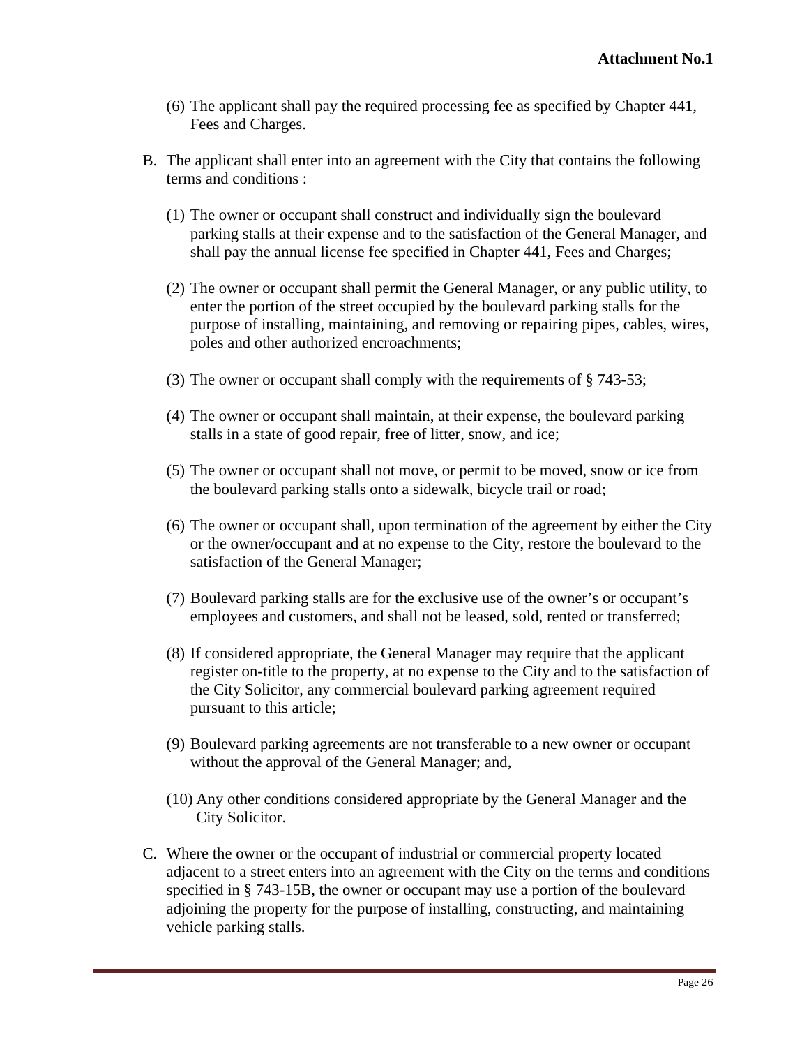**Attachment No.1**

(6) The applicant shall pay the required processing fee as specified by Chapter 441, Fees and Charges.

B. The applicant shall enter into an agreement with the City that contains the following terms and conditions :

(1) The owner or occupant shall construct and individually sign the boulevard parking stalls at their expense and to the satisfaction of the General Manager, and shall pay the annual license fee specified in Chapter 441, Fees and Charges;

(2) The owner or occupant shall permit the General Manager, or any public utility, to enter the portion of the street occupied by the boulevard parking stalls for the purpose of installing, maintaining, and removing or repairing pipes, cables, wires, poles and other authorized encroachments;

(3) The owner or occupant shall comply with the requirements of § 743-53;

(4) The owner or occupant shall maintain, at their expense, the boulevard parking stalls in a state of good repair, free of litter, snow, and ice;

(5) The owner or occupant shall not move, or permit to be moved, snow or ice from the boulevard parking stalls onto a sidewalk, bicycle trail or road;

(6) The owner or occupant shall, upon termination of the agreement by either the City or the owner/occupant and at no expense to the City, restore the boulevard to the satisfaction of the General Manager;

(7) Boulevard parking stalls are for the exclusive use of the owner's or occupant's employees and customers, and shall not be leased, sold, rented or transferred;

(8) If considered appropriate, the General Manager may require that the applicant register on-title to the property, at no expense to the City and to the satisfaction of the City Solicitor, any commercial boulevard parking agreement required pursuant to this article;

(9) Boulevard parking agreements are not transferable to a new owner or occupant without the approval of the General Manager; and,

(10) Any other conditions considered appropriate by the General Manager and the City Solicitor.

C. Where the owner or the occupant of industrial or commercial property located adjacent to a street enters into an agreement with the City on the terms and conditions specified in § 743-15B, the owner or occupant may use a portion of the boulevard adjoining the property for the purpose of installing, constructing, and maintaining vehicle parking stalls.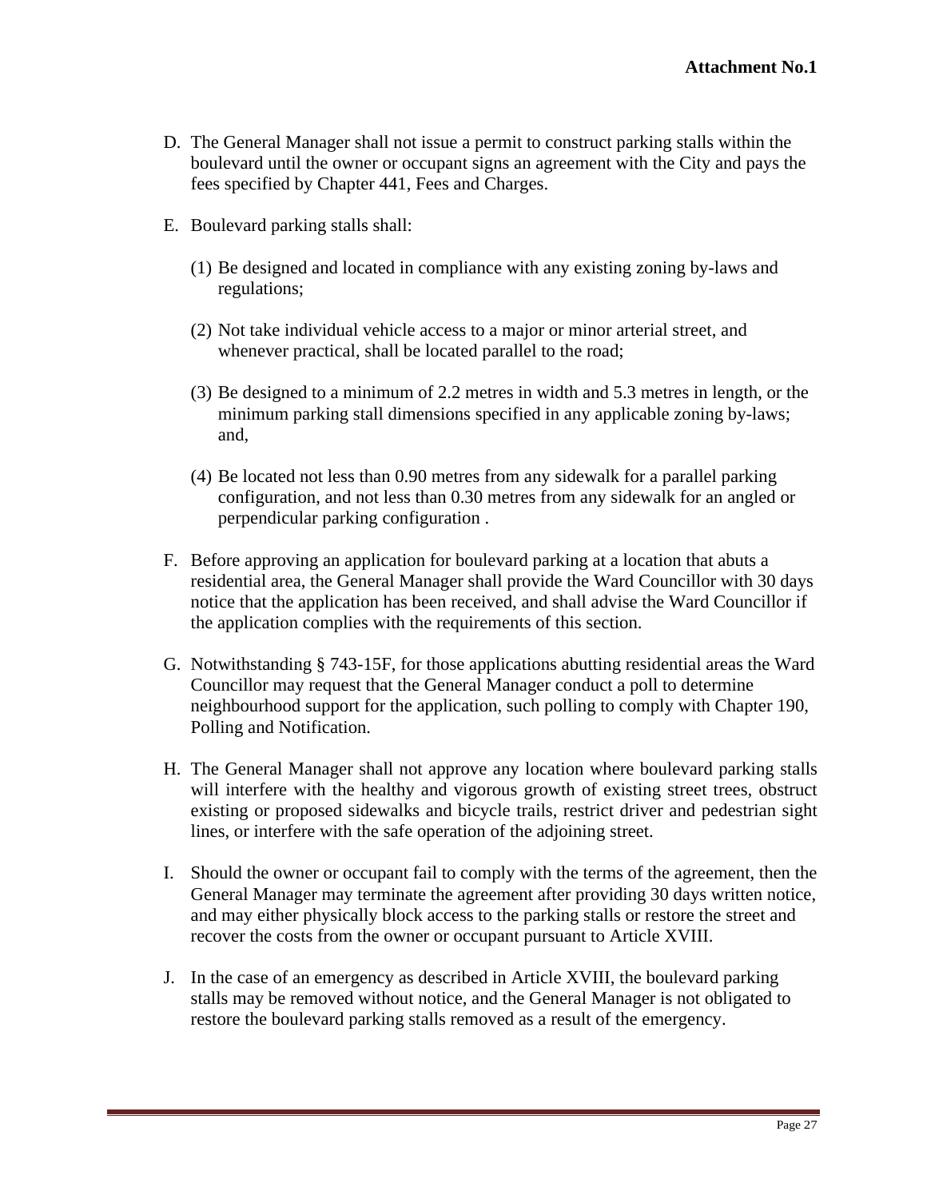**Attachment No.1**

D. The General Manager shall not issue a permit to construct parking stalls within the boulevard until the owner or occupant signs an agreement with the City and pays the fees specified by Chapter 441, Fees and Charges.

E. Boulevard parking stalls shall:

   (1) Be designed and located in compliance with any existing zoning by-laws and regulations;

   (2) Not take individual vehicle access to a major or minor arterial street, and whenever practical, shall be located parallel to the road;

   (3) Be designed to a minimum of 2.2 metres in width and 5.3 metres in length, or the minimum parking stall dimensions specified in any applicable zoning by-laws; and,

   (4) Be located not less than 0.90 metres from any sidewalk for a parallel parking configuration, and not less than 0.30 metres from any sidewalk for an angled or perpendicular parking configuration .

F. Before approving an application for boulevard parking at a location that abuts a residential area, the General Manager shall provide the Ward Councillor with 30 days notice that the application has been received, and shall advise the Ward Councillor if the application complies with the requirements of this section.

G. Notwithstanding § 743-15F, for those applications abutting residential areas the Ward Councillor may request that the General Manager conduct a poll to determine neighbourhood support for the application, such polling to comply with Chapter 190, Polling and Notification.

H. The General Manager shall not approve any location where boulevard parking stalls will interfere with the healthy and vigorous growth of existing street trees, obstruct existing or proposed sidewalks and bicycle trails, restrict driver and pedestrian sight lines, or interfere with the safe operation of the adjoining street.

I. Should the owner or occupant fail to comply with the terms of the agreement, then the General Manager may terminate the agreement after providing 30 days written notice, and may either physically block access to the parking stalls or restore the street and recover the costs from the owner or occupant pursuant to Article XVIII.

J. In the case of an emergency as described in Article XVIII, the boulevard parking stalls may be removed without notice, and the General Manager is not obligated to restore the boulevard parking stalls removed as a result of the emergency.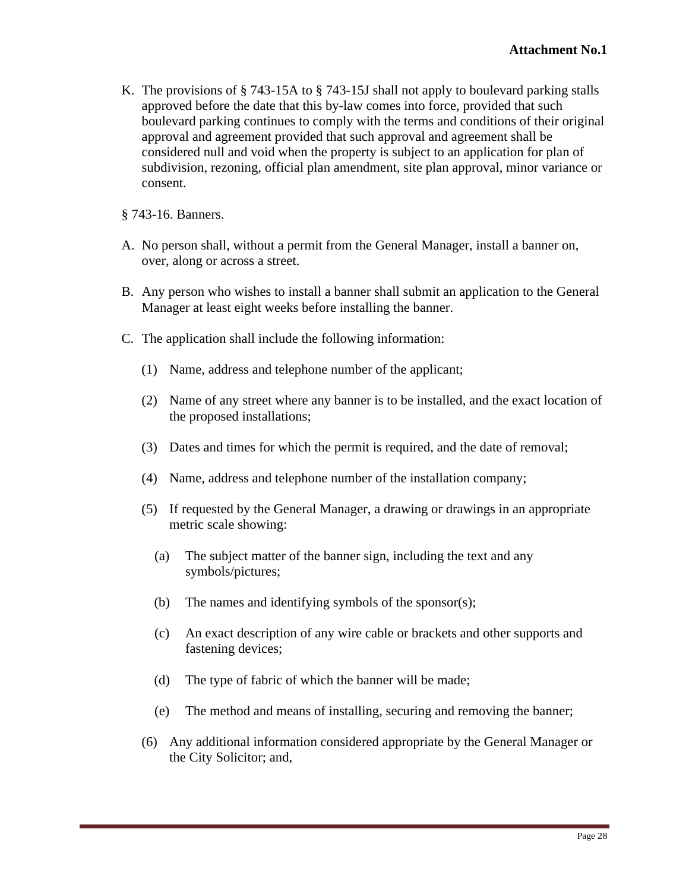**Attachment No.1**

K. The provisions of § 743-15A to § 743-15J shall not apply to boulevard parking stalls approved before the date that this by-law comes into force, provided that such boulevard parking continues to comply with the terms and conditions of their original approval and agreement provided that such approval and agreement shall be considered null and void when the property is subject to an application for plan of subdivision, rezoning, official plan amendment, site plan approval, minor variance or consent.

§ 743-16. Banners.

A. No person shall, without a permit from the General Manager, install a banner on, over, along or across a street.

B. Any person who wishes to install a banner shall submit an application to the General Manager at least eight weeks before installing the banner.

C. The application shall include the following information:

   (1) Name, address and telephone number of the applicant;

   (2) Name of any street where any banner is to be installed, and the exact location of the proposed installations;

   (3) Dates and times for which the permit is required, and the date of removal;

   (4) Name, address and telephone number of the installation company;

   (5) If requested by the General Manager, a drawing or drawings in an appropriate metric scale showing:

      (a) The subject matter of the banner sign, including the text and any symbols/pictures;

      (b) The names and identifying symbols of the sponsor(s);

      (c) An exact description of any wire cable or brackets and other supports and fastening devices;

      (d) The type of fabric of which the banner will be made;

      (e) The method and means of installing, securing and removing the banner;

   (6) Any additional information considered appropriate by the General Manager or the City Solicitor; and,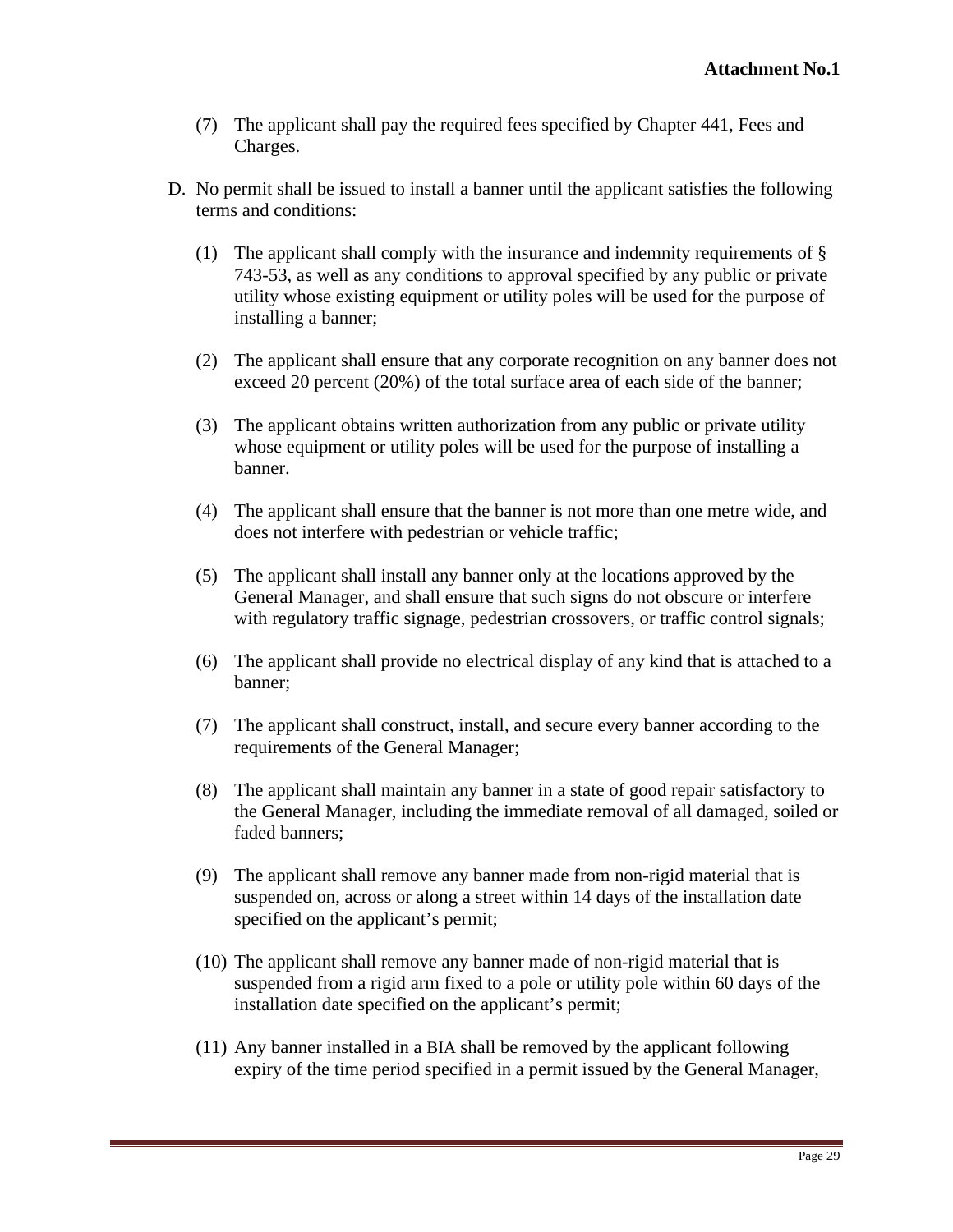**Attachment No.1**

(7) The applicant shall pay the required fees specified by Chapter 441, Fees and Charges.

D. No permit shall be issued to install a banner until the applicant satisfies the following terms and conditions:

(1) The applicant shall comply with the insurance and indemnity requirements of § 743-53, as well as any conditions to approval specified by any public or private utility whose existing equipment or utility poles will be used for the purpose of installing a banner;

(2) The applicant shall ensure that any corporate recognition on any banner does not exceed 20 percent (20%) of the total surface area of each side of the banner;

(3) The applicant obtains written authorization from any public or private utility whose equipment or utility poles will be used for the purpose of installing a banner.

(4) The applicant shall ensure that the banner is not more than one metre wide, and does not interfere with pedestrian or vehicle traffic;

(5) The applicant shall install any banner only at the locations approved by the General Manager, and shall ensure that such signs do not obscure or interfere with regulatory traffic signage, pedestrian crossovers, or traffic control signals;

(6) The applicant shall provide no electrical display of any kind that is attached to a banner;

(7) The applicant shall construct, install, and secure every banner according to the requirements of the General Manager;

(8) The applicant shall maintain any banner in a state of good repair satisfactory to the General Manager, including the immediate removal of all damaged, soiled or faded banners;

(9) The applicant shall remove any banner made from non-rigid material that is suspended on, across or along a street within 14 days of the installation date specified on the applicant's permit;

(10) The applicant shall remove any banner made of non-rigid material that is suspended from a rigid arm fixed to a pole or utility pole within 60 days of the installation date specified on the applicant's permit;

(11) Any banner installed in a BIA shall be removed by the applicant following expiry of the time period specified in a permit issued by the General Manager,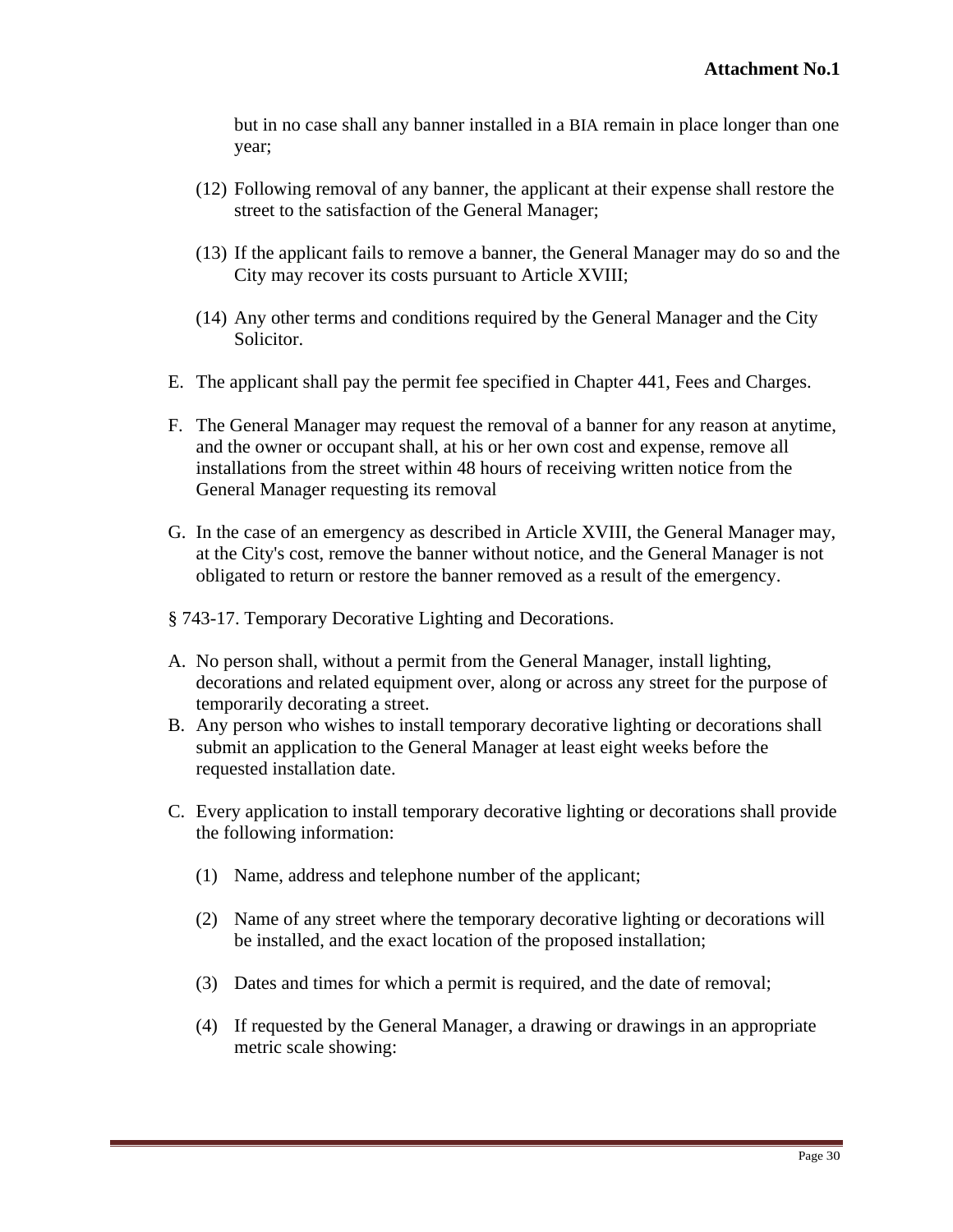but in no case shall any banner installed in a BIA remain in place longer than one year;

(12) Following removal of any banner, the applicant at their expense shall restore the street to the satisfaction of the General Manager;

(13) If the applicant fails to remove a banner, the General Manager may do so and the City may recover its costs pursuant to Article XVIII;

(14) Any other terms and conditions required by the General Manager and the City Solicitor.

E. The applicant shall pay the permit fee specified in Chapter 441, Fees and Charges.

F. The General Manager may request the removal of a banner for any reason at anytime, and the owner or occupant shall, at his or her own cost and expense, remove all installations from the street within 48 hours of receiving written notice from the General Manager requesting its removal

G. In the case of an emergency as described in Article XVIII, the General Manager may, at the City's cost, remove the banner without notice, and the General Manager is not obligated to return or restore the banner removed as a result of the emergency.

§ 743-17. Temporary Decorative Lighting and Decorations.

A. No person shall, without a permit from the General Manager, install lighting, decorations and related equipment over, along or across any street for the purpose of temporarily decorating a street.

B. Any person who wishes to install temporary decorative lighting or decorations shall submit an application to the General Manager at least eight weeks before the requested installation date.

C. Every application to install temporary decorative lighting or decorations shall provide the following information:

(1) Name, address and telephone number of the applicant;

(2) Name of any street where the temporary decorative lighting or decorations will be installed, and the exact location of the proposed installation;

(3) Dates and times for which a permit is required, and the date of removal;

(4) If requested by the General Manager, a drawing or drawings in an appropriate metric scale showing: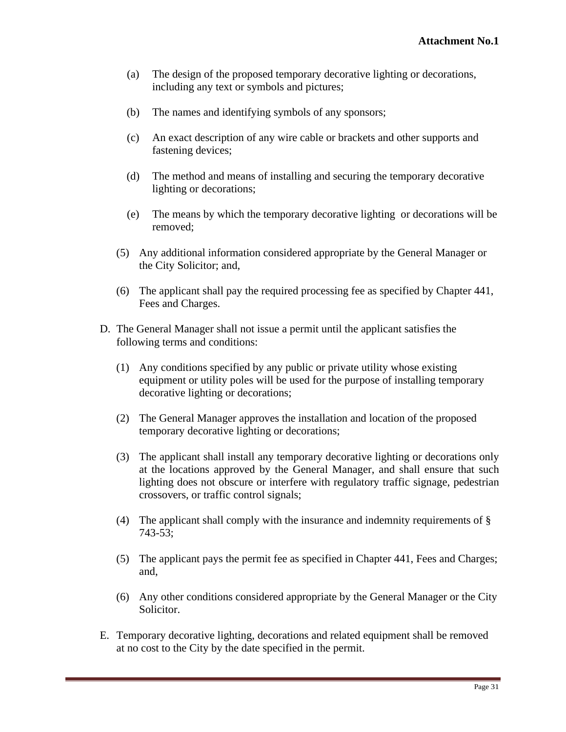(a) The design of the proposed temporary decorative lighting or decorations, including any text or symbols and pictures;

(b) The names and identifying symbols of any sponsors;

(c) An exact description of any wire cable or brackets and other supports and fastening devices;

(d) The method and means of installing and securing the temporary decorative lighting or decorations;

(e) The means by which the temporary decorative lighting or decorations will be removed;

(5) Any additional information considered appropriate by the General Manager or the City Solicitor; and,

(6) The applicant shall pay the required processing fee as specified by Chapter 441, Fees and Charges.

D. The General Manager shall not issue a permit until the applicant satisfies the following terms and conditions:

(1) Any conditions specified by any public or private utility whose existing equipment or utility poles will be used for the purpose of installing temporary decorative lighting or decorations;

(2) The General Manager approves the installation and location of the proposed temporary decorative lighting or decorations;

(3) The applicant shall install any temporary decorative lighting or decorations only at the locations approved by the General Manager, and shall ensure that such lighting does not obscure or interfere with regulatory traffic signage, pedestrian crossovers, or traffic control signals;

(4) The applicant shall comply with the insurance and indemnity requirements of § 743-53;

(5) The applicant pays the permit fee as specified in Chapter 441, Fees and Charges; and,

(6) Any other conditions considered appropriate by the General Manager or the City Solicitor.

E. Temporary decorative lighting, decorations and related equipment shall be removed at no cost to the City by the date specified in the permit.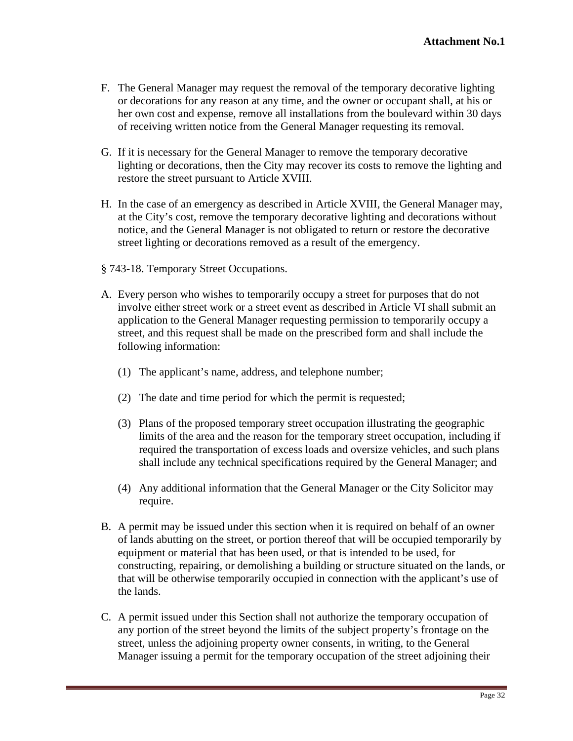F. The General Manager may request the removal of the temporary decorative lighting or decorations for any reason at any time, and the owner or occupant shall, at his or her own cost and expense, remove all installations from the boulevard within 30 days of receiving written notice from the General Manager requesting its removal.

G. If it is necessary for the General Manager to remove the temporary decorative lighting or decorations, then the City may recover its costs to remove the lighting and restore the street pursuant to Article XVIII.

H. In the case of an emergency as described in Article XVIII, the General Manager may, at the City's cost, remove the temporary decorative lighting and decorations without notice, and the General Manager is not obligated to return or restore the decorative street lighting or decorations removed as a result of the emergency.

§ 743-18. Temporary Street Occupations.

A. Every person who wishes to temporarily occupy a street for purposes that do not involve either street work or a street event as described in Article VI shall submit an application to the General Manager requesting permission to temporarily occupy a street, and this request shall be made on the prescribed form and shall include the following information:

   (1) The applicant's name, address, and telephone number;

   (2) The date and time period for which the permit is requested;

   (3) Plans of the proposed temporary street occupation illustrating the geographic limits of the area and the reason for the temporary street occupation, including if required the transportation of excess loads and oversize vehicles, and such plans shall include any technical specifications required by the General Manager; and

   (4) Any additional information that the General Manager or the City Solicitor may require.

B. A permit may be issued under this section when it is required on behalf of an owner of lands abutting on the street, or portion thereof that will be occupied temporarily by equipment or material that has been used, or that is intended to be used, for constructing, repairing, or demolishing a building or structure situated on the lands, or that will be otherwise temporarily occupied in connection with the applicant's use of the lands.

C. A permit issued under this Section shall not authorize the temporary occupation of any portion of the street beyond the limits of the subject property's frontage on the street, unless the adjoining property owner consents, in writing, to the General Manager issuing a permit for the temporary occupation of the street adjoining their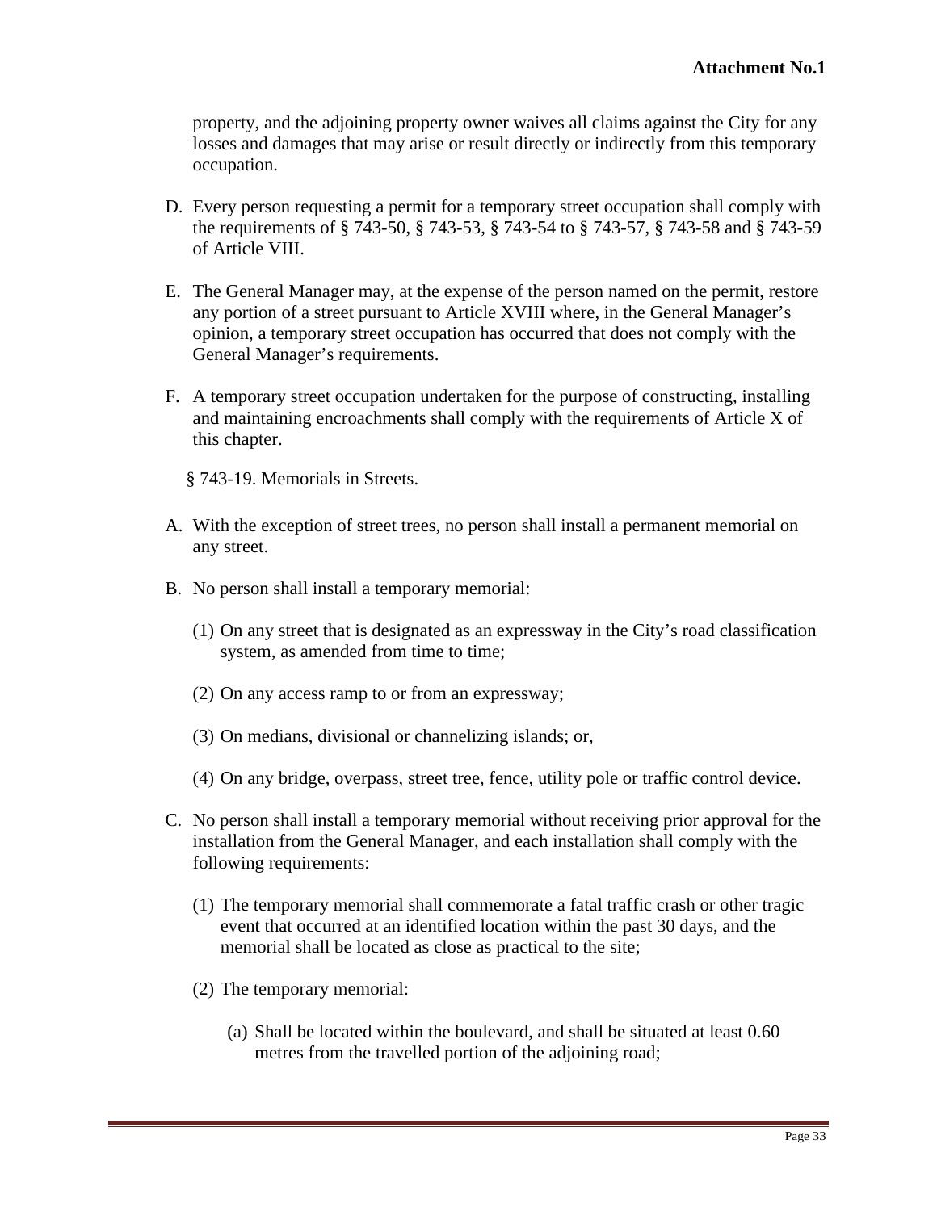property, and the adjoining property owner waives all claims against the City for any losses and damages that may arise or result directly or indirectly from this temporary occupation.

D. Every person requesting a permit for a temporary street occupation shall comply with the requirements of § 743-50, § 743-53, § 743-54 to § 743-57, § 743-58 and § 743-59 of Article VIII.

E. The General Manager may, at the expense of the person named on the permit, restore any portion of a street pursuant to Article XVIII where, in the General Manager's opinion, a temporary street occupation has occurred that does not comply with the General Manager's requirements.

F. A temporary street occupation undertaken for the purpose of constructing, installing and maintaining encroachments shall comply with the requirements of Article X of this chapter.

§ 743-19. Memorials in Streets.

A. With the exception of street trees, no person shall install a permanent memorial on any street.

B. No person shall install a temporary memorial:

   (1) On any street that is designated as an expressway in the City's road classification system, as amended from time to time;

   (2) On any access ramp to or from an expressway;

   (3) On medians, divisional or channelizing islands; or,

   (4) On any bridge, overpass, street tree, fence, utility pole or traffic control device.

C. No person shall install a temporary memorial without receiving prior approval for the installation from the General Manager, and each installation shall comply with the following requirements:

   (1) The temporary memorial shall commemorate a fatal traffic crash or other tragic event that occurred at an identified location within the past 30 days, and the memorial shall be located as close as practical to the site;

   (2) The temporary memorial:

      (a) Shall be located within the boulevard, and shall be situated at least 0.60 metres from the travelled portion of the adjoining road;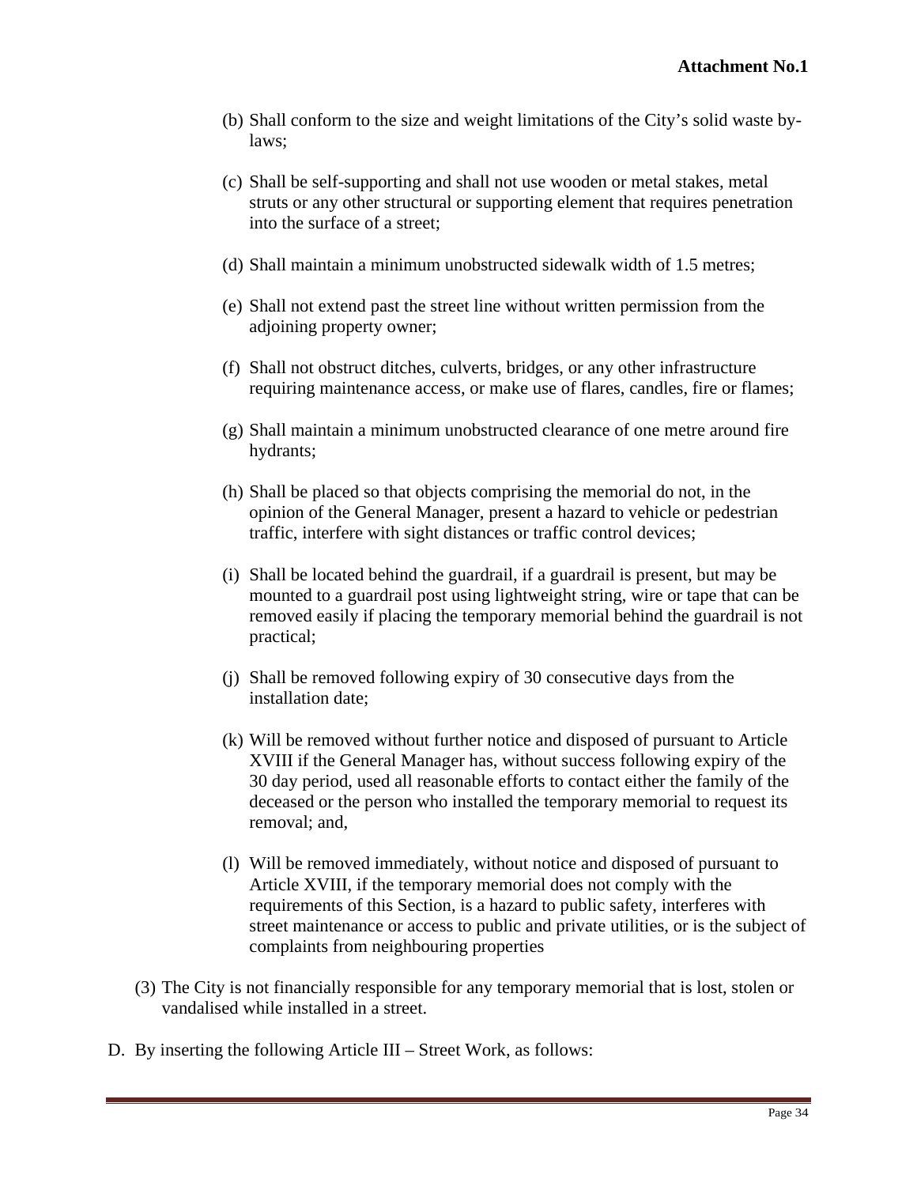**Attachment No.1**

(b) Shall conform to the size and weight limitations of the City's solid waste by-laws;

(c) Shall be self-supporting and shall not use wooden or metal stakes, metal struts or any other structural or supporting element that requires penetration into the surface of a street;

(d) Shall maintain a minimum unobstructed sidewalk width of 1.5 metres;

(e) Shall not extend past the street line without written permission from the adjoining property owner;

(f) Shall not obstruct ditches, culverts, bridges, or any other infrastructure requiring maintenance access, or make use of flares, candles, fire or flames;

(g) Shall maintain a minimum unobstructed clearance of one metre around fire hydrants;

(h) Shall be placed so that objects comprising the memorial do not, in the opinion of the General Manager, present a hazard to vehicle or pedestrian traffic, interfere with sight distances or traffic control devices;

(i) Shall be located behind the guardrail, if a guardrail is present, but may be mounted to a guardrail post using lightweight string, wire or tape that can be removed easily if placing the temporary memorial behind the guardrail is not practical;

(j) Shall be removed following expiry of 30 consecutive days from the installation date;

(k) Will be removed without further notice and disposed of pursuant to Article XVIII if the General Manager has, without success following expiry of the 30 day period, used all reasonable efforts to contact either the family of the deceased or the person who installed the temporary memorial to request its removal; and,

(l) Will be removed immediately, without notice and disposed of pursuant to Article XVIII, if the temporary memorial does not comply with the requirements of this Section, is a hazard to public safety, interferes with street maintenance or access to public and private utilities, or is the subject of complaints from neighbouring properties

(3) The City is not financially responsible for any temporary memorial that is lost, stolen or vandalised while installed in a street.

D. By inserting the following Article III – Street Work, as follows: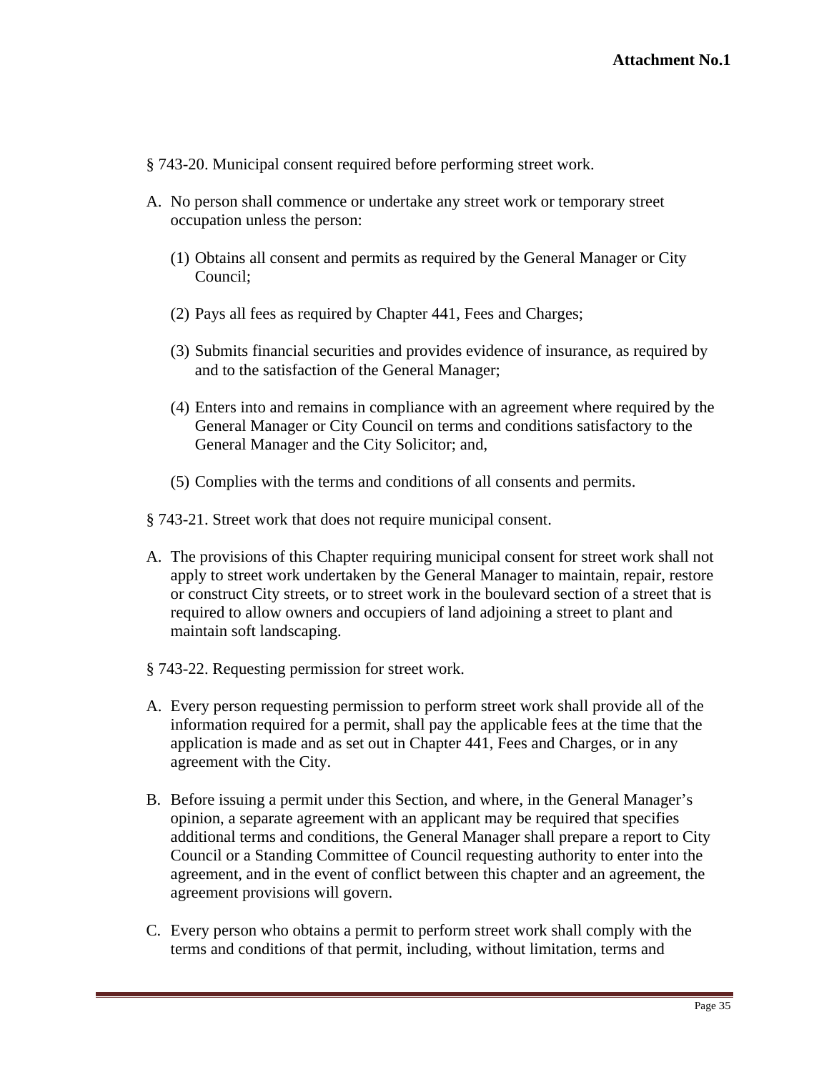**Attachment No.1**

§ 743-20. Municipal consent required before performing street work.

A. No person shall commence or undertake any street work or temporary street occupation unless the person:

   (1) Obtains all consent and permits as required by the General Manager or City Council;

   (2) Pays all fees as required by Chapter 441, Fees and Charges;

   (3) Submits financial securities and provides evidence of insurance, as required by and to the satisfaction of the General Manager;

   (4) Enters into and remains in compliance with an agreement where required by the General Manager or City Council on terms and conditions satisfactory to the General Manager and the City Solicitor; and,

   (5) Complies with the terms and conditions of all consents and permits.

§ 743-21. Street work that does not require municipal consent.

A. The provisions of this Chapter requiring municipal consent for street work shall not apply to street work undertaken by the General Manager to maintain, repair, restore or construct City streets, or to street work in the boulevard section of a street that is required to allow owners and occupiers of land adjoining a street to plant and maintain soft landscaping.

§ 743-22. Requesting permission for street work.

A. Every person requesting permission to perform street work shall provide all of the information required for a permit, shall pay the applicable fees at the time that the application is made and as set out in Chapter 441, Fees and Charges, or in any agreement with the City.

B. Before issuing a permit under this Section, and where, in the General Manager's opinion, a separate agreement with an applicant may be required that specifies additional terms and conditions, the General Manager shall prepare a report to City Council or a Standing Committee of Council requesting authority to enter into the agreement, and in the event of conflict between this chapter and an agreement, the agreement provisions will govern.

C. Every person who obtains a permit to perform street work shall comply with the terms and conditions of that permit, including, without limitation, terms and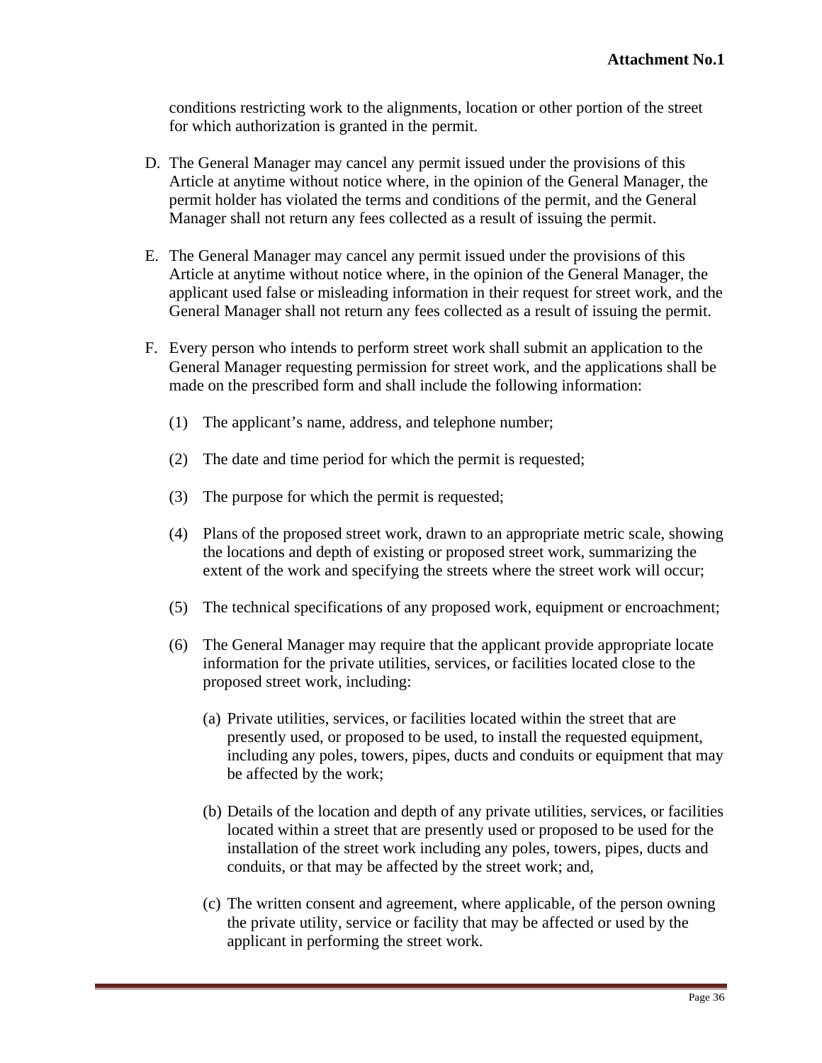conditions restricting work to the alignments, location or other portion of the street for which authorization is granted in the permit.

D. The General Manager may cancel any permit issued under the provisions of this Article at anytime without notice where, in the opinion of the General Manager, the permit holder has violated the terms and conditions of the permit, and the General Manager shall not return any fees collected as a result of issuing the permit.

E. The General Manager may cancel any permit issued under the provisions of this Article at anytime without notice where, in the opinion of the General Manager, the applicant used false or misleading information in their request for street work, and the General Manager shall not return any fees collected as a result of issuing the permit.

F. Every person who intends to perform street work shall submit an application to the General Manager requesting permission for street work, and the applications shall be made on the prescribed form and shall include the following information:

   (1) The applicant's name, address, and telephone number;

   (2) The date and time period for which the permit is requested;

   (3) The purpose for which the permit is requested;

   (4) Plans of the proposed street work, drawn to an appropriate metric scale, showing the locations and depth of existing or proposed street work, summarizing the extent of the work and specifying the streets where the street work will occur;

   (5) The technical specifications of any proposed work, equipment or encroachment;

   (6) The General Manager may require that the applicant provide appropriate locate information for the private utilities, services, or facilities located close to the proposed street work, including:

      (a) Private utilities, services, or facilities located within the street that are presently used, or proposed to be used, to install the requested equipment, including any poles, towers, pipes, ducts and conduits or equipment that may be affected by the work;

      (b) Details of the location and depth of any private utilities, services, or facilities located within a street that are presently used or proposed to be used for the installation of the street work including any poles, towers, pipes, ducts and conduits, or that may be affected by the street work; and,

      (c) The written consent and agreement, where applicable, of the person owning the private utility, service or facility that may be affected or used by the applicant in performing the street work.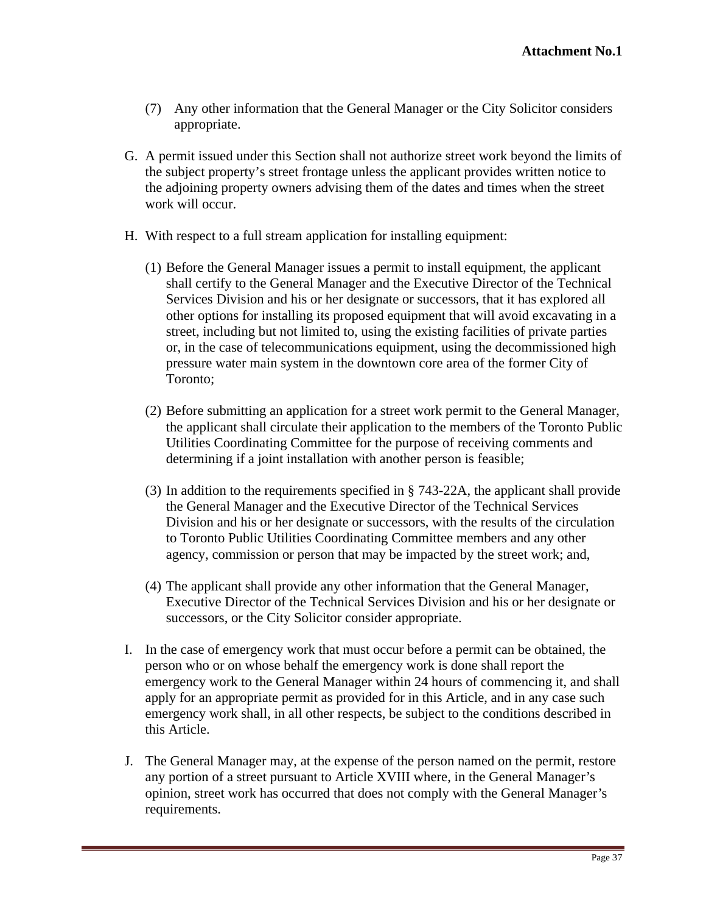(7) Any other information that the General Manager or the City Solicitor considers appropriate.

G. A permit issued under this Section shall not authorize street work beyond the limits of the subject property's street frontage unless the applicant provides written notice to the adjoining property owners advising them of the dates and times when the street work will occur.

H. With respect to a full stream application for installing equipment:

(1) Before the General Manager issues a permit to install equipment, the applicant shall certify to the General Manager and the Executive Director of the Technical Services Division and his or her designate or successors, that it has explored all other options for installing its proposed equipment that will avoid excavating in a street, including but not limited to, using the existing facilities of private parties or, in the case of telecommunications equipment, using the decommissioned high pressure water main system in the downtown core area of the former City of Toronto;

(2) Before submitting an application for a street work permit to the General Manager, the applicant shall circulate their application to the members of the Toronto Public Utilities Coordinating Committee for the purpose of receiving comments and determining if a joint installation with another person is feasible;

(3) In addition to the requirements specified in § 743-22A, the applicant shall provide the General Manager and the Executive Director of the Technical Services Division and his or her designate or successors, with the results of the circulation to Toronto Public Utilities Coordinating Committee members and any other agency, commission or person that may be impacted by the street work; and,

(4) The applicant shall provide any other information that the General Manager, Executive Director of the Technical Services Division and his or her designate or successors, or the City Solicitor consider appropriate.

I. In the case of emergency work that must occur before a permit can be obtained, the person who or on whose behalf the emergency work is done shall report the emergency work to the General Manager within 24 hours of commencing it, and shall apply for an appropriate permit as provided for in this Article, and in any case such emergency work shall, in all other respects, be subject to the conditions described in this Article.

J. The General Manager may, at the expense of the person named on the permit, restore any portion of a street pursuant to Article XVIII where, in the General Manager's opinion, street work has occurred that does not comply with the General Manager's requirements.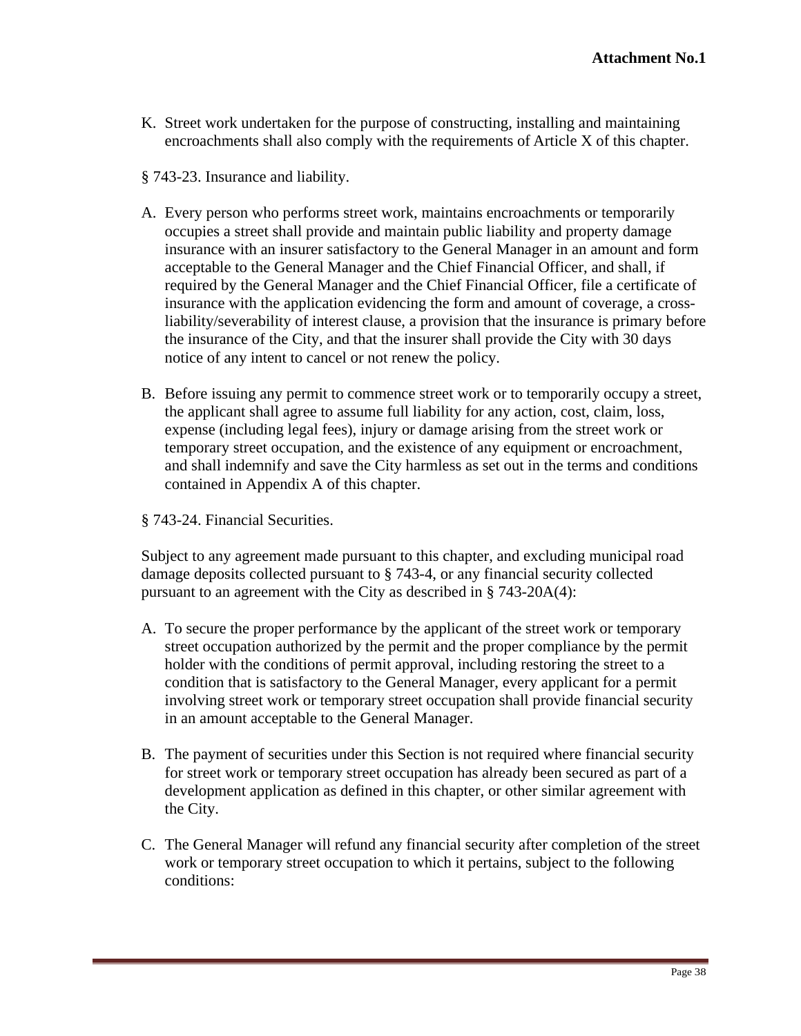**Attachment No.1**

K. Street work undertaken for the purpose of constructing, installing and maintaining encroachments shall also comply with the requirements of Article X of this chapter.

§ 743-23. Insurance and liability.

A. Every person who performs street work, maintains encroachments or temporarily occupies a street shall provide and maintain public liability and property damage insurance with an insurer satisfactory to the General Manager in an amount and form acceptable to the General Manager and the Chief Financial Officer, and shall, if required by the General Manager and the Chief Financial Officer, file a certificate of insurance with the application evidencing the form and amount of coverage, a cross-liability/severability of interest clause, a provision that the insurance is primary before the insurance of the City, and that the insurer shall provide the City with 30 days notice of any intent to cancel or not renew the policy.

B. Before issuing any permit to commence street work or to temporarily occupy a street, the applicant shall agree to assume full liability for any action, cost, claim, loss, expense (including legal fees), injury or damage arising from the street work or temporary street occupation, and the existence of any equipment or encroachment, and shall indemnify and save the City harmless as set out in the terms and conditions contained in Appendix A of this chapter.

§ 743-24. Financial Securities.

Subject to any agreement made pursuant to this chapter, and excluding municipal road damage deposits collected pursuant to § 743-4, or any financial security collected pursuant to an agreement with the City as described in § 743-20A(4):

A. To secure the proper performance by the applicant of the street work or temporary street occupation authorized by the permit and the proper compliance by the permit holder with the conditions of permit approval, including restoring the street to a condition that is satisfactory to the General Manager, every applicant for a permit involving street work or temporary street occupation shall provide financial security in an amount acceptable to the General Manager.

B. The payment of securities under this Section is not required where financial security for street work or temporary street occupation has already been secured as part of a development application as defined in this chapter, or other similar agreement with the City.

C. The General Manager will refund any financial security after completion of the street work or temporary street occupation to which it pertains, subject to the following conditions: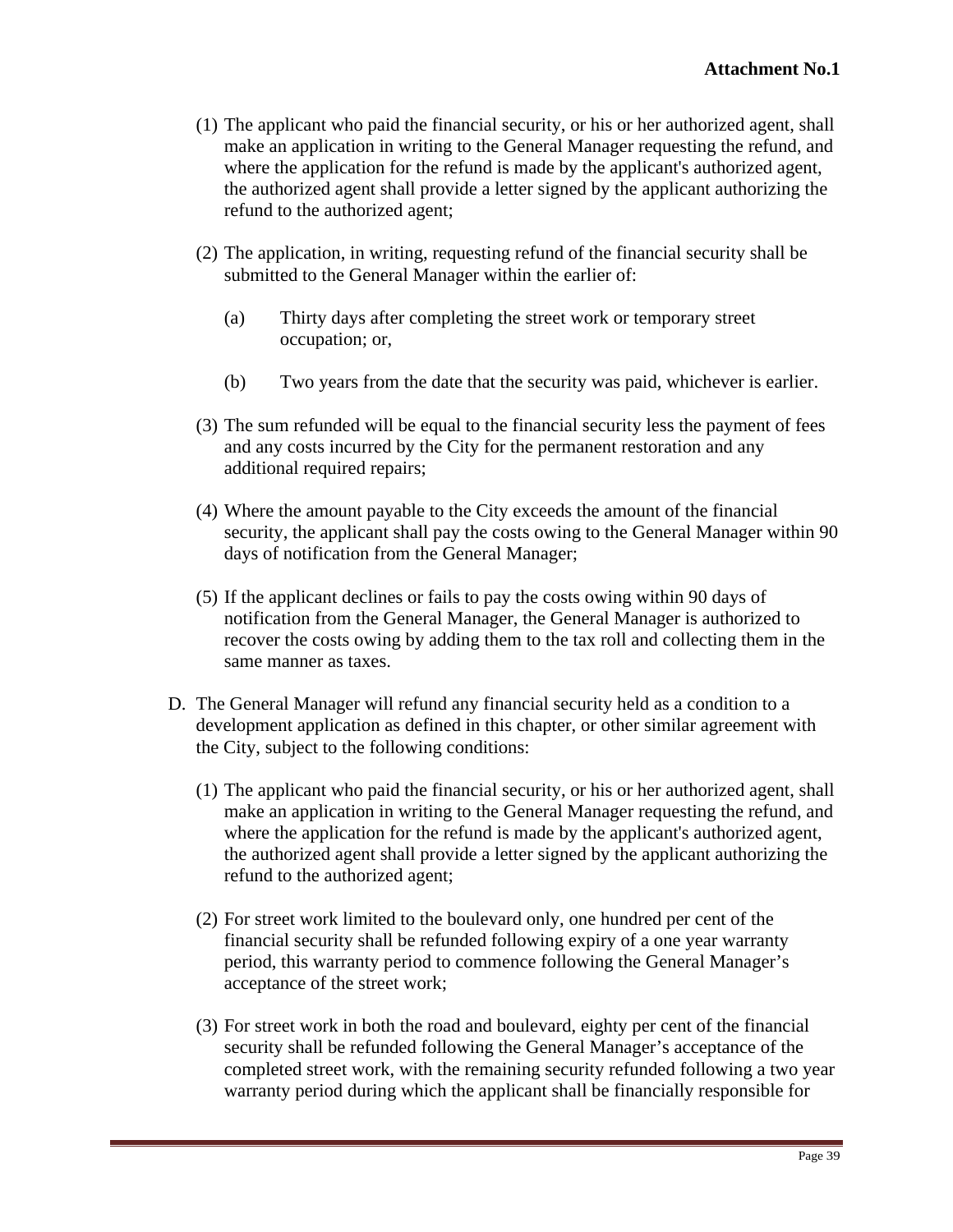**Attachment No.1**

(1) The applicant who paid the financial security, or his or her authorized agent, shall make an application in writing to the General Manager requesting the refund, and where the application for the refund is made by the applicant's authorized agent, the authorized agent shall provide a letter signed by the applicant authorizing the refund to the authorized agent;

(2) The application, in writing, requesting refund of the financial security shall be submitted to the General Manager within the earlier of:

   (a) Thirty days after completing the street work or temporary street occupation; or,

   (b) Two years from the date that the security was paid, whichever is earlier.

(3) The sum refunded will be equal to the financial security less the payment of fees and any costs incurred by the City for the permanent restoration and any additional required repairs;

(4) Where the amount payable to the City exceeds the amount of the financial security, the applicant shall pay the costs owing to the General Manager within 90 days of notification from the General Manager;

(5) If the applicant declines or fails to pay the costs owing within 90 days of notification from the General Manager, the General Manager is authorized to recover the costs owing by adding them to the tax roll and collecting them in the same manner as taxes.

D. The General Manager will refund any financial security held as a condition to a development application as defined in this chapter, or other similar agreement with the City, subject to the following conditions:

(1) The applicant who paid the financial security, or his or her authorized agent, shall make an application in writing to the General Manager requesting the refund, and where the application for the refund is made by the applicant's authorized agent, the authorized agent shall provide a letter signed by the applicant authorizing the refund to the authorized agent;

(2) For street work limited to the boulevard only, one hundred per cent of the financial security shall be refunded following expiry of a one year warranty period, this warranty period to commence following the General Manager's acceptance of the street work;

(3) For street work in both the road and boulevard, eighty per cent of the financial security shall be refunded following the General Manager's acceptance of the completed street work, with the remaining security refunded following a two year warranty period during which the applicant shall be financially responsible for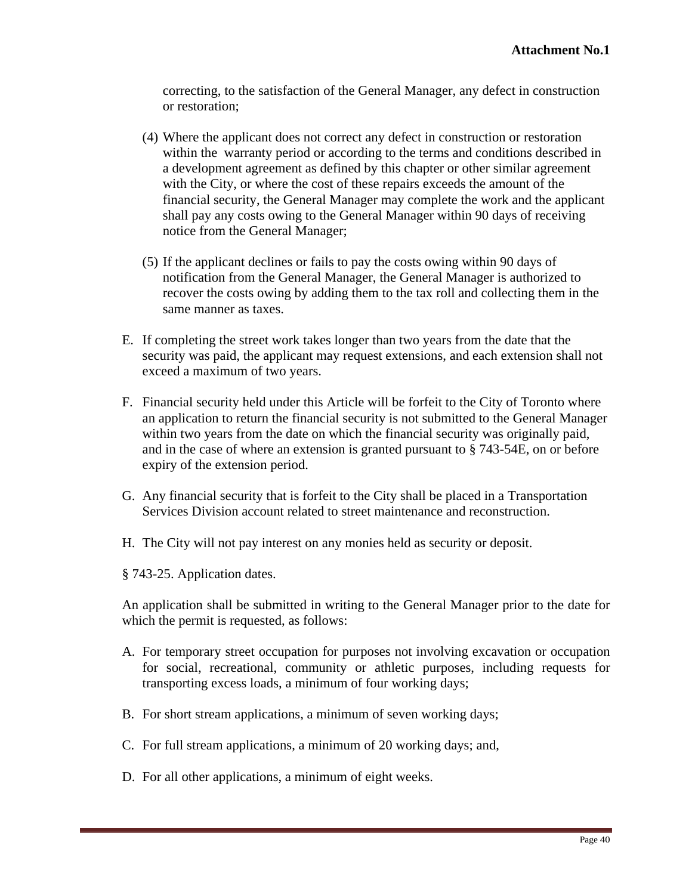correcting, to the satisfaction of the General Manager, any defect in construction or restoration;

(4) Where the applicant does not correct any defect in construction or restoration within the warranty period or according to the terms and conditions described in a development agreement as defined by this chapter or other similar agreement with the City, or where the cost of these repairs exceeds the amount of the financial security, the General Manager may complete the work and the applicant shall pay any costs owing to the General Manager within 90 days of receiving notice from the General Manager;

(5) If the applicant declines or fails to pay the costs owing within 90 days of notification from the General Manager, the General Manager is authorized to recover the costs owing by adding them to the tax roll and collecting them in the same manner as taxes.

E. If completing the street work takes longer than two years from the date that the security was paid, the applicant may request extensions, and each extension shall not exceed a maximum of two years.

F. Financial security held under this Article will be forfeit to the City of Toronto where an application to return the financial security is not submitted to the General Manager within two years from the date on which the financial security was originally paid, and in the case of where an extension is granted pursuant to § 743-54E, on or before expiry of the extension period.

G. Any financial security that is forfeit to the City shall be placed in a Transportation Services Division account related to street maintenance and reconstruction.

H. The City will not pay interest on any monies held as security or deposit.

§ 743-25. Application dates.

An application shall be submitted in writing to the General Manager prior to the date for which the permit is requested, as follows:

A. For temporary street occupation for purposes not involving excavation or occupation for social, recreational, community or athletic purposes, including requests for transporting excess loads, a minimum of four working days;

B. For short stream applications, a minimum of seven working days;

C. For full stream applications, a minimum of 20 working days; and,

D. For all other applications, a minimum of eight weeks.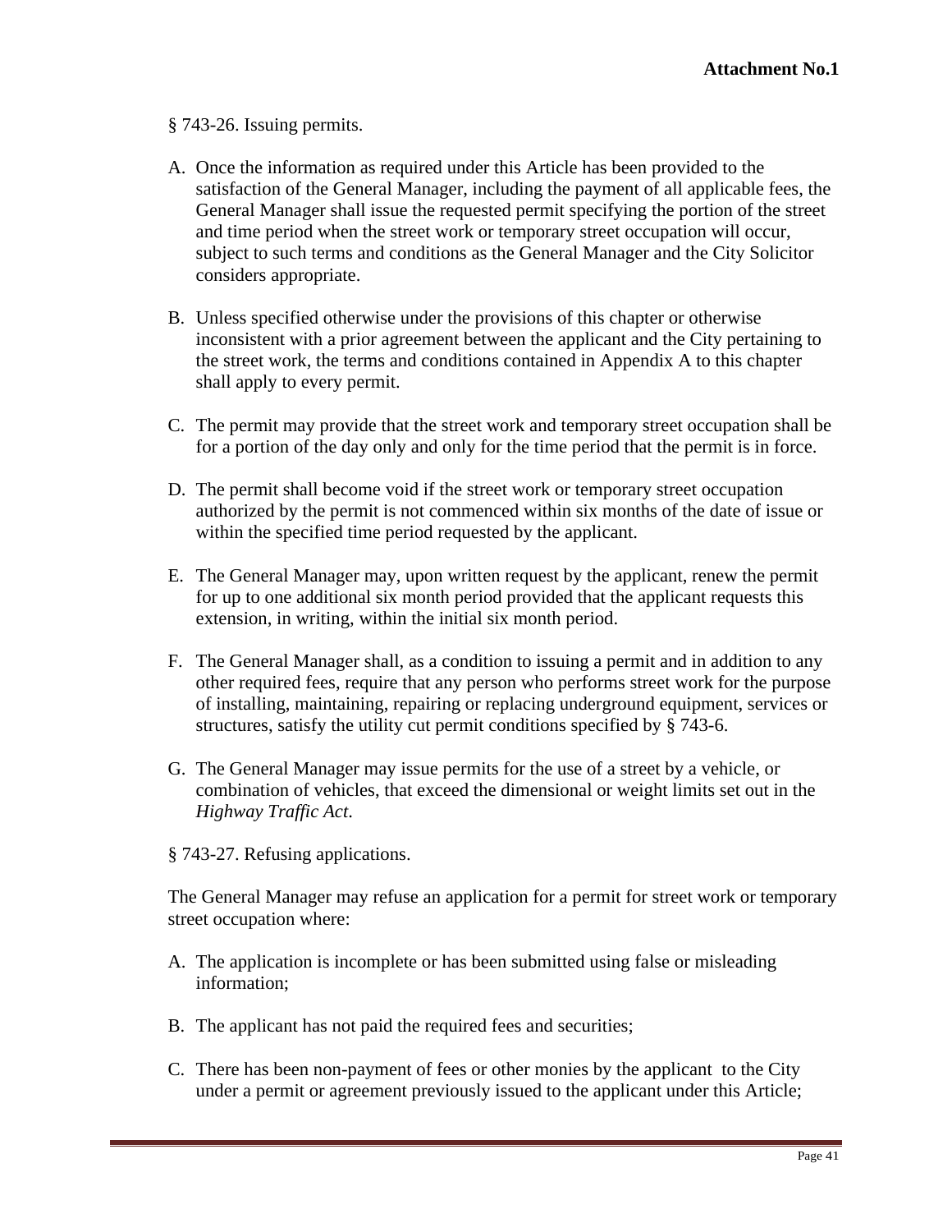**Attachment No.1**

§ 743-26. Issuing permits.

A. Once the information as required under this Article has been provided to the satisfaction of the General Manager, including the payment of all applicable fees, the General Manager shall issue the requested permit specifying the portion of the street and time period when the street work or temporary street occupation will occur, subject to such terms and conditions as the General Manager and the City Solicitor considers appropriate.

B. Unless specified otherwise under the provisions of this chapter or otherwise inconsistent with a prior agreement between the applicant and the City pertaining to the street work, the terms and conditions contained in Appendix A to this chapter shall apply to every permit.

C. The permit may provide that the street work and temporary street occupation shall be for a portion of the day only and only for the time period that the permit is in force.

D. The permit shall become void if the street work or temporary street occupation authorized by the permit is not commenced within six months of the date of issue or within the specified time period requested by the applicant.

E. The General Manager may, upon written request by the applicant, renew the permit for up to one additional six month period provided that the applicant requests this extension, in writing, within the initial six month period.

F. The General Manager shall, as a condition to issuing a permit and in addition to any other required fees, require that any person who performs street work for the purpose of installing, maintaining, repairing or replacing underground equipment, services or structures, satisfy the utility cut permit conditions specified by § 743-6.

G. The General Manager may issue permits for the use of a street by a vehicle, or combination of vehicles, that exceed the dimensional or weight limits set out in the *Highway Traffic Act*.

§ 743-27. Refusing applications.

The General Manager may refuse an application for a permit for street work or temporary street occupation where:

A. The application is incomplete or has been submitted using false or misleading information;

B. The applicant has not paid the required fees and securities;

C. There has been non-payment of fees or other monies by the applicant to the City under a permit or agreement previously issued to the applicant under this Article;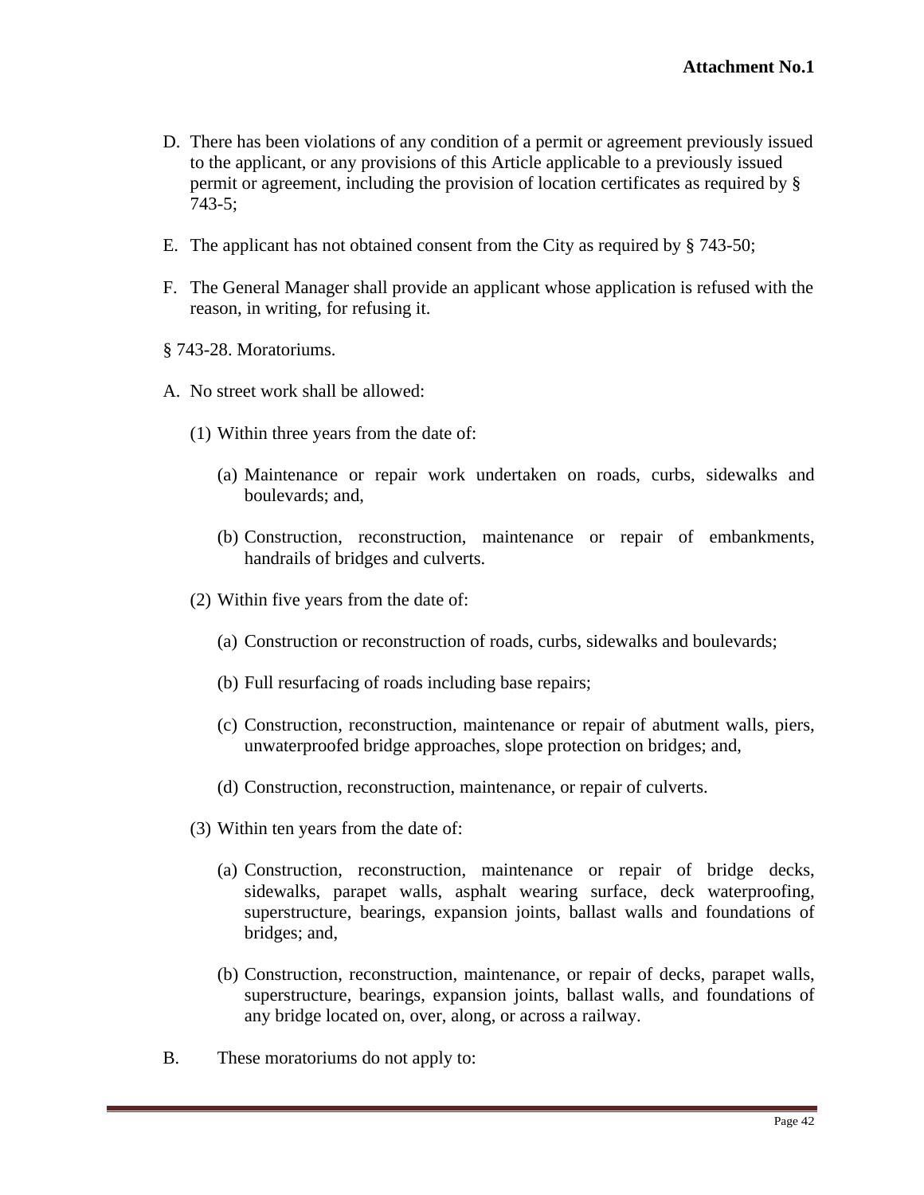D. There has been violations of any condition of a permit or agreement previously issued to the applicant, or any provisions of this Article applicable to a previously issued permit or agreement, including the provision of location certificates as required by § 743-5;

E. The applicant has not obtained consent from the City as required by § 743-50;

F. The General Manager shall provide an applicant whose application is refused with the reason, in writing, for refusing it.

§ 743-28. Moratoriums.

A. No street work shall be allowed:

  (1) Within three years from the date of:

    (a) Maintenance or repair work undertaken on roads, curbs, sidewalks and boulevards; and,

    (b) Construction, reconstruction, maintenance or repair of embankments, handrails of bridges and culverts.

  (2) Within five years from the date of:

    (a) Construction or reconstruction of roads, curbs, sidewalks and boulevards;

    (b) Full resurfacing of roads including base repairs;

    (c) Construction, reconstruction, maintenance or repair of abutment walls, piers, unwaterproofed bridge approaches, slope protection on bridges; and,

    (d) Construction, reconstruction, maintenance, or repair of culverts.

  (3) Within ten years from the date of:

    (a) Construction, reconstruction, maintenance or repair of bridge decks, sidewalks, parapet walls, asphalt wearing surface, deck waterproofing, superstructure, bearings, expansion joints, ballast walls and foundations of bridges; and,

    (b) Construction, reconstruction, maintenance, or repair of decks, parapet walls, superstructure, bearings, expansion joints, ballast walls, and foundations of any bridge located on, over, along, or across a railway.

B. These moratoriums do not apply to: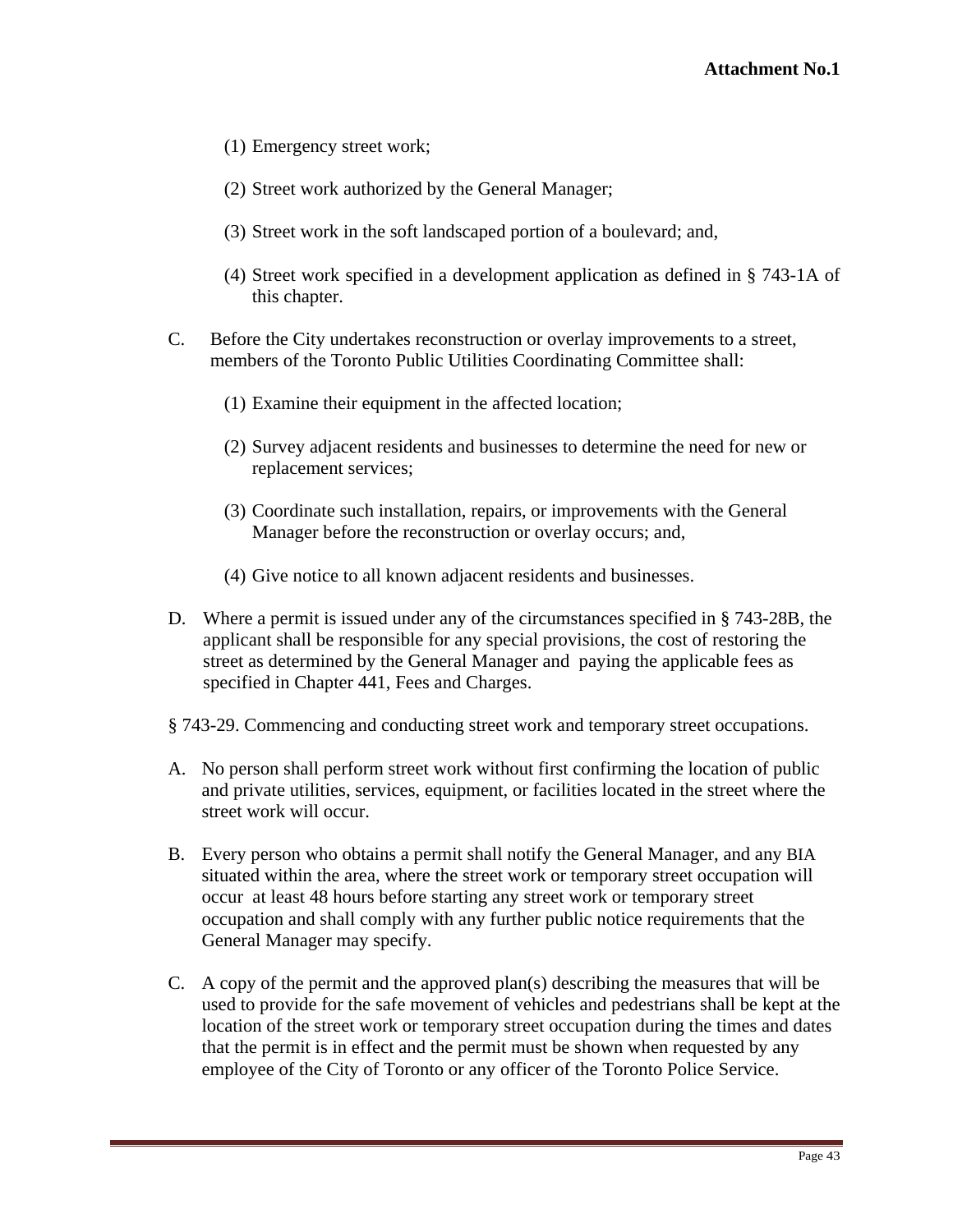(1) Emergency street work;

(2) Street work authorized by the General Manager;

(3) Street work in the soft landscaped portion of a boulevard; and,

(4) Street work specified in a development application as defined in § 743-1A of this chapter.

C. Before the City undertakes reconstruction or overlay improvements to a street, members of the Toronto Public Utilities Coordinating Committee shall:

(1) Examine their equipment in the affected location;

(2) Survey adjacent residents and businesses to determine the need for new or replacement services;

(3) Coordinate such installation, repairs, or improvements with the General Manager before the reconstruction or overlay occurs; and,

(4) Give notice to all known adjacent residents and businesses.

D. Where a permit is issued under any of the circumstances specified in § 743-28B, the applicant shall be responsible for any special provisions, the cost of restoring the street as determined by the General Manager and paying the applicable fees as specified in Chapter 441, Fees and Charges.

§ 743-29. Commencing and conducting street work and temporary street occupations.

A. No person shall perform street work without first confirming the location of public and private utilities, services, equipment, or facilities located in the street where the street work will occur.

B. Every person who obtains a permit shall notify the General Manager, and any BIA situated within the area, where the street work or temporary street occupation will occur at least 48 hours before starting any street work or temporary street occupation and shall comply with any further public notice requirements that the General Manager may specify.

C. A copy of the permit and the approved plan(s) describing the measures that will be used to provide for the safe movement of vehicles and pedestrians shall be kept at the location of the street work or temporary street occupation during the times and dates that the permit is in effect and the permit must be shown when requested by any employee of the City of Toronto or any officer of the Toronto Police Service.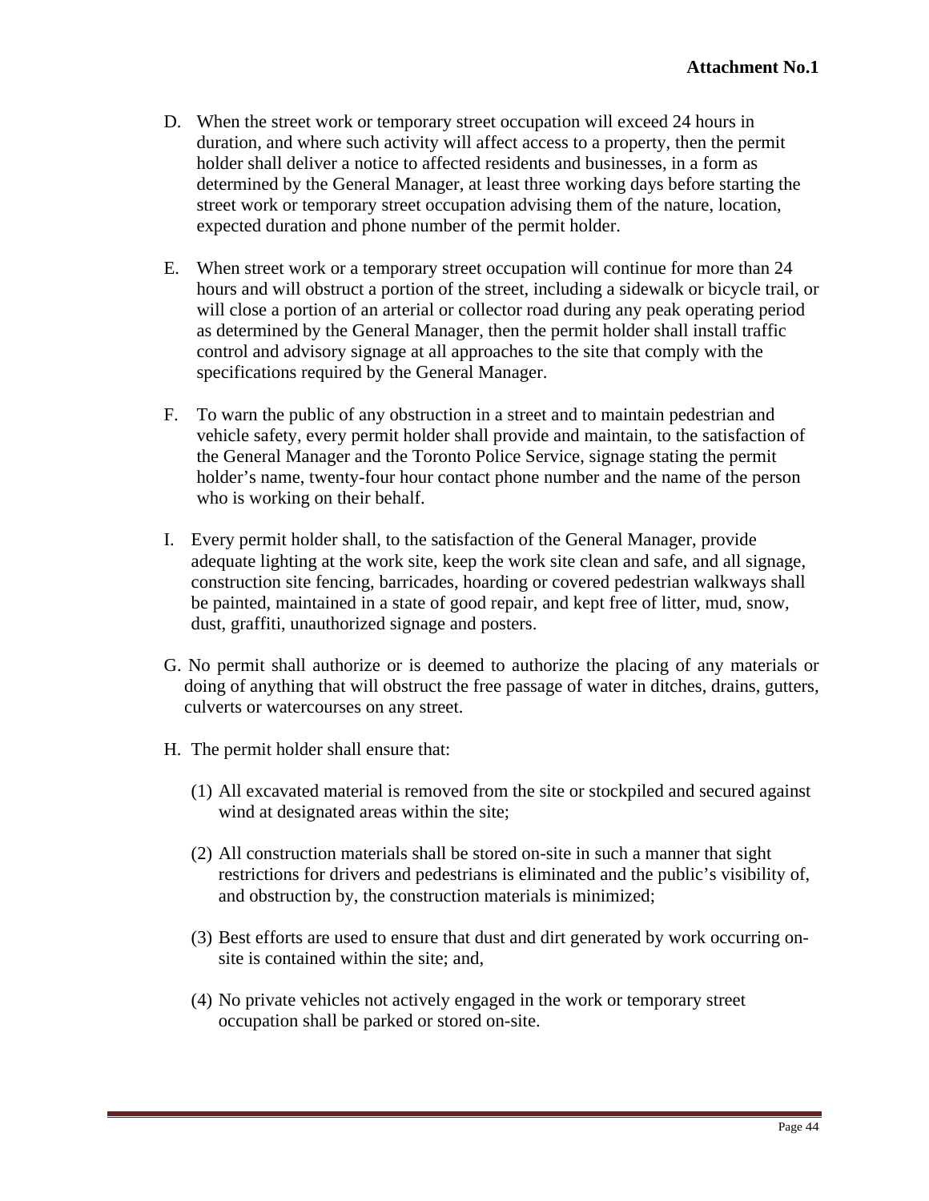**Attachment No.1**

D. When the street work or temporary street occupation will exceed 24 hours in duration, and where such activity will affect access to a property, then the permit holder shall deliver a notice to affected residents and businesses, in a form as determined by the General Manager, at least three working days before starting the street work or temporary street occupation advising them of the nature, location, expected duration and phone number of the permit holder.

E. When street work or a temporary street occupation will continue for more than 24 hours and will obstruct a portion of the street, including a sidewalk or bicycle trail, or will close a portion of an arterial or collector road during any peak operating period as determined by the General Manager, then the permit holder shall install traffic control and advisory signage at all approaches to the site that comply with the specifications required by the General Manager.

F. To warn the public of any obstruction in a street and to maintain pedestrian and vehicle safety, every permit holder shall provide and maintain, to the satisfaction of the General Manager and the Toronto Police Service, signage stating the permit holder's name, twenty-four hour contact phone number and the name of the person who is working on their behalf.

I. Every permit holder shall, to the satisfaction of the General Manager, provide adequate lighting at the work site, keep the work site clean and safe, and all signage, construction site fencing, barricades, hoarding or covered pedestrian walkways shall be painted, maintained in a state of good repair, and kept free of litter, mud, snow, dust, graffiti, unauthorized signage and posters.

G. No permit shall authorize or is deemed to authorize the placing of any materials or doing of anything that will obstruct the free passage of water in ditches, drains, gutters, culverts or watercourses on any street.

H. The permit holder shall ensure that:

(1) All excavated material is removed from the site or stockpiled and secured against wind at designated areas within the site;

(2) All construction materials shall be stored on-site in such a manner that sight restrictions for drivers and pedestrians is eliminated and the public's visibility of, and obstruction by, the construction materials is minimized;

(3) Best efforts are used to ensure that dust and dirt generated by work occurring on-site is contained within the site; and,

(4) No private vehicles not actively engaged in the work or temporary street occupation shall be parked or stored on-site.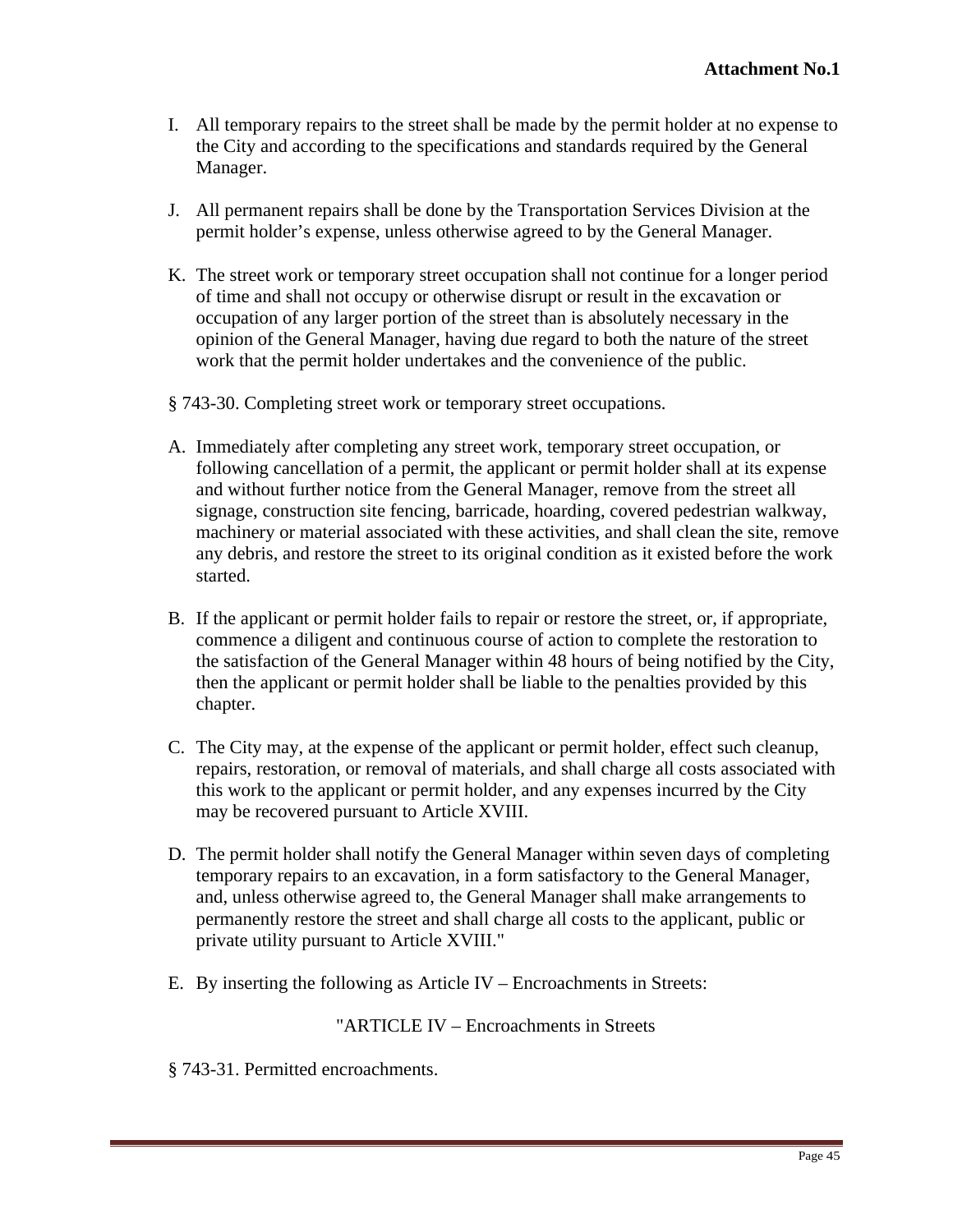**Attachment No.1**

I. All temporary repairs to the street shall be made by the permit holder at no expense to the City and according to the specifications and standards required by the General Manager.

J. All permanent repairs shall be done by the Transportation Services Division at the permit holder's expense, unless otherwise agreed to by the General Manager.

K. The street work or temporary street occupation shall not continue for a longer period of time and shall not occupy or otherwise disrupt or result in the excavation or occupation of any larger portion of the street than is absolutely necessary in the opinion of the General Manager, having due regard to both the nature of the street work that the permit holder undertakes and the convenience of the public.

§ 743-30. Completing street work or temporary street occupations.

A. Immediately after completing any street work, temporary street occupation, or following cancellation of a permit, the applicant or permit holder shall at its expense and without further notice from the General Manager, remove from the street all signage, construction site fencing, barricade, hoarding, covered pedestrian walkway, machinery or material associated with these activities, and shall clean the site, remove any debris, and restore the street to its original condition as it existed before the work started.

B. If the applicant or permit holder fails to repair or restore the street, or, if appropriate, commence a diligent and continuous course of action to complete the restoration to the satisfaction of the General Manager within 48 hours of being notified by the City, then the applicant or permit holder shall be liable to the penalties provided by this chapter.

C. The City may, at the expense of the applicant or permit holder, effect such cleanup, repairs, restoration, or removal of materials, and shall charge all costs associated with this work to the applicant or permit holder, and any expenses incurred by the City may be recovered pursuant to Article XVIII.

D. The permit holder shall notify the General Manager within seven days of completing temporary repairs to an excavation, in a form satisfactory to the General Manager, and, unless otherwise agreed to, the General Manager shall make arrangements to permanently restore the street and shall charge all costs to the applicant, public or private utility pursuant to Article XVIII."

E. By inserting the following as Article IV – Encroachments in Streets:

"ARTICLE IV – Encroachments in Streets

§ 743-31. Permitted encroachments.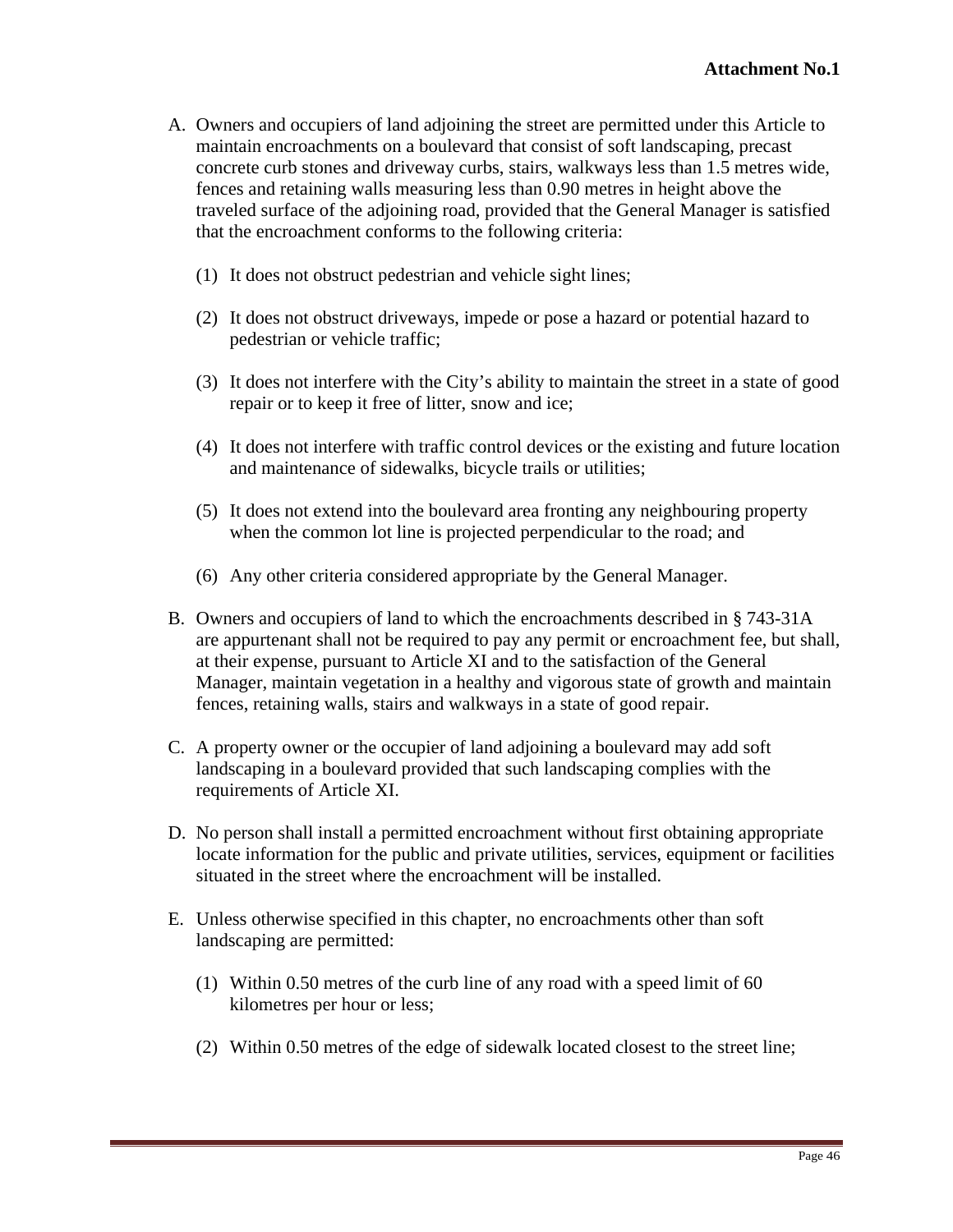**Attachment No.1**

A. Owners and occupiers of land adjoining the street are permitted under this Article to maintain encroachments on a boulevard that consist of soft landscaping, precast concrete curb stones and driveway curbs, stairs, walkways less than 1.5 metres wide, fences and retaining walls measuring less than 0.90 metres in height above the traveled surface of the adjoining road, provided that the General Manager is satisfied that the encroachment conforms to the following criteria:

   (1) It does not obstruct pedestrian and vehicle sight lines;

   (2) It does not obstruct driveways, impede or pose a hazard or potential hazard to pedestrian or vehicle traffic;

   (3) It does not interfere with the City's ability to maintain the street in a state of good repair or to keep it free of litter, snow and ice;

   (4) It does not interfere with traffic control devices or the existing and future location and maintenance of sidewalks, bicycle trails or utilities;

   (5) It does not extend into the boulevard area fronting any neighbouring property when the common lot line is projected perpendicular to the road; and

   (6) Any other criteria considered appropriate by the General Manager.

B. Owners and occupiers of land to which the encroachments described in § 743-31A are appurtenant shall not be required to pay any permit or encroachment fee, but shall, at their expense, pursuant to Article XI and to the satisfaction of the General Manager, maintain vegetation in a healthy and vigorous state of growth and maintain fences, retaining walls, stairs and walkways in a state of good repair.

C. A property owner or the occupier of land adjoining a boulevard may add soft landscaping in a boulevard provided that such landscaping complies with the requirements of Article XI.

D. No person shall install a permitted encroachment without first obtaining appropriate locate information for the public and private utilities, services, equipment or facilities situated in the street where the encroachment will be installed.

E. Unless otherwise specified in this chapter, no encroachments other than soft landscaping are permitted:

   (1) Within 0.50 metres of the curb line of any road with a speed limit of 60 kilometres per hour or less;

   (2) Within 0.50 metres of the edge of sidewalk located closest to the street line;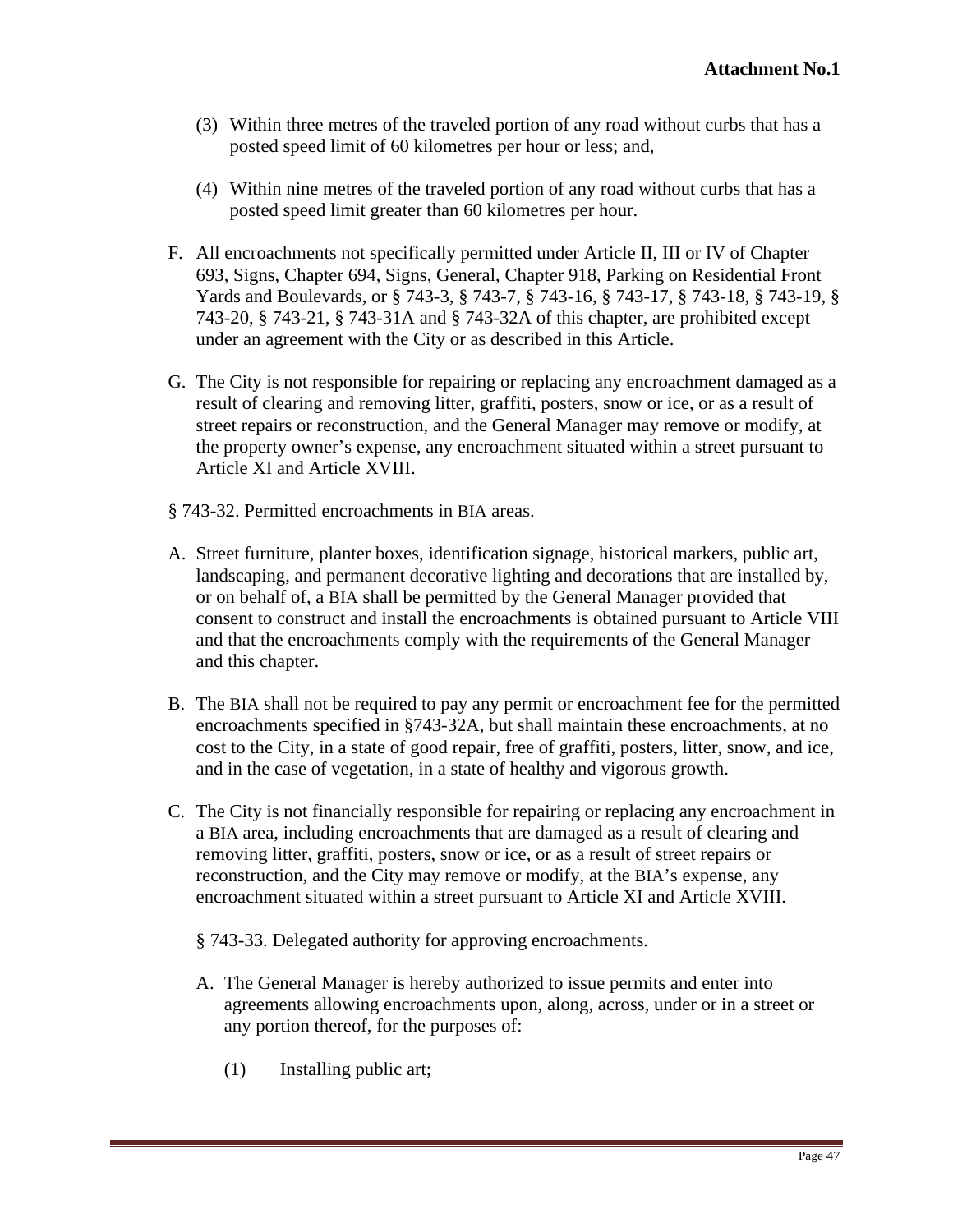(3) Within three metres of the traveled portion of any road without curbs that has a posted speed limit of 60 kilometres per hour or less; and,

(4) Within nine metres of the traveled portion of any road without curbs that has a posted speed limit greater than 60 kilometres per hour.

F. All encroachments not specifically permitted under Article II, III or IV of Chapter 693, Signs, Chapter 694, Signs, General, Chapter 918, Parking on Residential Front Yards and Boulevards, or § 743-3, § 743-7, § 743-16, § 743-17, § 743-18, § 743-19, § 743-20, § 743-21, § 743-31A and § 743-32A of this chapter, are prohibited except under an agreement with the City or as described in this Article.

G. The City is not responsible for repairing or replacing any encroachment damaged as a result of clearing and removing litter, graffiti, posters, snow or ice, or as a result of street repairs or reconstruction, and the General Manager may remove or modify, at the property owner's expense, any encroachment situated within a street pursuant to Article XI and Article XVIII.

§ 743-32. Permitted encroachments in BIA areas.

A. Street furniture, planter boxes, identification signage, historical markers, public art, landscaping, and permanent decorative lighting and decorations that are installed by, or on behalf of, a BIA shall be permitted by the General Manager provided that consent to construct and install the encroachments is obtained pursuant to Article VIII and that the encroachments comply with the requirements of the General Manager and this chapter.

B. The BIA shall not be required to pay any permit or encroachment fee for the permitted encroachments specified in §743-32A, but shall maintain these encroachments, at no cost to the City, in a state of good repair, free of graffiti, posters, litter, snow, and ice, and in the case of vegetation, in a state of healthy and vigorous growth.

C. The City is not financially responsible for repairing or replacing any encroachment in a BIA area, including encroachments that are damaged as a result of clearing and removing litter, graffiti, posters, snow or ice, or as a result of street repairs or reconstruction, and the City may remove or modify, at the BIA's expense, any encroachment situated within a street pursuant to Article XI and Article XVIII.

§ 743-33. Delegated authority for approving encroachments.

A. The General Manager is hereby authorized to issue permits and enter into agreements allowing encroachments upon, along, across, under or in a street or any portion thereof, for the purposes of:

(1) Installing public art;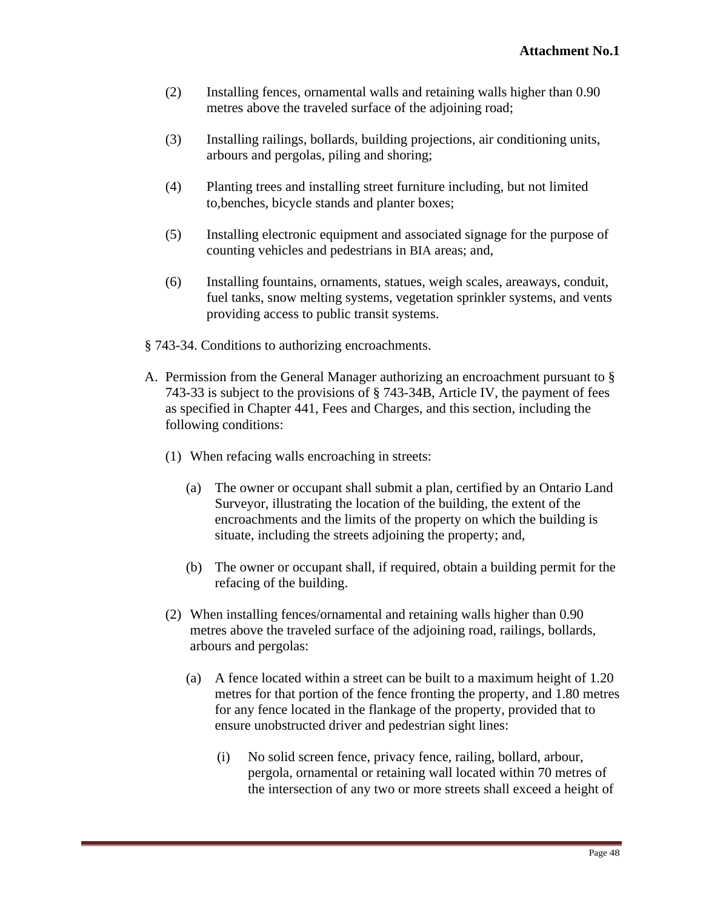(2) Installing fences, ornamental walls and retaining walls higher than 0.90 metres above the traveled surface of the adjoining road;

(3) Installing railings, bollards, building projections, air conditioning units, arbours and pergolas, piling and shoring;

(4) Planting trees and installing street furniture including, but not limited to,benches, bicycle stands and planter boxes;

(5) Installing electronic equipment and associated signage for the purpose of counting vehicles and pedestrians in BIA areas; and,

(6) Installing fountains, ornaments, statues, weigh scales, areaways, conduit, fuel tanks, snow melting systems, vegetation sprinkler systems, and vents providing access to public transit systems.

§ 743-34. Conditions to authorizing encroachments.

A. Permission from the General Manager authorizing an encroachment pursuant to § 743-33 is subject to the provisions of § 743-34B, Article IV, the payment of fees as specified in Chapter 441, Fees and Charges, and this section, including the following conditions:

(1) When refacing walls encroaching in streets:

(a) The owner or occupant shall submit a plan, certified by an Ontario Land Surveyor, illustrating the location of the building, the extent of the encroachments and the limits of the property on which the building is situate, including the streets adjoining the property; and,

(b) The owner or occupant shall, if required, obtain a building permit for the refacing of the building.

(2) When installing fences/ornamental and retaining walls higher than 0.90 metres above the traveled surface of the adjoining road, railings, bollards, arbours and pergolas:

(a) A fence located within a street can be built to a maximum height of 1.20 metres for that portion of the fence fronting the property, and 1.80 metres for any fence located in the flankage of the property, provided that to ensure unobstructed driver and pedestrian sight lines:

(i) No solid screen fence, privacy fence, railing, bollard, arbour, pergola, ornamental or retaining wall located within 70 metres of the intersection of any two or more streets shall exceed a height of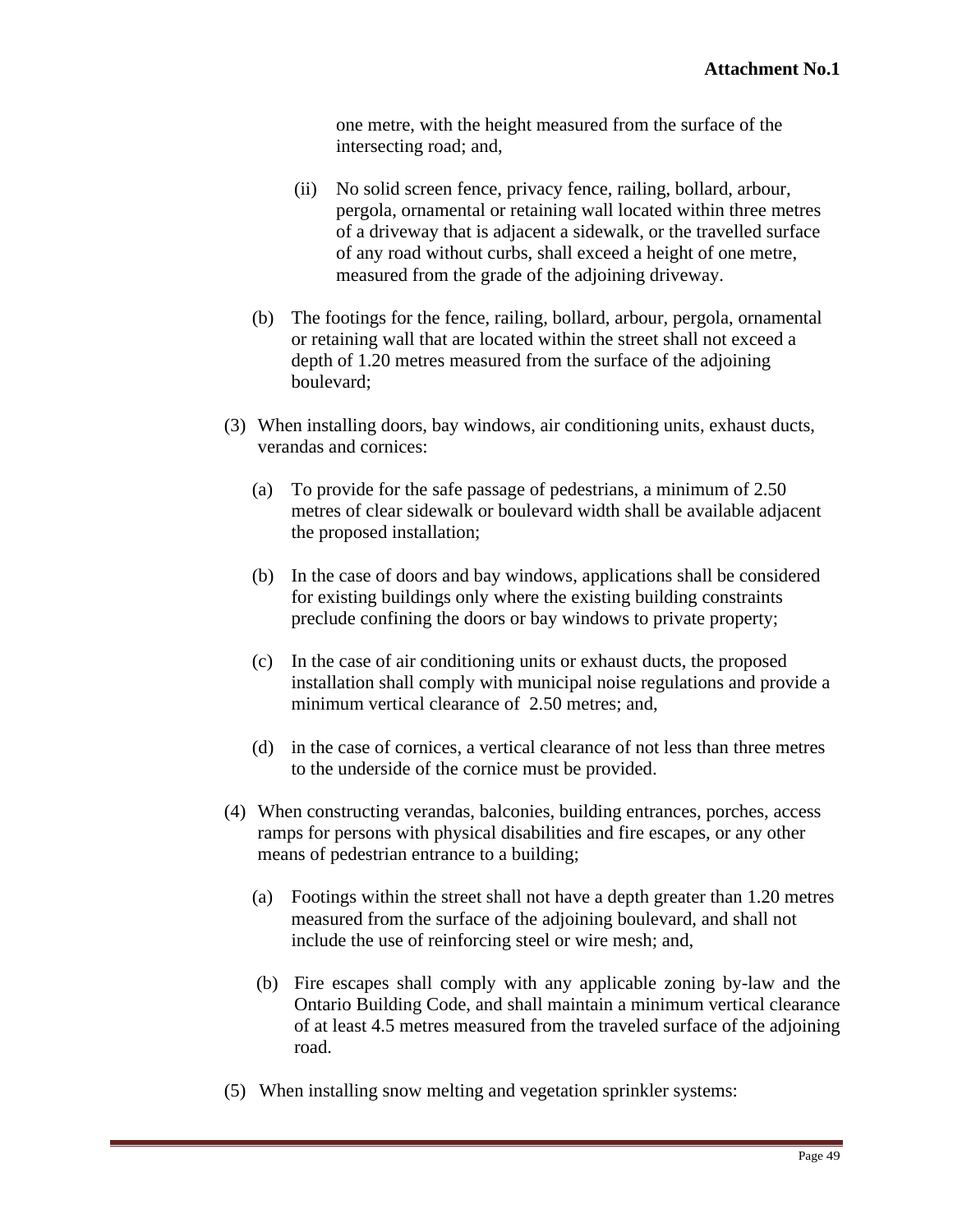one metre, with the height measured from the surface of the intersecting road; and,

(ii) No solid screen fence, privacy fence, railing, bollard, arbour, pergola, ornamental or retaining wall located within three metres of a driveway that is adjacent a sidewalk, or the travelled surface of any road without curbs, shall exceed a height of one metre, measured from the grade of the adjoining driveway.

(b) The footings for the fence, railing, bollard, arbour, pergola, ornamental or retaining wall that are located within the street shall not exceed a depth of 1.20 metres measured from the surface of the adjoining boulevard;

(3) When installing doors, bay windows, air conditioning units, exhaust ducts, verandas and cornices:

(a) To provide for the safe passage of pedestrians, a minimum of 2.50 metres of clear sidewalk or boulevard width shall be available adjacent the proposed installation;

(b) In the case of doors and bay windows, applications shall be considered for existing buildings only where the existing building constraints preclude confining the doors or bay windows to private property;

(c) In the case of air conditioning units or exhaust ducts, the proposed installation shall comply with municipal noise regulations and provide a minimum vertical clearance of 2.50 metres; and,

(d) in the case of cornices, a vertical clearance of not less than three metres to the underside of the cornice must be provided.

(4) When constructing verandas, balconies, building entrances, porches, access ramps for persons with physical disabilities and fire escapes, or any other means of pedestrian entrance to a building;

(a) Footings within the street shall not have a depth greater than 1.20 metres measured from the surface of the adjoining boulevard, and shall not include the use of reinforcing steel or wire mesh; and,

(b) Fire escapes shall comply with any applicable zoning by-law and the Ontario Building Code, and shall maintain a minimum vertical clearance of at least 4.5 metres measured from the traveled surface of the adjoining road.

(5) When installing snow melting and vegetation sprinkler systems: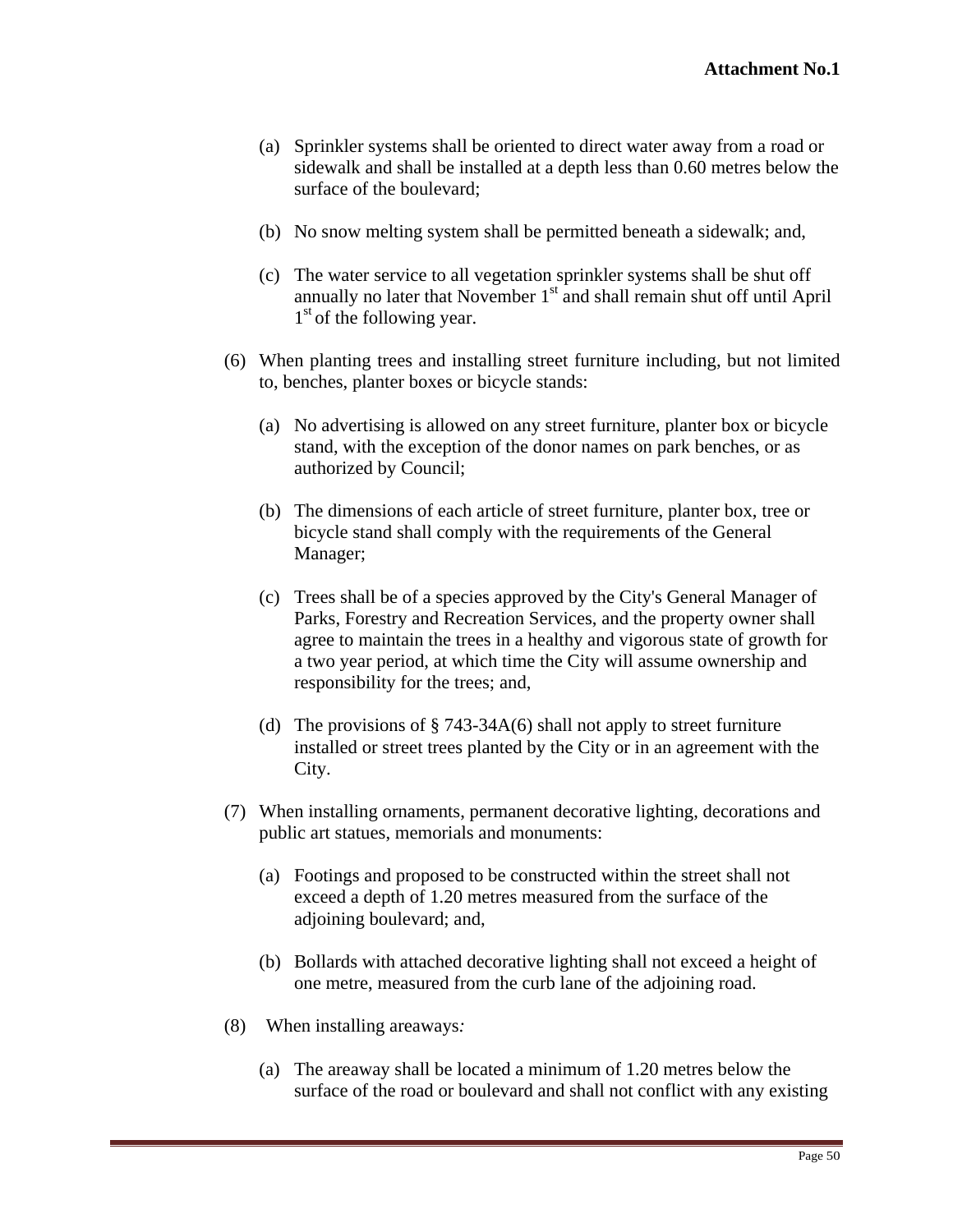(a) Sprinkler systems shall be oriented to direct water away from a road or sidewalk and shall be installed at a depth less than 0.60 metres below the surface of the boulevard;

(b) No snow melting system shall be permitted beneath a sidewalk; and,

(c) The water service to all vegetation sprinkler systems shall be shut off annually no later that November 1st and shall remain shut off until April 1st of the following year.

(6) When planting trees and installing street furniture including, but not limited to, benches, planter boxes or bicycle stands:

(a) No advertising is allowed on any street furniture, planter box or bicycle stand, with the exception of the donor names on park benches, or as authorized by Council;

(b) The dimensions of each article of street furniture, planter box, tree or bicycle stand shall comply with the requirements of the General Manager;

(c) Trees shall be of a species approved by the City's General Manager of Parks, Forestry and Recreation Services, and the property owner shall agree to maintain the trees in a healthy and vigorous state of growth for a two year period, at which time the City will assume ownership and responsibility for the trees; and,

(d) The provisions of § 743-34A(6) shall not apply to street furniture installed or street trees planted by the City or in an agreement with the City.

(7) When installing ornaments, permanent decorative lighting, decorations and public art statues, memorials and monuments:

(a) Footings and proposed to be constructed within the street shall not exceed a depth of 1.20 metres measured from the surface of the adjoining boulevard; and,

(b) Bollards with attached decorative lighting shall not exceed a height of one metre, measured from the curb lane of the adjoining road.

(8) When installing areaways*:*

(a) The areaway shall be located a minimum of 1.20 metres below the surface of the road or boulevard and shall not conflict with any existing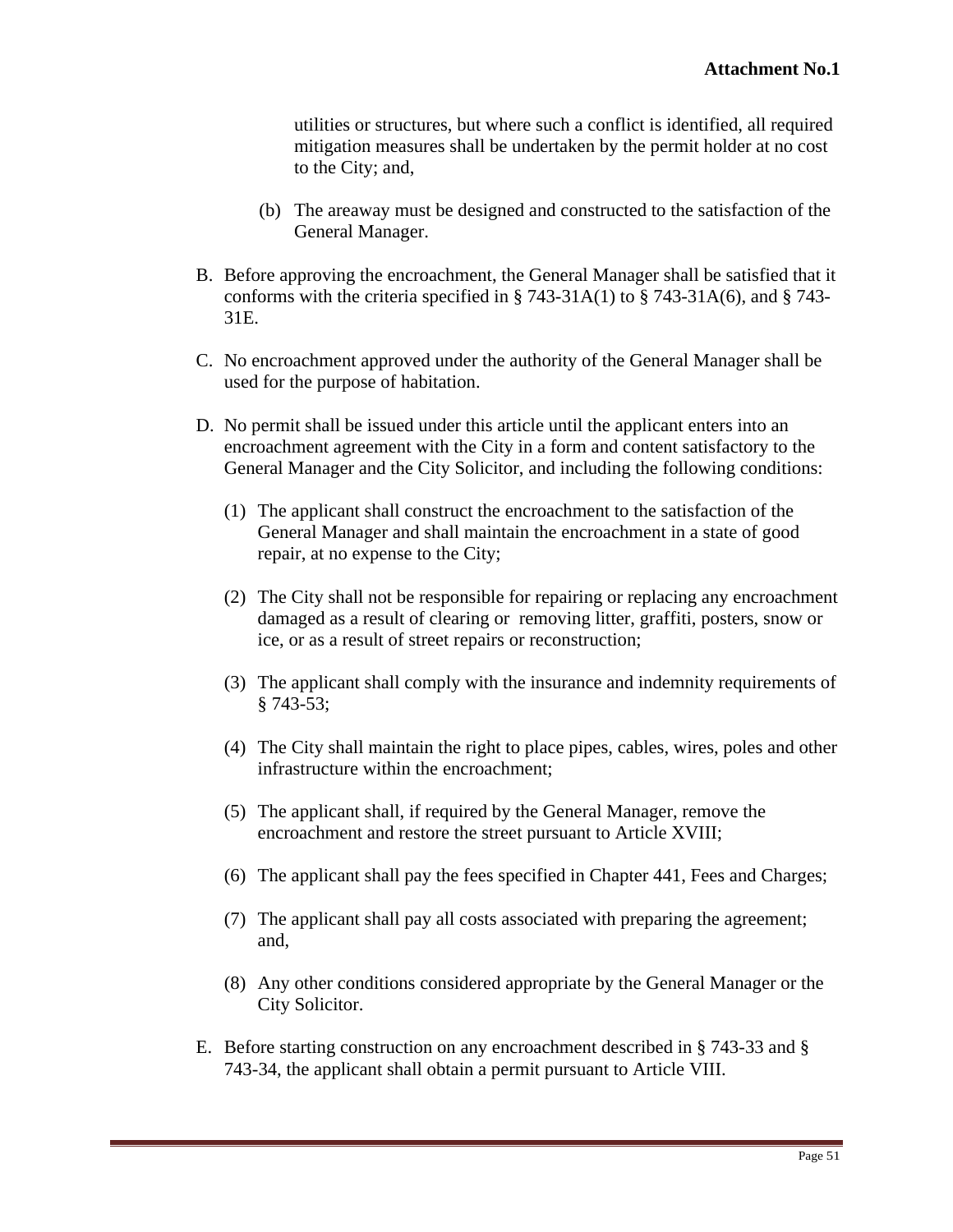utilities or structures, but where such a conflict is identified, all required mitigation measures shall be undertaken by the permit holder at no cost to the City; and,

(b) The areaway must be designed and constructed to the satisfaction of the General Manager.

B. Before approving the encroachment, the General Manager shall be satisfied that it conforms with the criteria specified in § 743-31A(1) to § 743-31A(6), and § 743-31E.

C. No encroachment approved under the authority of the General Manager shall be used for the purpose of habitation.

D. No permit shall be issued under this article until the applicant enters into an encroachment agreement with the City in a form and content satisfactory to the General Manager and the City Solicitor, and including the following conditions:

(1) The applicant shall construct the encroachment to the satisfaction of the General Manager and shall maintain the encroachment in a state of good repair, at no expense to the City;

(2) The City shall not be responsible for repairing or replacing any encroachment damaged as a result of clearing or removing litter, graffiti, posters, snow or ice, or as a result of street repairs or reconstruction;

(3) The applicant shall comply with the insurance and indemnity requirements of § 743-53;

(4) The City shall maintain the right to place pipes, cables, wires, poles and other infrastructure within the encroachment;

(5) The applicant shall, if required by the General Manager, remove the encroachment and restore the street pursuant to Article XVIII;

(6) The applicant shall pay the fees specified in Chapter 441, Fees and Charges;

(7) The applicant shall pay all costs associated with preparing the agreement; and,

(8) Any other conditions considered appropriate by the General Manager or the City Solicitor.

E. Before starting construction on any encroachment described in § 743-33 and § 743-34, the applicant shall obtain a permit pursuant to Article VIII.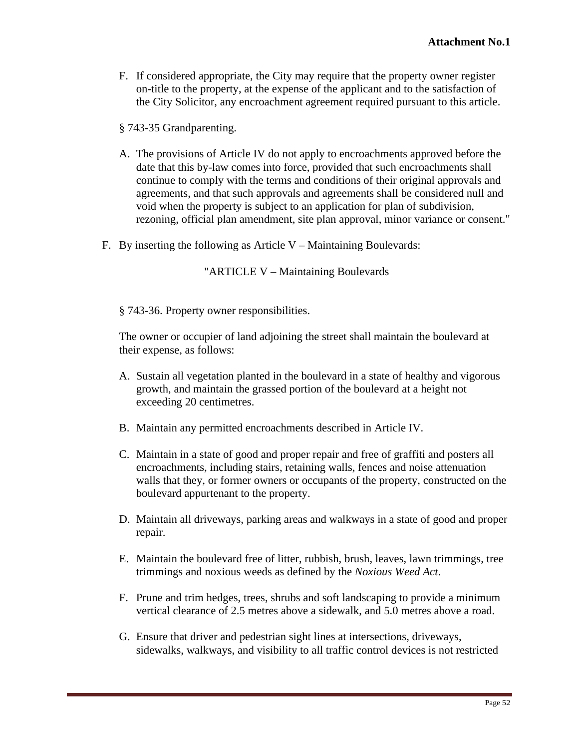**Attachment No.1**

F. If considered appropriate, the City may require that the property owner register on-title to the property, at the expense of the applicant and to the satisfaction of the City Solicitor, any encroachment agreement required pursuant to this article.

§ 743-35 Grandparenting.

A. The provisions of Article IV do not apply to encroachments approved before the date that this by-law comes into force, provided that such encroachments shall continue to comply with the terms and conditions of their original approvals and agreements, and that such approvals and agreements shall be considered null and void when the property is subject to an application for plan of subdivision, rezoning, official plan amendment, site plan approval, minor variance or consent."

F. By inserting the following as Article V – Maintaining Boulevards:

"ARTICLE V – Maintaining Boulevards

§ 743-36. Property owner responsibilities.

The owner or occupier of land adjoining the street shall maintain the boulevard at their expense, as follows:

A. Sustain all vegetation planted in the boulevard in a state of healthy and vigorous growth, and maintain the grassed portion of the boulevard at a height not exceeding 20 centimetres.

B. Maintain any permitted encroachments described in Article IV.

C. Maintain in a state of good and proper repair and free of graffiti and posters all encroachments, including stairs, retaining walls, fences and noise attenuation walls that they, or former owners or occupants of the property, constructed on the boulevard appurtenant to the property.

D. Maintain all driveways, parking areas and walkways in a state of good and proper repair.

E. Maintain the boulevard free of litter, rubbish, brush, leaves, lawn trimmings, tree trimmings and noxious weeds as defined by the *Noxious Weed Act*.

F. Prune and trim hedges, trees, shrubs and soft landscaping to provide a minimum vertical clearance of 2.5 metres above a sidewalk, and 5.0 metres above a road.

G. Ensure that driver and pedestrian sight lines at intersections, driveways, sidewalks, walkways, and visibility to all traffic control devices is not restricted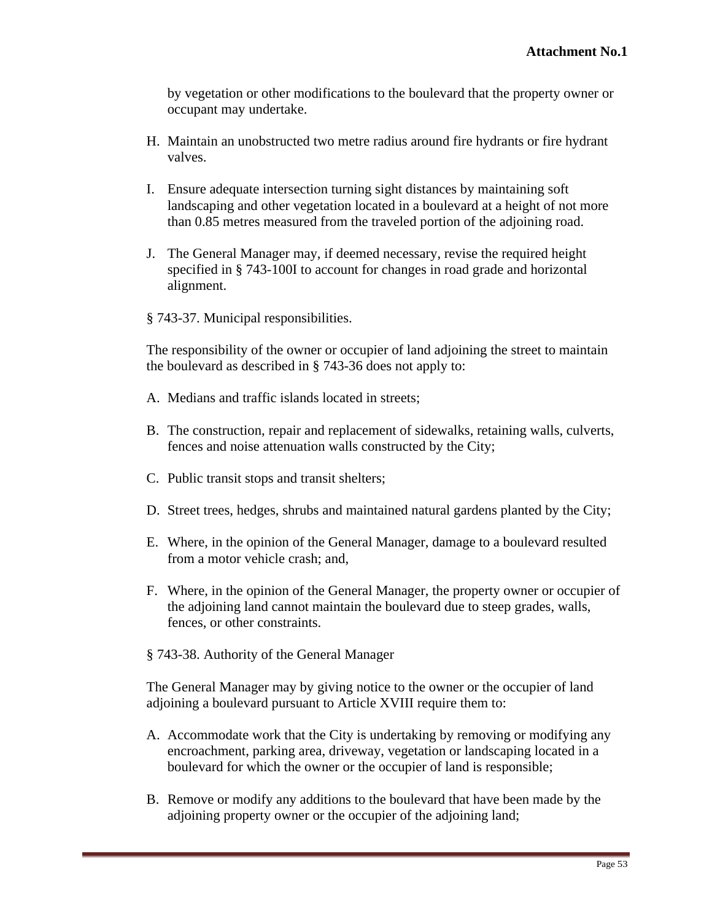by vegetation or other modifications to the boulevard that the property owner or occupant may undertake.

H. Maintain an unobstructed two metre radius around fire hydrants or fire hydrant valves.

I. Ensure adequate intersection turning sight distances by maintaining soft landscaping and other vegetation located in a boulevard at a height of not more than 0.85 metres measured from the traveled portion of the adjoining road.

J. The General Manager may, if deemed necessary, revise the required height specified in § 743-100I to account for changes in road grade and horizontal alignment.

§ 743-37. Municipal responsibilities.

The responsibility of the owner or occupier of land adjoining the street to maintain the boulevard as described in § 743-36 does not apply to:

A. Medians and traffic islands located in streets;

B. The construction, repair and replacement of sidewalks, retaining walls, culverts, fences and noise attenuation walls constructed by the City;

C. Public transit stops and transit shelters;

D. Street trees, hedges, shrubs and maintained natural gardens planted by the City;

E. Where, in the opinion of the General Manager, damage to a boulevard resulted from a motor vehicle crash; and,

F. Where, in the opinion of the General Manager, the property owner or occupier of the adjoining land cannot maintain the boulevard due to steep grades, walls, fences, or other constraints.

§ 743-38. Authority of the General Manager

The General Manager may by giving notice to the owner or the occupier of land adjoining a boulevard pursuant to Article XVIII require them to:

A. Accommodate work that the City is undertaking by removing or modifying any encroachment, parking area, driveway, vegetation or landscaping located in a boulevard for which the owner or the occupier of land is responsible;

B. Remove or modify any additions to the boulevard that have been made by the adjoining property owner or the occupier of the adjoining land;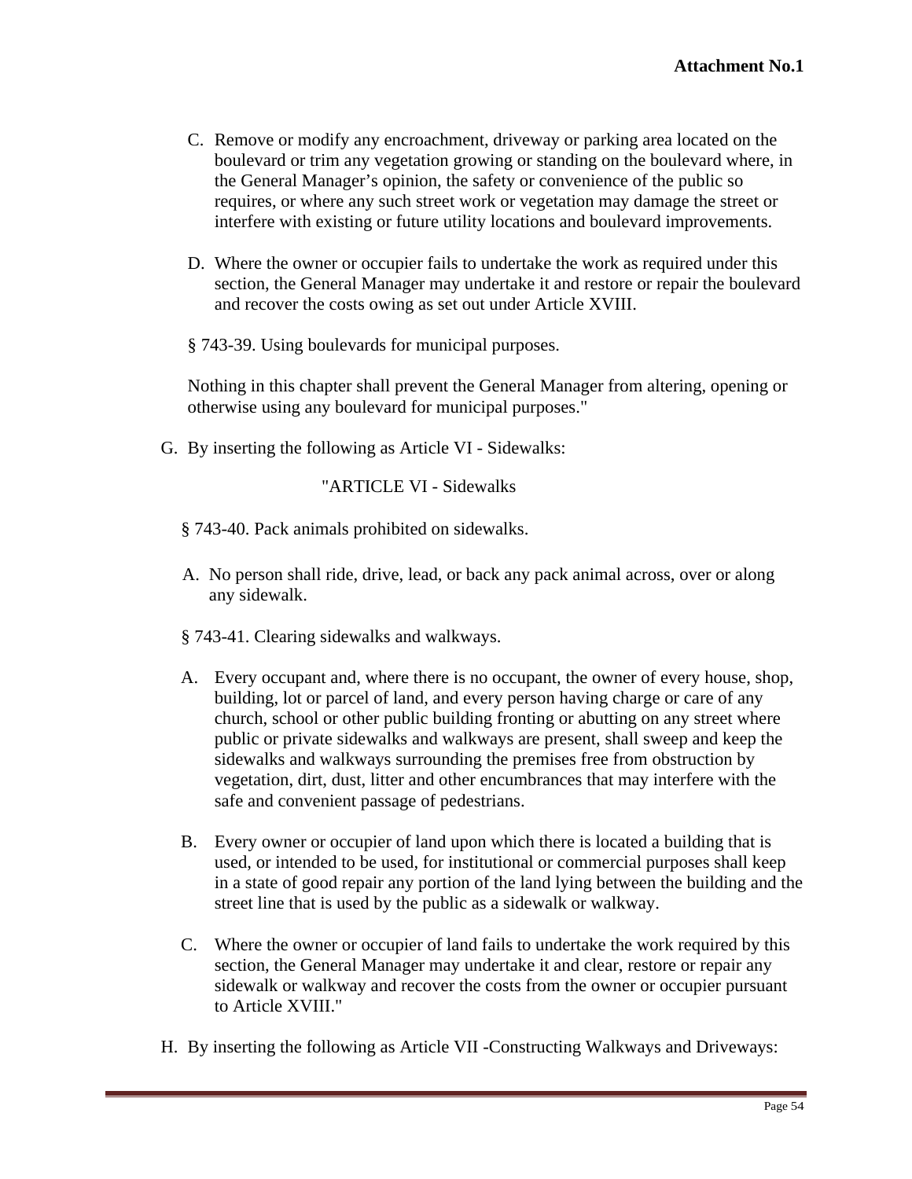**Attachment No.1**

C. Remove or modify any encroachment, driveway or parking area located on the boulevard or trim any vegetation growing or standing on the boulevard where, in the General Manager's opinion, the safety or convenience of the public so requires, or where any such street work or vegetation may damage the street or interfere with existing or future utility locations and boulevard improvements.

D. Where the owner or occupier fails to undertake the work as required under this section, the General Manager may undertake it and restore or repair the boulevard and recover the costs owing as set out under Article XVIII.

§ 743-39. Using boulevards for municipal purposes.

Nothing in this chapter shall prevent the General Manager from altering, opening or otherwise using any boulevard for municipal purposes."

G. By inserting the following as Article VI - Sidewalks:

"ARTICLE VI - Sidewalks

§ 743-40. Pack animals prohibited on sidewalks.

A. No person shall ride, drive, lead, or back any pack animal across, over or along any sidewalk.

§ 743-41. Clearing sidewalks and walkways.

A. Every occupant and, where there is no occupant, the owner of every house, shop, building, lot or parcel of land, and every person having charge or care of any church, school or other public building fronting or abutting on any street where public or private sidewalks and walkways are present, shall sweep and keep the sidewalks and walkways surrounding the premises free from obstruction by vegetation, dirt, dust, litter and other encumbrances that may interfere with the safe and convenient passage of pedestrians.

B. Every owner or occupier of land upon which there is located a building that is used, or intended to be used, for institutional or commercial purposes shall keep in a state of good repair any portion of the land lying between the building and the street line that is used by the public as a sidewalk or walkway.

C. Where the owner or occupier of land fails to undertake the work required by this section, the General Manager may undertake it and clear, restore or repair any sidewalk or walkway and recover the costs from the owner or occupier pursuant to Article XVIII."

H. By inserting the following as Article VII -Constructing Walkways and Driveways: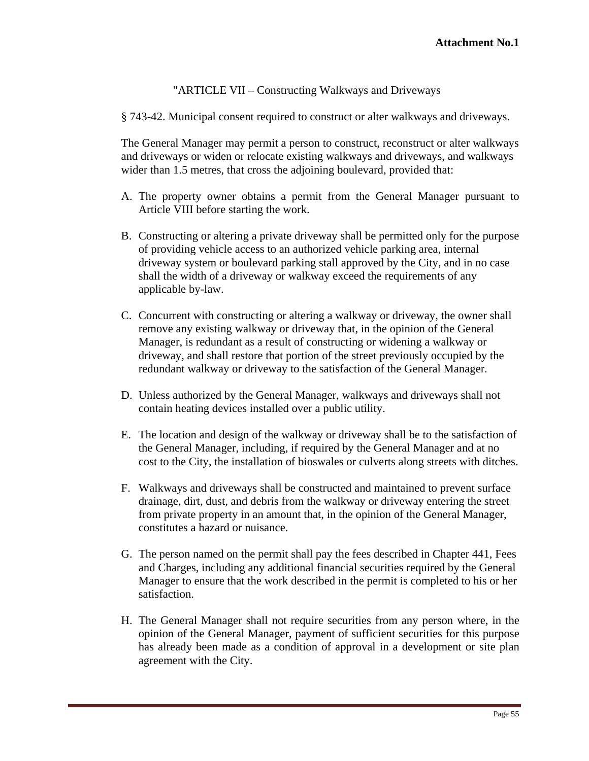**Attachment No.1**

"ARTICLE VII – Constructing Walkways and Driveways

§ 743-42. Municipal consent required to construct or alter walkways and driveways.

The General Manager may permit a person to construct, reconstruct or alter walkways and driveways or widen or relocate existing walkways and driveways, and walkways wider than 1.5 metres, that cross the adjoining boulevard, provided that:

A. The property owner obtains a permit from the General Manager pursuant to Article VIII before starting the work.

B. Constructing or altering a private driveway shall be permitted only for the purpose of providing vehicle access to an authorized vehicle parking area, internal driveway system or boulevard parking stall approved by the City, and in no case shall the width of a driveway or walkway exceed the requirements of any applicable by-law.

C. Concurrent with constructing or altering a walkway or driveway, the owner shall remove any existing walkway or driveway that, in the opinion of the General Manager, is redundant as a result of constructing or widening a walkway or driveway, and shall restore that portion of the street previously occupied by the redundant walkway or driveway to the satisfaction of the General Manager.

D. Unless authorized by the General Manager, walkways and driveways shall not contain heating devices installed over a public utility.

E. The location and design of the walkway or driveway shall be to the satisfaction of the General Manager, including, if required by the General Manager and at no cost to the City, the installation of bioswales or culverts along streets with ditches.

F. Walkways and driveways shall be constructed and maintained to prevent surface drainage, dirt, dust, and debris from the walkway or driveway entering the street from private property in an amount that, in the opinion of the General Manager, constitutes a hazard or nuisance.

G. The person named on the permit shall pay the fees described in Chapter 441, Fees and Charges, including any additional financial securities required by the General Manager to ensure that the work described in the permit is completed to his or her satisfaction.

H. The General Manager shall not require securities from any person where, in the opinion of the General Manager, payment of sufficient securities for this purpose has already been made as a condition of approval in a development or site plan agreement with the City.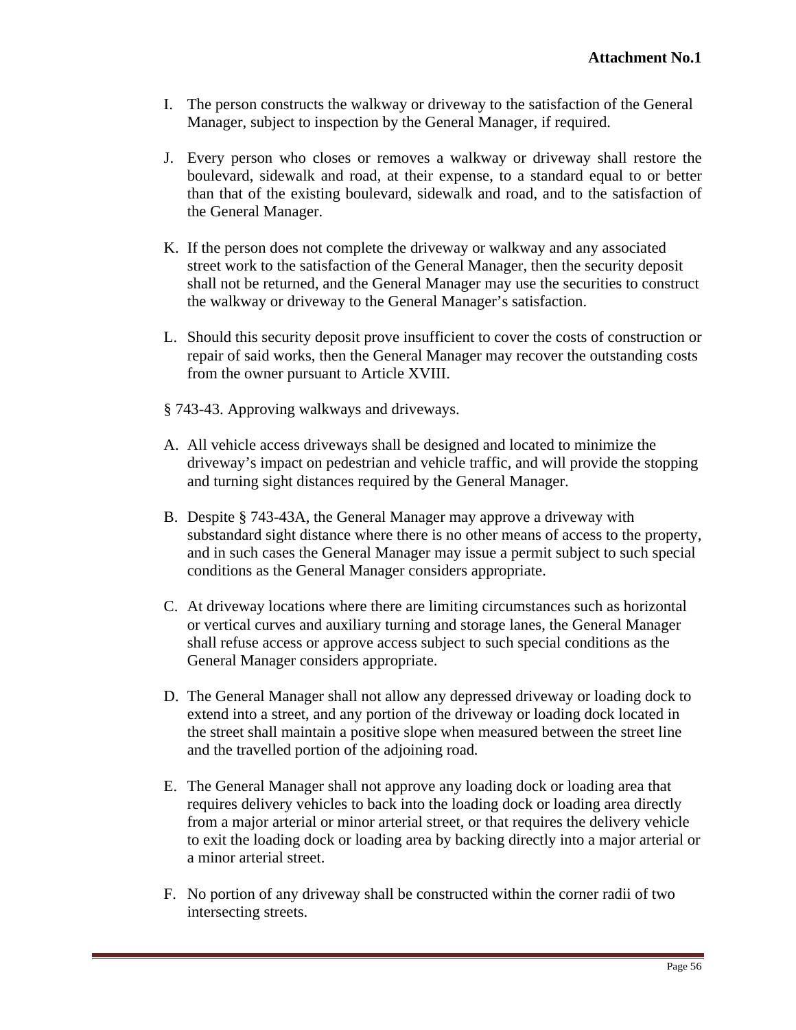I. The person constructs the walkway or driveway to the satisfaction of the General Manager, subject to inspection by the General Manager, if required.

J. Every person who closes or removes a walkway or driveway shall restore the boulevard, sidewalk and road, at their expense, to a standard equal to or better than that of the existing boulevard, sidewalk and road, and to the satisfaction of the General Manager.

K. If the person does not complete the driveway or walkway and any associated street work to the satisfaction of the General Manager, then the security deposit shall not be returned, and the General Manager may use the securities to construct the walkway or driveway to the General Manager's satisfaction.

L. Should this security deposit prove insufficient to cover the costs of construction or repair of said works, then the General Manager may recover the outstanding costs from the owner pursuant to Article XVIII.

§ 743-43. Approving walkways and driveways.

A. All vehicle access driveways shall be designed and located to minimize the driveway's impact on pedestrian and vehicle traffic, and will provide the stopping and turning sight distances required by the General Manager.

B. Despite § 743-43A, the General Manager may approve a driveway with substandard sight distance where there is no other means of access to the property, and in such cases the General Manager may issue a permit subject to such special conditions as the General Manager considers appropriate.

C. At driveway locations where there are limiting circumstances such as horizontal or vertical curves and auxiliary turning and storage lanes, the General Manager shall refuse access or approve access subject to such special conditions as the General Manager considers appropriate.

D. The General Manager shall not allow any depressed driveway or loading dock to extend into a street, and any portion of the driveway or loading dock located in the street shall maintain a positive slope when measured between the street line and the travelled portion of the adjoining road.

E. The General Manager shall not approve any loading dock or loading area that requires delivery vehicles to back into the loading dock or loading area directly from a major arterial or minor arterial street, or that requires the delivery vehicle to exit the loading dock or loading area by backing directly into a major arterial or a minor arterial street.

F. No portion of any driveway shall be constructed within the corner radii of two intersecting streets.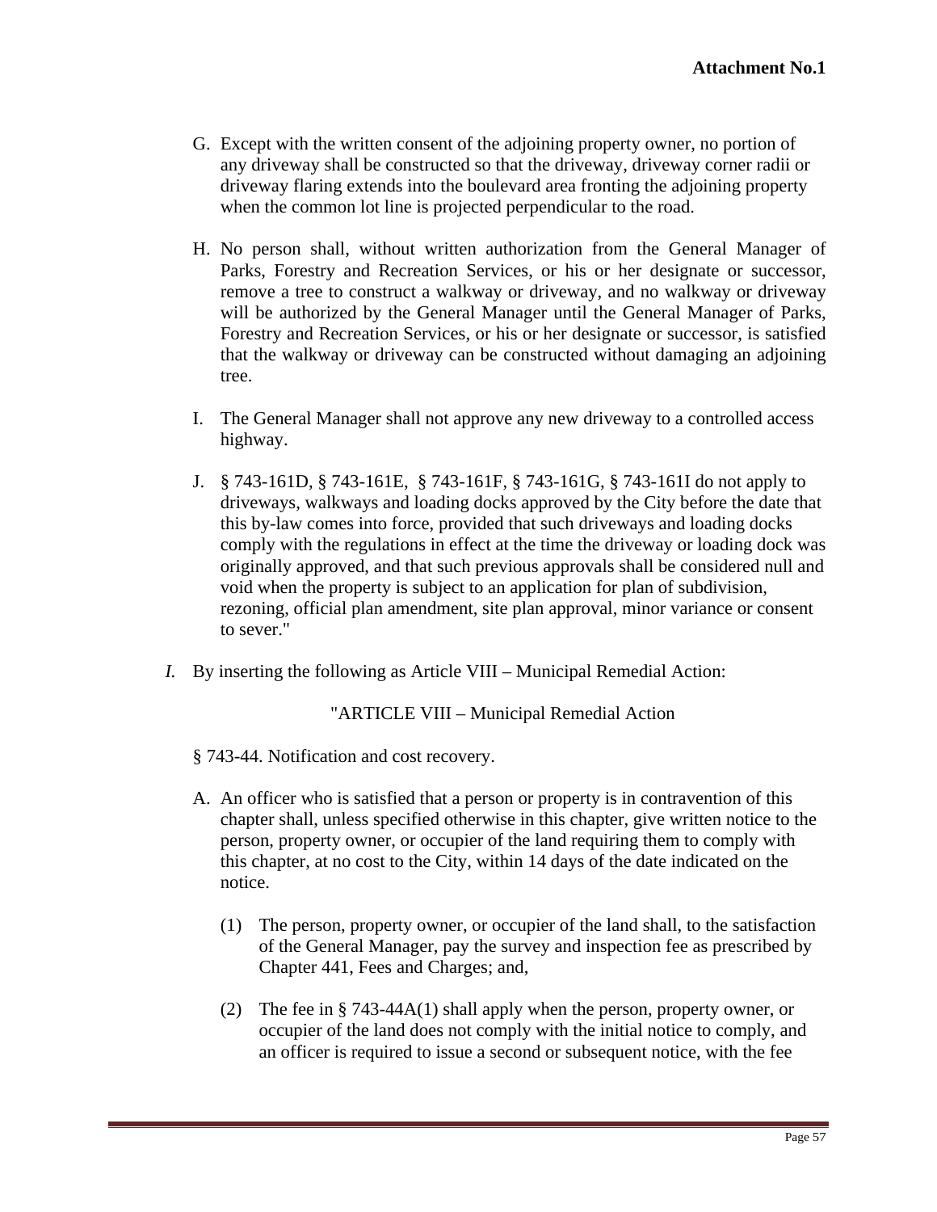**Attachment No.1**

G. Except with the written consent of the adjoining property owner, no portion of any driveway shall be constructed so that the driveway, driveway corner radii or driveway flaring extends into the boulevard area fronting the adjoining property when the common lot line is projected perpendicular to the road.

H. No person shall, without written authorization from the General Manager of Parks, Forestry and Recreation Services, or his or her designate or successor, remove a tree to construct a walkway or driveway, and no walkway or driveway will be authorized by the General Manager until the General Manager of Parks, Forestry and Recreation Services, or his or her designate or successor, is satisfied that the walkway or driveway can be constructed without damaging an adjoining tree.

I. The General Manager shall not approve any new driveway to a controlled access highway.

J. § 743-161D, § 743-161E, § 743-161F, § 743-161G, § 743-161I do not apply to driveways, walkways and loading docks approved by the City before the date that this by-law comes into force, provided that such driveways and loading docks comply with the regulations in effect at the time the driveway or loading dock was originally approved, and that such previous approvals shall be considered null and void when the property is subject to an application for plan of subdivision, rezoning, official plan amendment, site plan approval, minor variance or consent to sever."

*I.* By inserting the following as Article VIII – Municipal Remedial Action:

"ARTICLE VIII – Municipal Remedial Action

§ 743-44. Notification and cost recovery.

A. An officer who is satisfied that a person or property is in contravention of this chapter shall, unless specified otherwise in this chapter, give written notice to the person, property owner, or occupier of the land requiring them to comply with this chapter, at no cost to the City, within 14 days of the date indicated on the notice.

   (1) The person, property owner, or occupier of the land shall, to the satisfaction of the General Manager, pay the survey and inspection fee as prescribed by Chapter 441, Fees and Charges; and,

   (2) The fee in § 743-44A(1) shall apply when the person, property owner, or occupier of the land does not comply with the initial notice to comply, and an officer is required to issue a second or subsequent notice, with the fee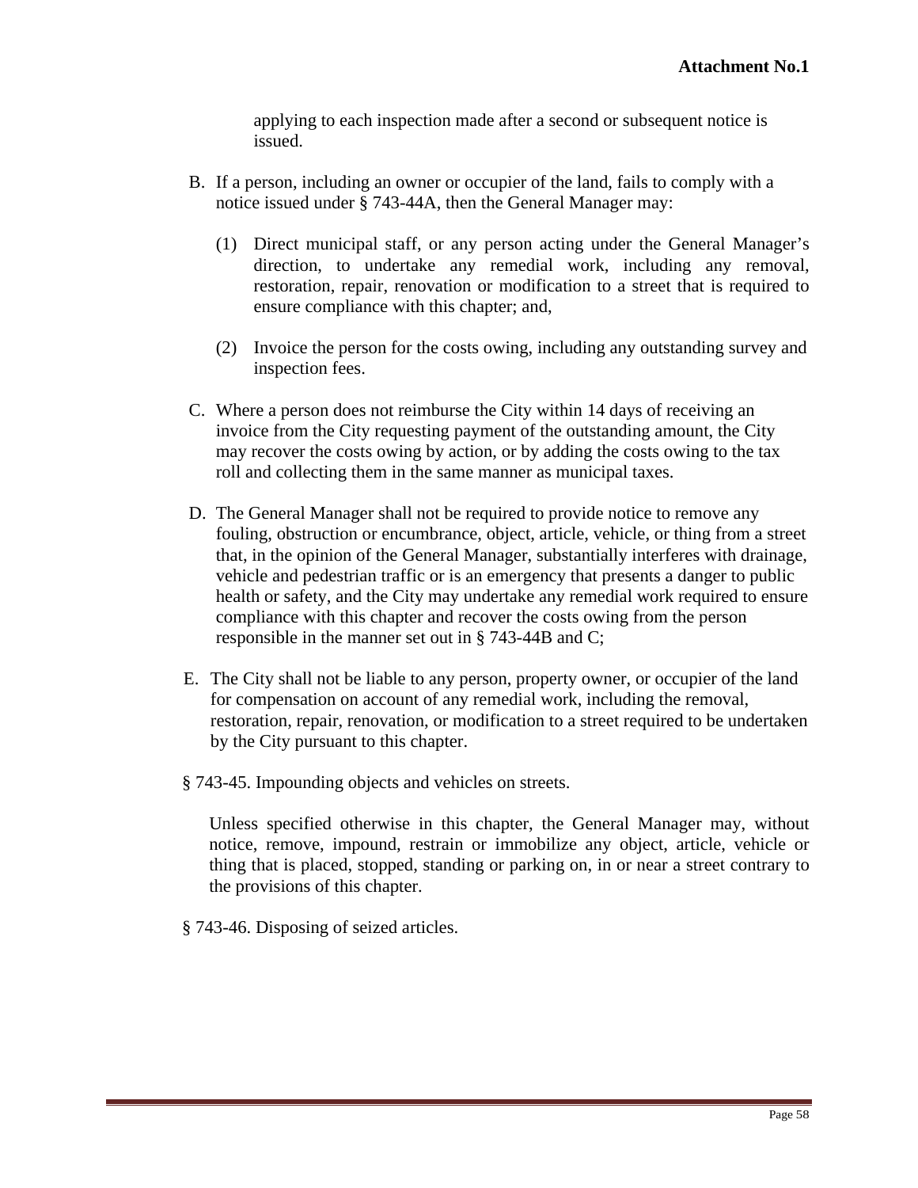applying to each inspection made after a second or subsequent notice is issued.

B. If a person, including an owner or occupier of the land, fails to comply with a notice issued under § 743-44A, then the General Manager may:

   (1) Direct municipal staff, or any person acting under the General Manager's direction, to undertake any remedial work, including any removal, restoration, repair, renovation or modification to a street that is required to ensure compliance with this chapter; and,

   (2) Invoice the person for the costs owing, including any outstanding survey and inspection fees.

C. Where a person does not reimburse the City within 14 days of receiving an invoice from the City requesting payment of the outstanding amount, the City may recover the costs owing by action, or by adding the costs owing to the tax roll and collecting them in the same manner as municipal taxes.

D. The General Manager shall not be required to provide notice to remove any fouling, obstruction or encumbrance, object, article, vehicle, or thing from a street that, in the opinion of the General Manager, substantially interferes with drainage, vehicle and pedestrian traffic or is an emergency that presents a danger to public health or safety, and the City may undertake any remedial work required to ensure compliance with this chapter and recover the costs owing from the person responsible in the manner set out in § 743-44B and C;

E. The City shall not be liable to any person, property owner, or occupier of the land for compensation on account of any remedial work, including the removal, restoration, repair, renovation, or modification to a street required to be undertaken by the City pursuant to this chapter.

§ 743-45. Impounding objects and vehicles on streets.

Unless specified otherwise in this chapter, the General Manager may, without notice, remove, impound, restrain or immobilize any object, article, vehicle or thing that is placed, stopped, standing or parking on, in or near a street contrary to the provisions of this chapter.

§ 743-46. Disposing of seized articles.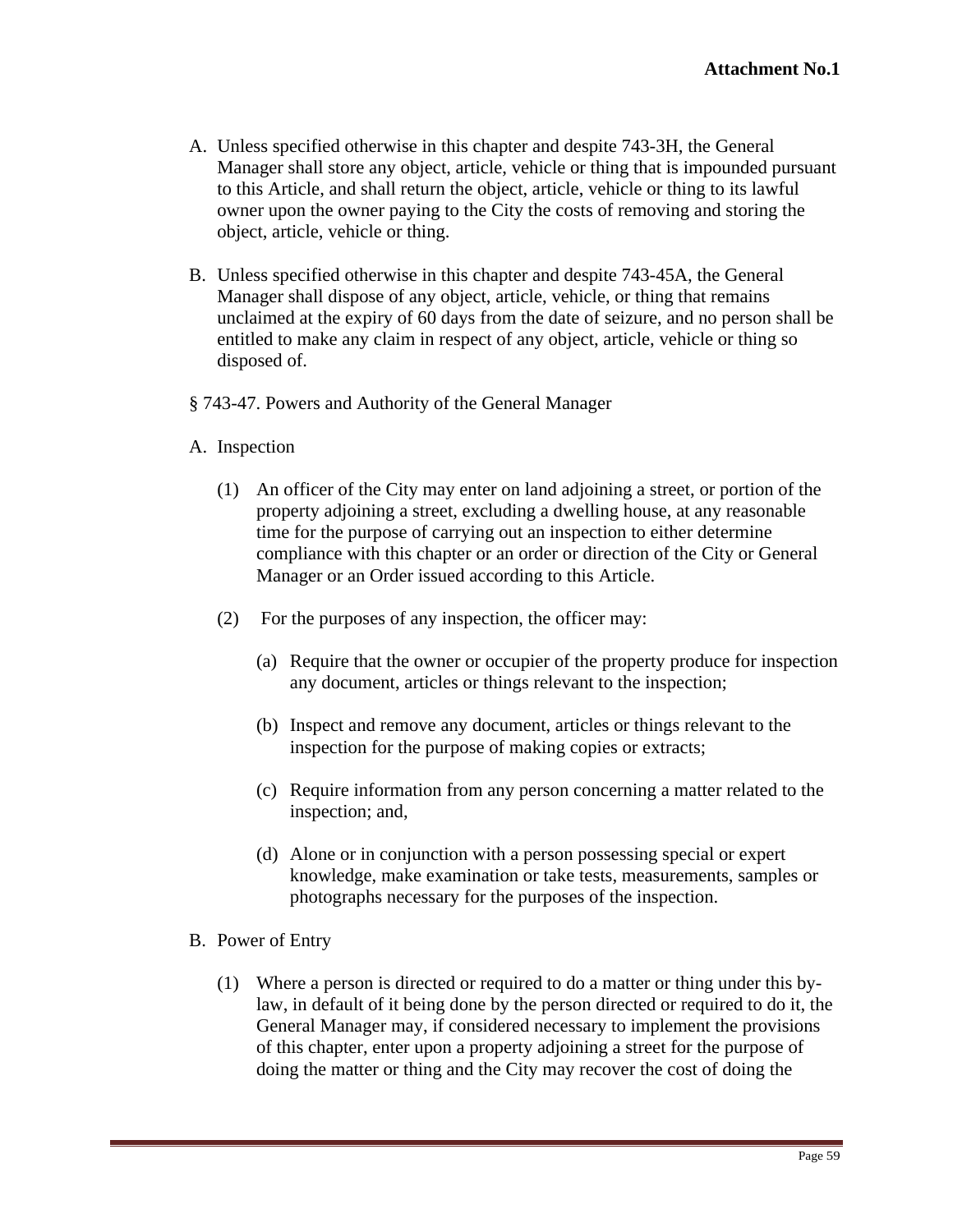A. Unless specified otherwise in this chapter and despite 743-3H, the General Manager shall store any object, article, vehicle or thing that is impounded pursuant to this Article, and shall return the object, article, vehicle or thing to its lawful owner upon the owner paying to the City the costs of removing and storing the object, article, vehicle or thing.

B. Unless specified otherwise in this chapter and despite 743-45A, the General Manager shall dispose of any object, article, vehicle, or thing that remains unclaimed at the expiry of 60 days from the date of seizure, and no person shall be entitled to make any claim in respect of any object, article, vehicle or thing so disposed of.

§ 743-47. Powers and Authority of the General Manager

A. Inspection

   (1) An officer of the City may enter on land adjoining a street, or portion of the property adjoining a street, excluding a dwelling house, at any reasonable time for the purpose of carrying out an inspection to either determine compliance with this chapter or an order or direction of the City or General Manager or an Order issued according to this Article.

   (2) For the purposes of any inspection, the officer may:

      (a) Require that the owner or occupier of the property produce for inspection any document, articles or things relevant to the inspection;

      (b) Inspect and remove any document, articles or things relevant to the inspection for the purpose of making copies or extracts;

      (c) Require information from any person concerning a matter related to the inspection; and,

      (d) Alone or in conjunction with a person possessing special or expert knowledge, make examination or take tests, measurements, samples or photographs necessary for the purposes of the inspection.

B. Power of Entry

   (1) Where a person is directed or required to do a matter or thing under this by-law, in default of it being done by the person directed or required to do it, the General Manager may, if considered necessary to implement the provisions of this chapter, enter upon a property adjoining a street for the purpose of doing the matter or thing and the City may recover the cost of doing the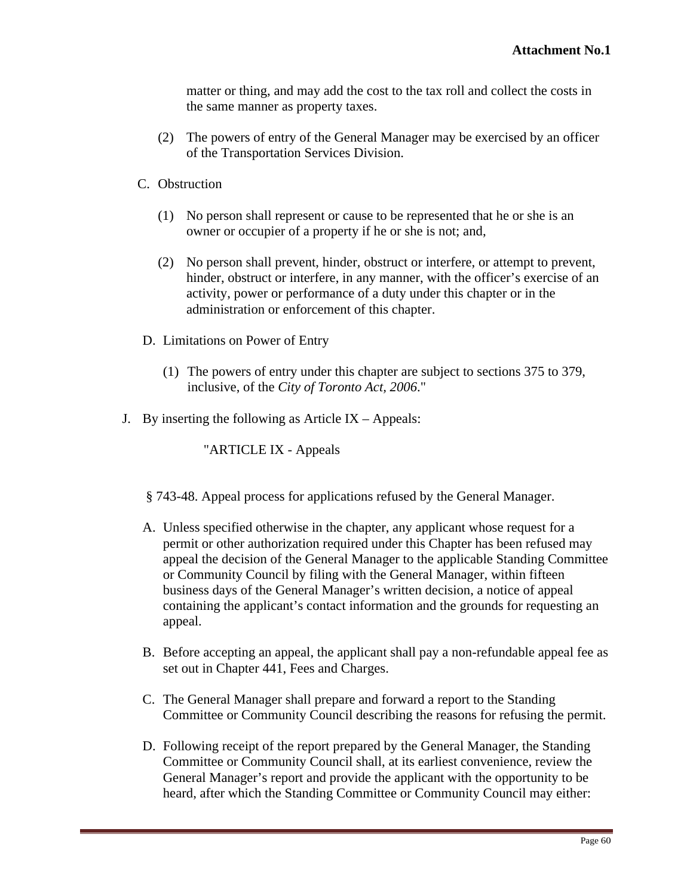matter or thing, and may add the cost to the tax roll and collect the costs in the same manner as property taxes.

(2) The powers of entry of the General Manager may be exercised by an officer of the Transportation Services Division.

C. Obstruction

(1) No person shall represent or cause to be represented that he or she is an owner or occupier of a property if he or she is not; and,

(2) No person shall prevent, hinder, obstruct or interfere, or attempt to prevent, hinder, obstruct or interfere, in any manner, with the officer's exercise of an activity, power or performance of a duty under this chapter or in the administration or enforcement of this chapter.

D. Limitations on Power of Entry

(1) The powers of entry under this chapter are subject to sections 375 to 379, inclusive, of the *City of Toronto Act, 2006*."

J. By inserting the following as Article IX – Appeals:

"ARTICLE IX - Appeals

§ 743-48. Appeal process for applications refused by the General Manager.

A. Unless specified otherwise in the chapter, any applicant whose request for a permit or other authorization required under this Chapter has been refused may appeal the decision of the General Manager to the applicable Standing Committee or Community Council by filing with the General Manager, within fifteen business days of the General Manager's written decision, a notice of appeal containing the applicant's contact information and the grounds for requesting an appeal.

B. Before accepting an appeal, the applicant shall pay a non-refundable appeal fee as set out in Chapter 441, Fees and Charges.

C. The General Manager shall prepare and forward a report to the Standing Committee or Community Council describing the reasons for refusing the permit.

D. Following receipt of the report prepared by the General Manager, the Standing Committee or Community Council shall, at its earliest convenience, review the General Manager's report and provide the applicant with the opportunity to be heard, after which the Standing Committee or Community Council may either: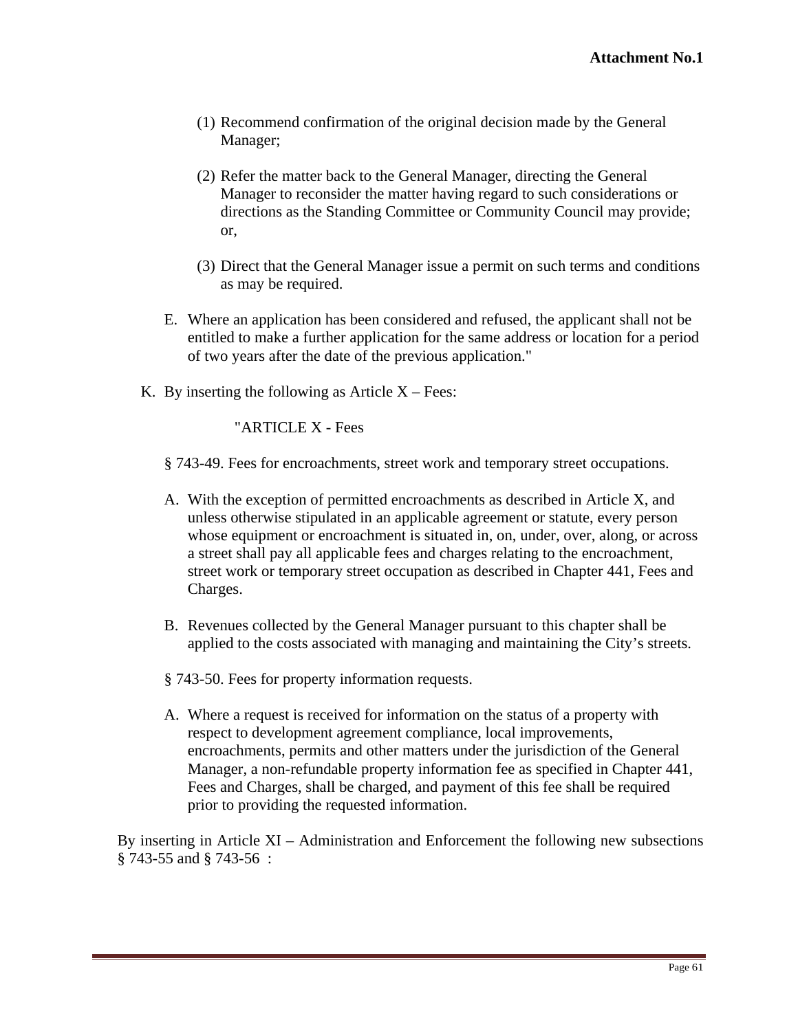(1) Recommend confirmation of the original decision made by the General Manager;

(2) Refer the matter back to the General Manager, directing the General Manager to reconsider the matter having regard to such considerations or directions as the Standing Committee or Community Council may provide; or,

(3) Direct that the General Manager issue a permit on such terms and conditions as may be required.

E. Where an application has been considered and refused, the applicant shall not be entitled to make a further application for the same address or location for a period of two years after the date of the previous application."

K. By inserting the following as Article X – Fees:

"ARTICLE X - Fees

§ 743-49. Fees for encroachments, street work and temporary street occupations.

A. With the exception of permitted encroachments as described in Article X, and unless otherwise stipulated in an applicable agreement or statute, every person whose equipment or encroachment is situated in, on, under, over, along, or across a street shall pay all applicable fees and charges relating to the encroachment, street work or temporary street occupation as described in Chapter 441, Fees and Charges.

B. Revenues collected by the General Manager pursuant to this chapter shall be applied to the costs associated with managing and maintaining the City's streets.

§ 743-50. Fees for property information requests.

A. Where a request is received for information on the status of a property with respect to development agreement compliance, local improvements, encroachments, permits and other matters under the jurisdiction of the General Manager, a non-refundable property information fee as specified in Chapter 441, Fees and Charges, shall be charged, and payment of this fee shall be required prior to providing the requested information.

By inserting in Article XI – Administration and Enforcement the following new subsections § 743-55 and § 743-56 :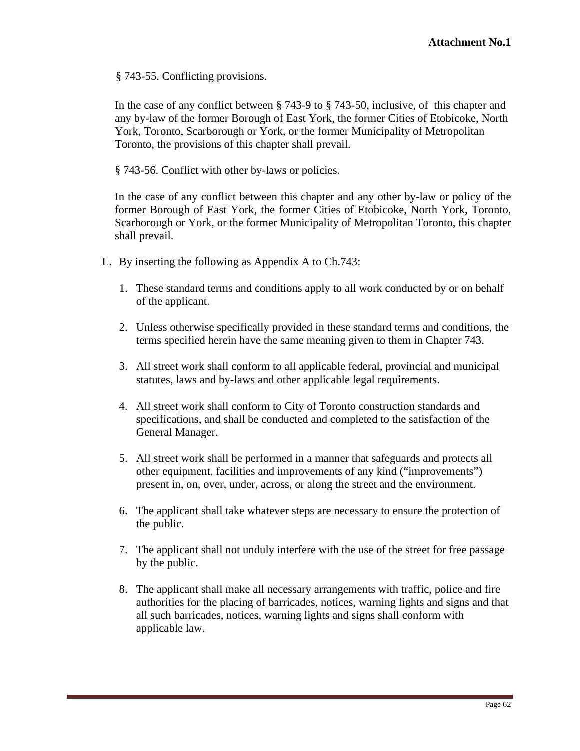**Attachment No.1**

§ 743-55. Conflicting provisions.

In the case of any conflict between § 743-9 to § 743-50, inclusive, of this chapter and any by-law of the former Borough of East York, the former Cities of Etobicoke, North York, Toronto, Scarborough or York, or the former Municipality of Metropolitan Toronto, the provisions of this chapter shall prevail.

§ 743-56. Conflict with other by-laws or policies.

In the case of any conflict between this chapter and any other by-law or policy of the former Borough of East York, the former Cities of Etobicoke, North York, Toronto, Scarborough or York, or the former Municipality of Metropolitan Toronto, this chapter shall prevail.

L. By inserting the following as Appendix A to Ch.743:

1. These standard terms and conditions apply to all work conducted by or on behalf of the applicant.

2. Unless otherwise specifically provided in these standard terms and conditions, the terms specified herein have the same meaning given to them in Chapter 743.

3. All street work shall conform to all applicable federal, provincial and municipal statutes, laws and by-laws and other applicable legal requirements.

4. All street work shall conform to City of Toronto construction standards and specifications, and shall be conducted and completed to the satisfaction of the General Manager.

5. All street work shall be performed in a manner that safeguards and protects all other equipment, facilities and improvements of any kind ("improvements") present in, on, over, under, across, or along the street and the environment.

6. The applicant shall take whatever steps are necessary to ensure the protection of the public.

7. The applicant shall not unduly interfere with the use of the street for free passage by the public.

8. The applicant shall make all necessary arrangements with traffic, police and fire authorities for the placing of barricades, notices, warning lights and signs and that all such barricades, notices, warning lights and signs shall conform with applicable law.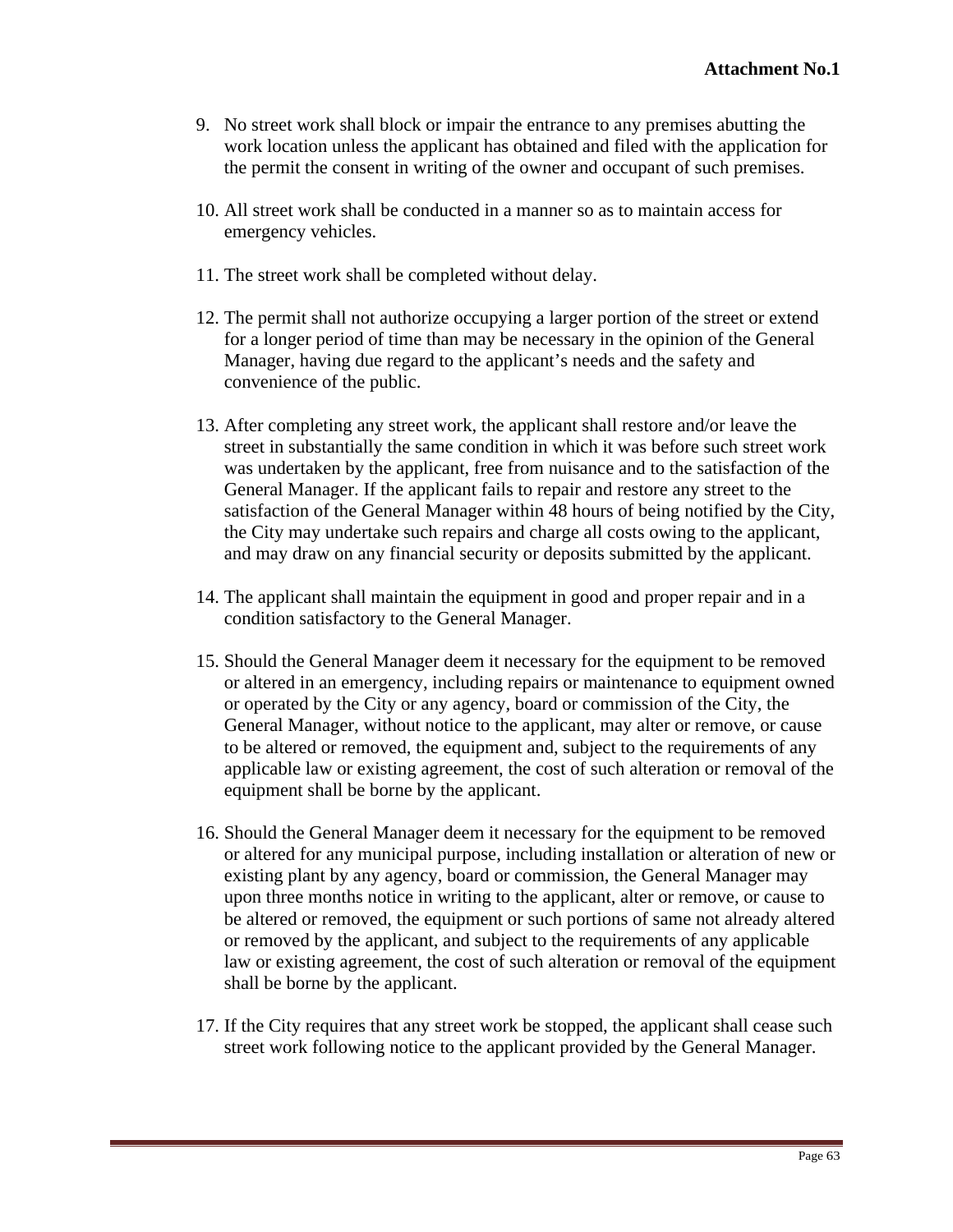**Attachment No.1**

9. No street work shall block or impair the entrance to any premises abutting the work location unless the applicant has obtained and filed with the application for the permit the consent in writing of the owner and occupant of such premises.

10. All street work shall be conducted in a manner so as to maintain access for emergency vehicles.

11. The street work shall be completed without delay.

12. The permit shall not authorize occupying a larger portion of the street or extend for a longer period of time than may be necessary in the opinion of the General Manager, having due regard to the applicant's needs and the safety and convenience of the public.

13. After completing any street work, the applicant shall restore and/or leave the street in substantially the same condition in which it was before such street work was undertaken by the applicant, free from nuisance and to the satisfaction of the General Manager. If the applicant fails to repair and restore any street to the satisfaction of the General Manager within 48 hours of being notified by the City, the City may undertake such repairs and charge all costs owing to the applicant, and may draw on any financial security or deposits submitted by the applicant.

14. The applicant shall maintain the equipment in good and proper repair and in a condition satisfactory to the General Manager.

15. Should the General Manager deem it necessary for the equipment to be removed or altered in an emergency, including repairs or maintenance to equipment owned or operated by the City or any agency, board or commission of the City, the General Manager, without notice to the applicant, may alter or remove, or cause to be altered or removed, the equipment and, subject to the requirements of any applicable law or existing agreement, the cost of such alteration or removal of the equipment shall be borne by the applicant.

16. Should the General Manager deem it necessary for the equipment to be removed or altered for any municipal purpose, including installation or alteration of new or existing plant by any agency, board or commission, the General Manager may upon three months notice in writing to the applicant, alter or remove, or cause to be altered or removed, the equipment or such portions of same not already altered or removed by the applicant, and subject to the requirements of any applicable law or existing agreement, the cost of such alteration or removal of the equipment shall be borne by the applicant.

17. If the City requires that any street work be stopped, the applicant shall cease such street work following notice to the applicant provided by the General Manager.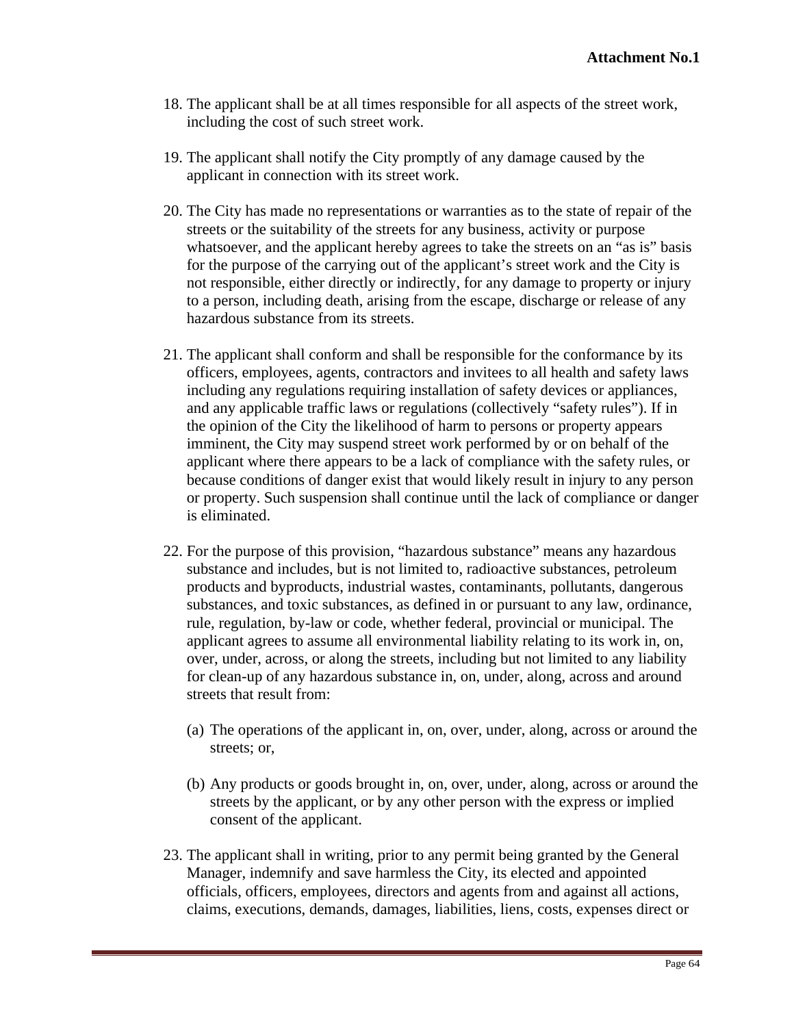**Attachment No.1**

18. The applicant shall be at all times responsible for all aspects of the street work, including the cost of such street work.

19. The applicant shall notify the City promptly of any damage caused by the applicant in connection with its street work.

20. The City has made no representations or warranties as to the state of repair of the streets or the suitability of the streets for any business, activity or purpose whatsoever, and the applicant hereby agrees to take the streets on an "as is" basis for the purpose of the carrying out of the applicant's street work and the City is not responsible, either directly or indirectly, for any damage to property or injury to a person, including death, arising from the escape, discharge or release of any hazardous substance from its streets.

21. The applicant shall conform and shall be responsible for the conformance by its officers, employees, agents, contractors and invitees to all health and safety laws including any regulations requiring installation of safety devices or appliances, and any applicable traffic laws or regulations (collectively "safety rules"). If in the opinion of the City the likelihood of harm to persons or property appears imminent, the City may suspend street work performed by or on behalf of the applicant where there appears to be a lack of compliance with the safety rules, or because conditions of danger exist that would likely result in injury to any person or property. Such suspension shall continue until the lack of compliance or danger is eliminated.

22. For the purpose of this provision, "hazardous substance" means any hazardous substance and includes, but is not limited to, radioactive substances, petroleum products and byproducts, industrial wastes, contaminants, pollutants, dangerous substances, and toxic substances, as defined in or pursuant to any law, ordinance, rule, regulation, by-law or code, whether federal, provincial or municipal. The applicant agrees to assume all environmental liability relating to its work in, on, over, under, across, or along the streets, including but not limited to any liability for clean-up of any hazardous substance in, on, under, along, across and around streets that result from:

    (a) The operations of the applicant in, on, over, under, along, across or around the streets; or,

    (b) Any products or goods brought in, on, over, under, along, across or around the streets by the applicant, or by any other person with the express or implied consent of the applicant.

23. The applicant shall in writing, prior to any permit being granted by the General Manager, indemnify and save harmless the City, its elected and appointed officials, officers, employees, directors and agents from and against all actions, claims, executions, demands, damages, liabilities, liens, costs, expenses direct or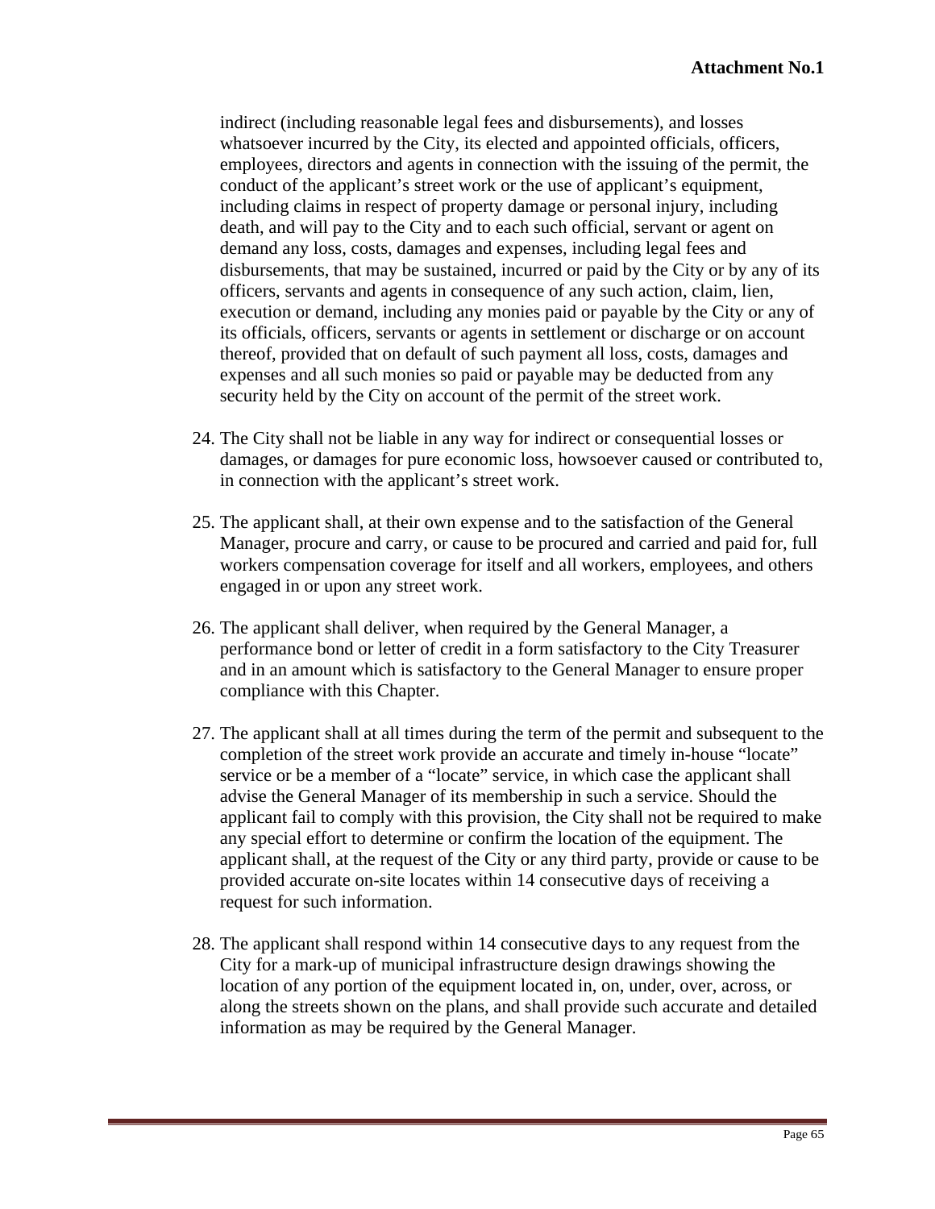indirect (including reasonable legal fees and disbursements), and losses whatsoever incurred by the City, its elected and appointed officials, officers, employees, directors and agents in connection with the issuing of the permit, the conduct of the applicant's street work or the use of applicant's equipment, including claims in respect of property damage or personal injury, including death, and will pay to the City and to each such official, servant or agent on demand any loss, costs, damages and expenses, including legal fees and disbursements, that may be sustained, incurred or paid by the City or by any of its officers, servants and agents in consequence of any such action, claim, lien, execution or demand, including any monies paid or payable by the City or any of its officials, officers, servants or agents in settlement or discharge or on account thereof, provided that on default of such payment all loss, costs, damages and expenses and all such monies so paid or payable may be deducted from any security held by the City on account of the permit of the street work.

24. The City shall not be liable in any way for indirect or consequential losses or damages, or damages for pure economic loss, howsoever caused or contributed to, in connection with the applicant's street work.

25. The applicant shall, at their own expense and to the satisfaction of the General Manager, procure and carry, or cause to be procured and carried and paid for, full workers compensation coverage for itself and all workers, employees, and others engaged in or upon any street work.

26. The applicant shall deliver, when required by the General Manager, a performance bond or letter of credit in a form satisfactory to the City Treasurer and in an amount which is satisfactory to the General Manager to ensure proper compliance with this Chapter.

27. The applicant shall at all times during the term of the permit and subsequent to the completion of the street work provide an accurate and timely in-house "locate" service or be a member of a "locate" service, in which case the applicant shall advise the General Manager of its membership in such a service. Should the applicant fail to comply with this provision, the City shall not be required to make any special effort to determine or confirm the location of the equipment. The applicant shall, at the request of the City or any third party, provide or cause to be provided accurate on-site locates within 14 consecutive days of receiving a request for such information.

28. The applicant shall respond within 14 consecutive days to any request from the City for a mark-up of municipal infrastructure design drawings showing the location of any portion of the equipment located in, on, under, over, across, or along the streets shown on the plans, and shall provide such accurate and detailed information as may be required by the General Manager.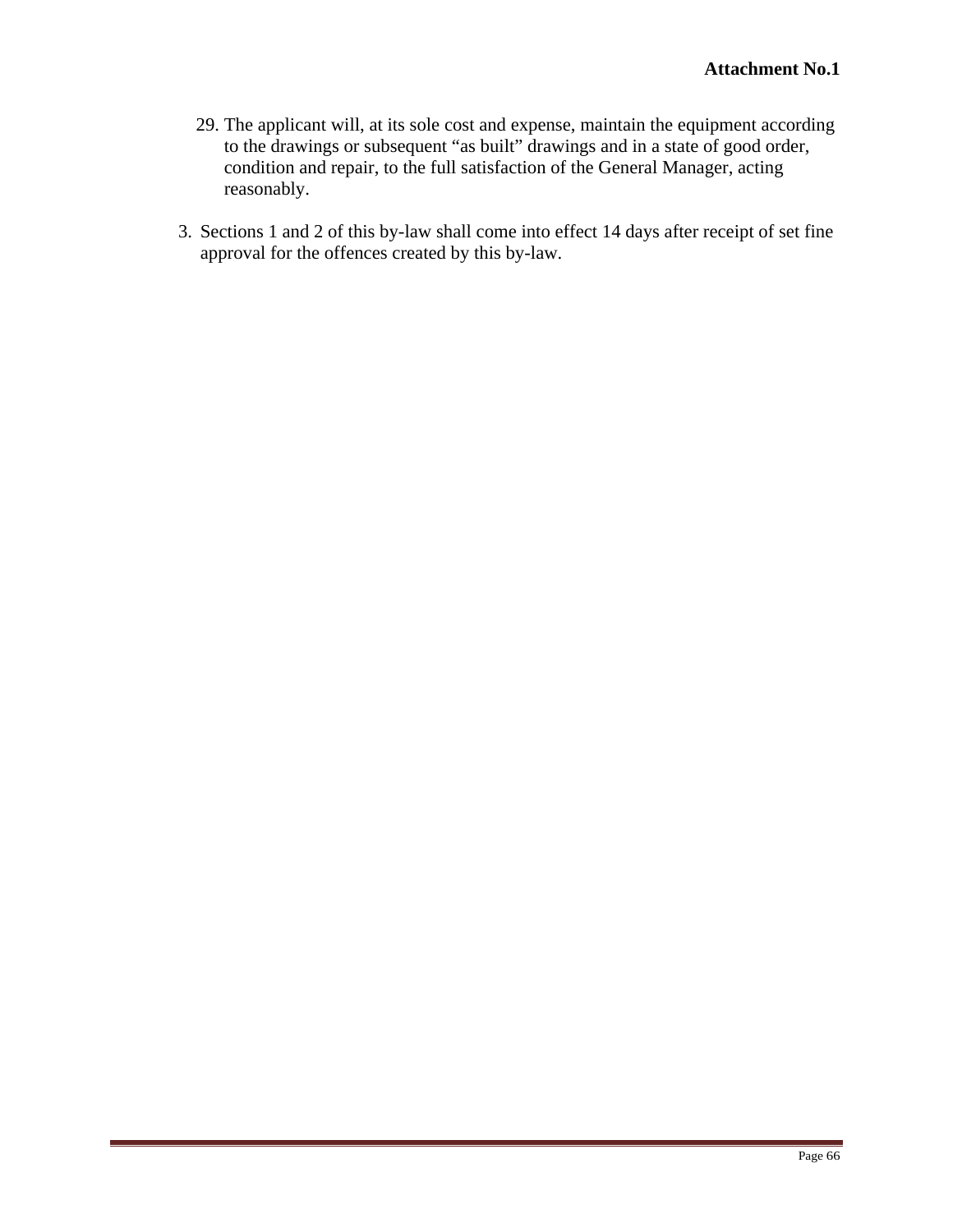29. The applicant will, at its sole cost and expense, maintain the equipment according to the drawings or subsequent "as built" drawings and in a state of good order, condition and repair, to the full satisfaction of the General Manager, acting reasonably.

3. Sections 1 and 2 of this by-law shall come into effect 14 days after receipt of set fine approval for the offences created by this by-law.